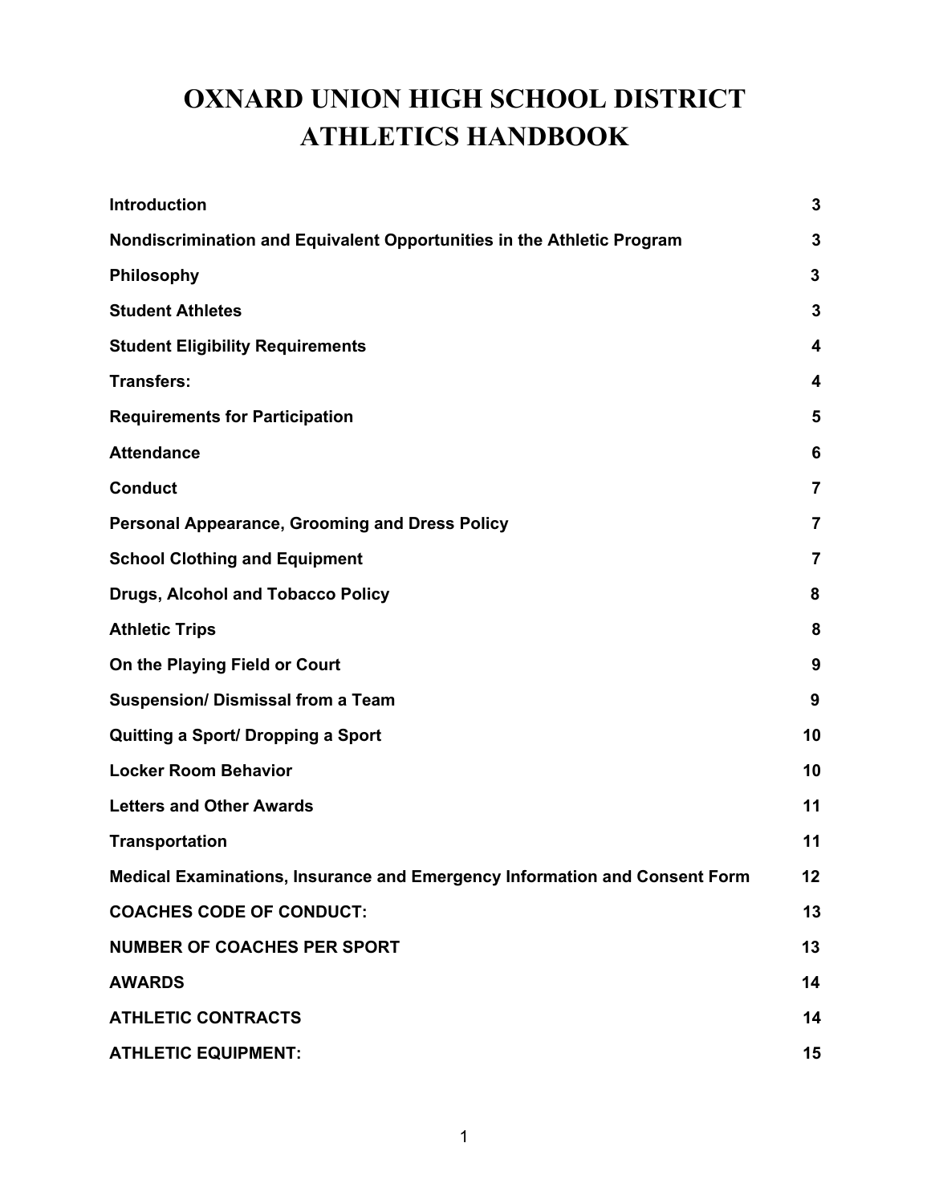# OXNARD UNION HIGH SCHOOL DISTRICT ATHLETICS HANDBOOK

| | |
|---|---|
| **Introduction** | **3** |
| **Nondiscrimination and Equivalent Opportunities in the Athletic Program** | **3** |
| **Philosophy** | **3** |
| **Student Athletes** | **3** |
| **Student Eligibility Requirements** | **4** |
| **Transfers:** | **4** |
| **Requirements for Participation** | **5** |
| **Attendance** | **6** |
| **Conduct** | **7** |
| **Personal Appearance, Grooming and Dress Policy** | **7** |
| **School Clothing and Equipment** | **7** |
| **Drugs, Alcohol and Tobacco Policy** | **8** |
| **Athletic Trips** | **8** |
| **On the Playing Field or Court** | **9** |
| **Suspension/ Dismissal from a Team** | **9** |
| **Quitting a Sport/ Dropping a Sport** | **10** |
| **Locker Room Behavior** | **10** |
| **Letters and Other Awards** | **11** |
| **Transportation** | **11** |
| **Medical Examinations, Insurance and Emergency Information and Consent Form** | **12** |
| **COACHES CODE OF CONDUCT:** | **13** |
| **NUMBER OF COACHES PER SPORT** | **13** |
| **AWARDS** | **14** |
| **ATHLETIC CONTRACTS** | **14** |
| **ATHLETIC EQUIPMENT:** | **15** |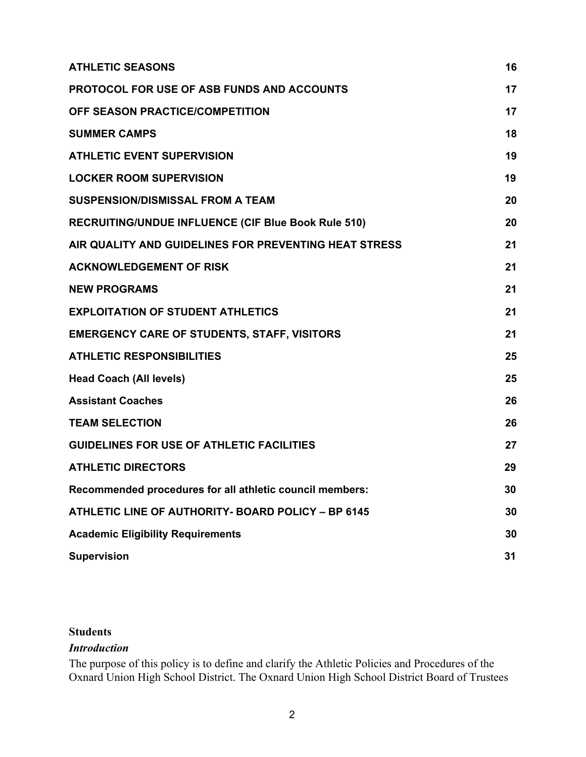| | |
|---|---|
| **ATHLETIC SEASONS** | **16** |
| **PROTOCOL FOR USE OF ASB FUNDS AND ACCOUNTS** | **17** |
| **OFF SEASON PRACTICE/COMPETITION** | **17** |
| **SUMMER CAMPS** | **18** |
| **ATHLETIC EVENT SUPERVISION** | **19** |
| **LOCKER ROOM SUPERVISION** | **19** |
| **SUSPENSION/DISMISSAL FROM A TEAM** | **20** |
| **RECRUITING/UNDUE INFLUENCE (CIF Blue Book Rule 510)** | **20** |
| **AIR QUALITY AND GUIDELINES FOR PREVENTING HEAT STRESS** | **21** |
| **ACKNOWLEDGEMENT OF RISK** | **21** |
| **NEW PROGRAMS** | **21** |
| **EXPLOITATION OF STUDENT ATHLETICS** | **21** |
| **EMERGENCY CARE OF STUDENTS, STAFF, VISITORS** | **21** |
| **ATHLETIC RESPONSIBILITIES** | **25** |
| **Head Coach (All levels)** | **25** |
| **Assistant Coaches** | **26** |
| **TEAM SELECTION** | **26** |
| **GUIDELINES FOR USE OF ATHLETIC FACILITIES** | **27** |
| **ATHLETIC DIRECTORS** | **29** |
| **Recommended procedures for all athletic council members:** | **30** |
| **ATHLETIC LINE OF AUTHORITY- BOARD POLICY – BP 6145** | **30** |
| **Academic Eligibility Requirements** | **30** |
| **Supervision** | **31** |

**Students**

***Introduction***

The purpose of this policy is to define and clarify the Athletic Policies and Procedures of the Oxnard Union High School District. The Oxnard Union High School District Board of Trustees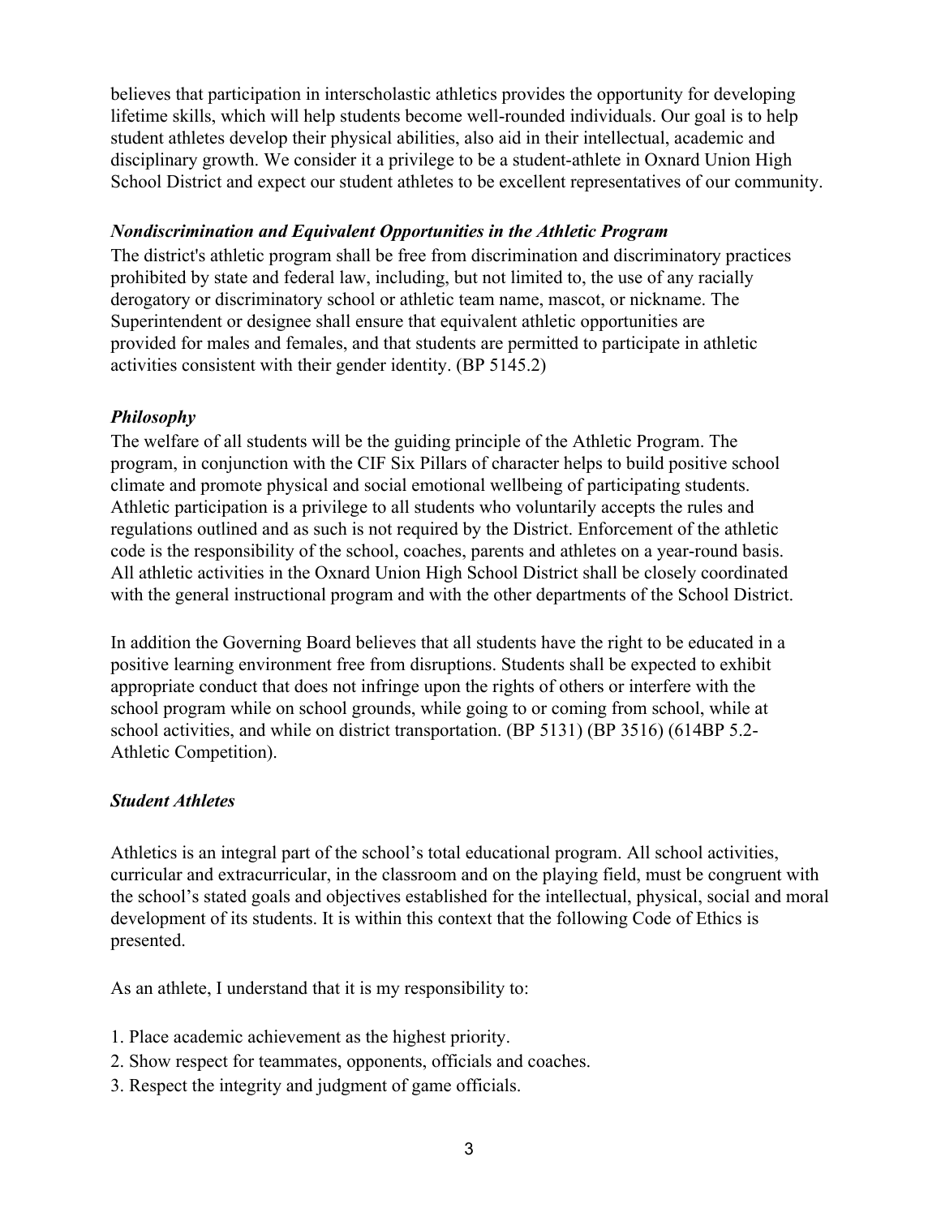believes that participation in interscholastic athletics provides the opportunity for developing lifetime skills, which will help students become well-rounded individuals. Our goal is to help student athletes develop their physical abilities, also aid in their intellectual, academic and disciplinary growth. We consider it a privilege to be a student-athlete in Oxnard Union High School District and expect our student athletes to be excellent representatives of our community.

***Nondiscrimination and Equivalent Opportunities in the Athletic Program***

The district's athletic program shall be free from discrimination and discriminatory practices prohibited by state and federal law, including, but not limited to, the use of any racially derogatory or discriminatory school or athletic team name, mascot, or nickname. The Superintendent or designee shall ensure that equivalent athletic opportunities are provided for males and females, and that students are permitted to participate in athletic activities consistent with their gender identity. (BP 5145.2)

***Philosophy***

The welfare of all students will be the guiding principle of the Athletic Program. The program, in conjunction with the CIF Six Pillars of character helps to build positive school climate and promote physical and social emotional wellbeing of participating students. Athletic participation is a privilege to all students who voluntarily accepts the rules and regulations outlined and as such is not required by the District. Enforcement of the athletic code is the responsibility of the school, coaches, parents and athletes on a year-round basis. All athletic activities in the Oxnard Union High School District shall be closely coordinated with the general instructional program and with the other departments of the School District.

In addition the Governing Board believes that all students have the right to be educated in a positive learning environment free from disruptions. Students shall be expected to exhibit appropriate conduct that does not infringe upon the rights of others or interfere with the school program while on school grounds, while going to or coming from school, while at school activities, and while on district transportation. (BP 5131) (BP 3516) (614BP 5.2- Athletic Competition).

***Student Athletes***

Athletics is an integral part of the school's total educational program. All school activities, curricular and extracurricular, in the classroom and on the playing field, must be congruent with the school's stated goals and objectives established for the intellectual, physical, social and moral development of its students. It is within this context that the following Code of Ethics is presented.

As an athlete, I understand that it is my responsibility to:

1. Place academic achievement as the highest priority.
2. Show respect for teammates, opponents, officials and coaches.
3. Respect the integrity and judgment of game officials.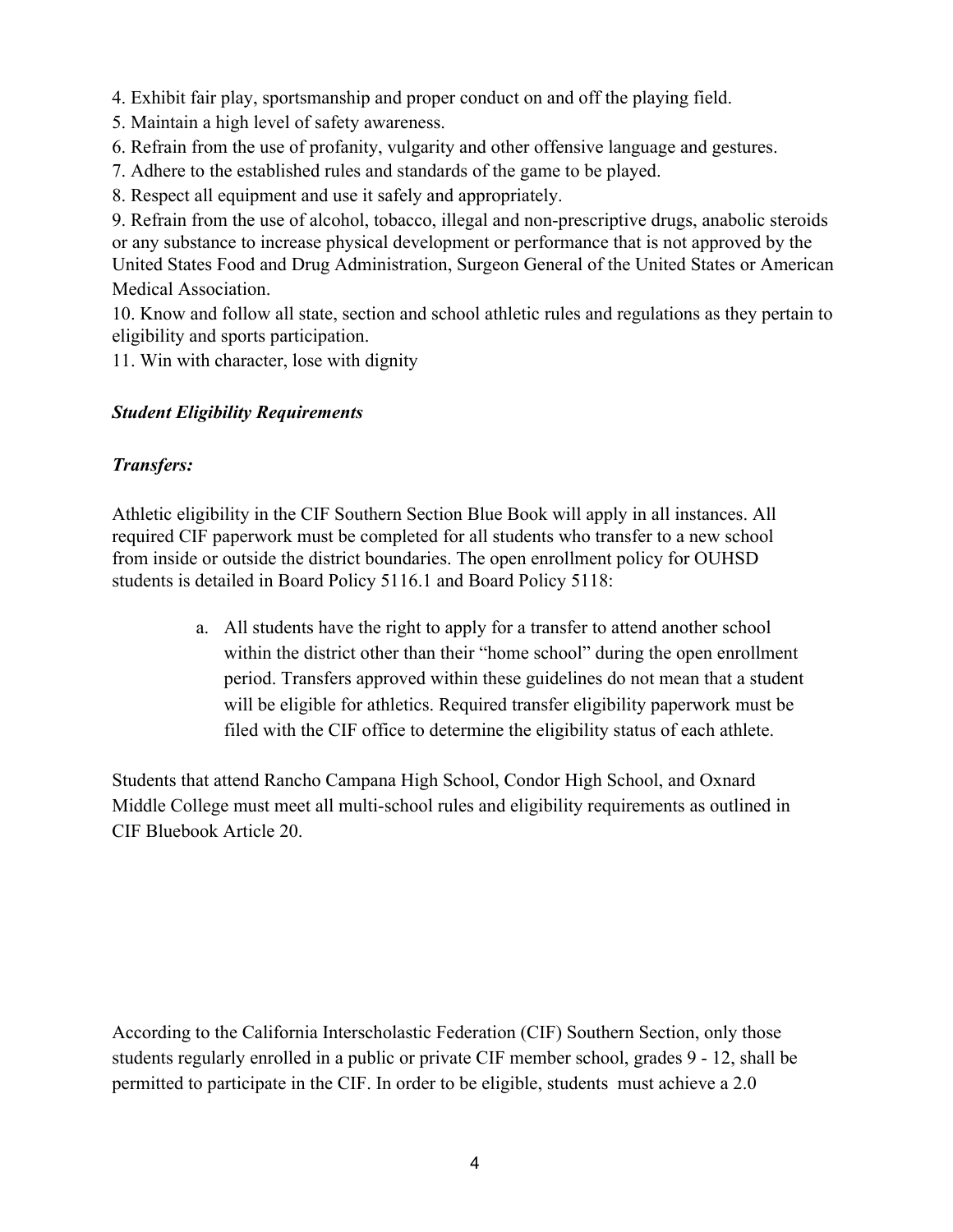4. Exhibit fair play, sportsmanship and proper conduct on and off the playing field.
5. Maintain a high level of safety awareness.
6. Refrain from the use of profanity, vulgarity and other offensive language and gestures.
7. Adhere to the established rules and standards of the game to be played.
8. Respect all equipment and use it safely and appropriately.
9. Refrain from the use of alcohol, tobacco, illegal and non-prescriptive drugs, anabolic steroids or any substance to increase physical development or performance that is not approved by the United States Food and Drug Administration, Surgeon General of the United States or American Medical Association.
10. Know and follow all state, section and school athletic rules and regulations as they pertain to eligibility and sports participation.
11. Win with character, lose with dignity

***Student Eligibility Requirements***

***Transfers:***

Athletic eligibility in the CIF Southern Section Blue Book will apply in all instances. All required CIF paperwork must be completed for all students who transfer to a new school from inside or outside the district boundaries. The open enrollment policy for OUHSD students is detailed in Board Policy 5116.1 and Board Policy 5118:

a. All students have the right to apply for a transfer to attend another school within the district other than their "home school" during the open enrollment period. Transfers approved within these guidelines do not mean that a student will be eligible for athletics. Required transfer eligibility paperwork must be filed with the CIF office to determine the eligibility status of each athlete.

Students that attend Rancho Campana High School, Condor High School, and Oxnard Middle College must meet all multi-school rules and eligibility requirements as outlined in CIF Bluebook Article 20.

According to the California Interscholastic Federation (CIF) Southern Section, only those students regularly enrolled in a public or private CIF member school, grades 9 - 12, shall be permitted to participate in the CIF. In order to be eligible, students must achieve a 2.0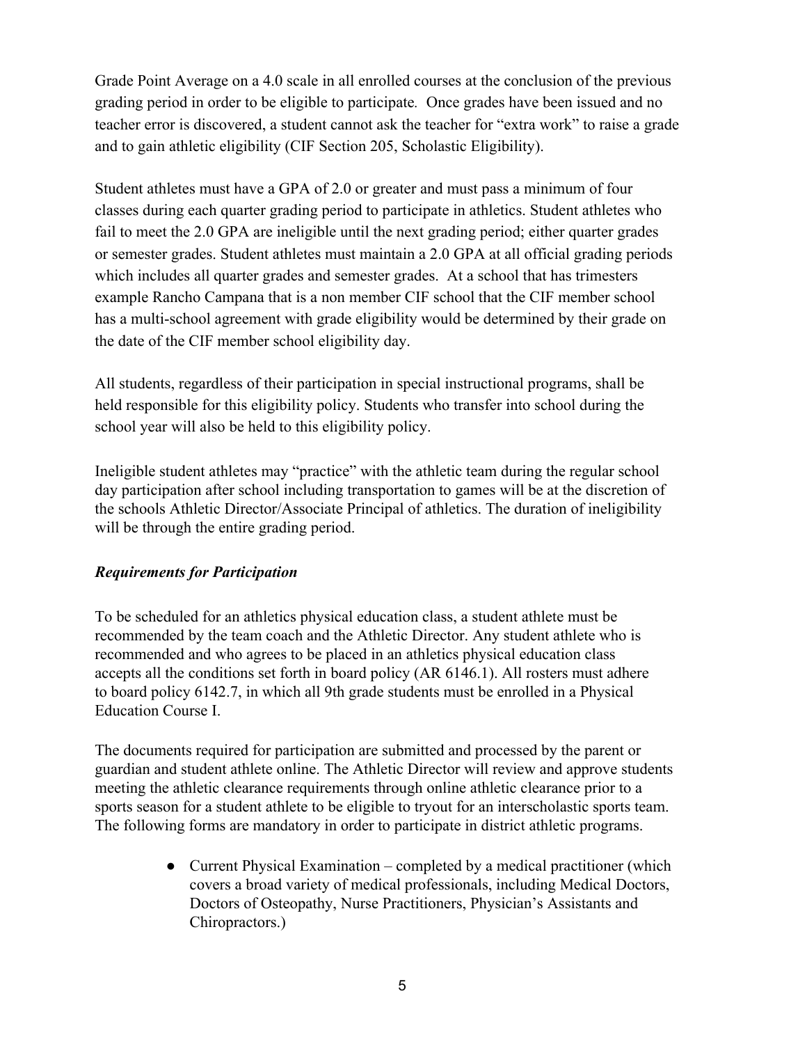Grade Point Average on a 4.0 scale in all enrolled courses at the conclusion of the previous grading period in order to be eligible to participate. Once grades have been issued and no teacher error is discovered, a student cannot ask the teacher for "extra work" to raise a grade and to gain athletic eligibility (CIF Section 205, Scholastic Eligibility).

Student athletes must have a GPA of 2.0 or greater and must pass a minimum of four classes during each quarter grading period to participate in athletics. Student athletes who fail to meet the 2.0 GPA are ineligible until the next grading period; either quarter grades or semester grades. Student athletes must maintain a 2.0 GPA at all official grading periods which includes all quarter grades and semester grades. At a school that has trimesters example Rancho Campana that is a non member CIF school that the CIF member school has a multi-school agreement with grade eligibility would be determined by their grade on the date of the CIF member school eligibility day.

All students, regardless of their participation in special instructional programs, shall be held responsible for this eligibility policy. Students who transfer into school during the school year will also be held to this eligibility policy.

Ineligible student athletes may "practice" with the athletic team during the regular school day participation after school including transportation to games will be at the discretion of the schools Athletic Director/Associate Principal of athletics. The duration of ineligibility will be through the entire grading period.

***Requirements for Participation***

To be scheduled for an athletics physical education class, a student athlete must be recommended by the team coach and the Athletic Director. Any student athlete who is recommended and who agrees to be placed in an athletics physical education class accepts all the conditions set forth in board policy (AR 6146.1). All rosters must adhere to board policy 6142.7, in which all 9th grade students must be enrolled in a Physical Education Course I.

The documents required for participation are submitted and processed by the parent or guardian and student athlete online. The Athletic Director will review and approve students meeting the athletic clearance requirements through online athletic clearance prior to a sports season for a student athlete to be eligible to tryout for an interscholastic sports team. The following forms are mandatory in order to participate in district athletic programs.

- Current Physical Examination – completed by a medical practitioner (which covers a broad variety of medical professionals, including Medical Doctors, Doctors of Osteopathy, Nurse Practitioners, Physician's Assistants and Chiropractors.)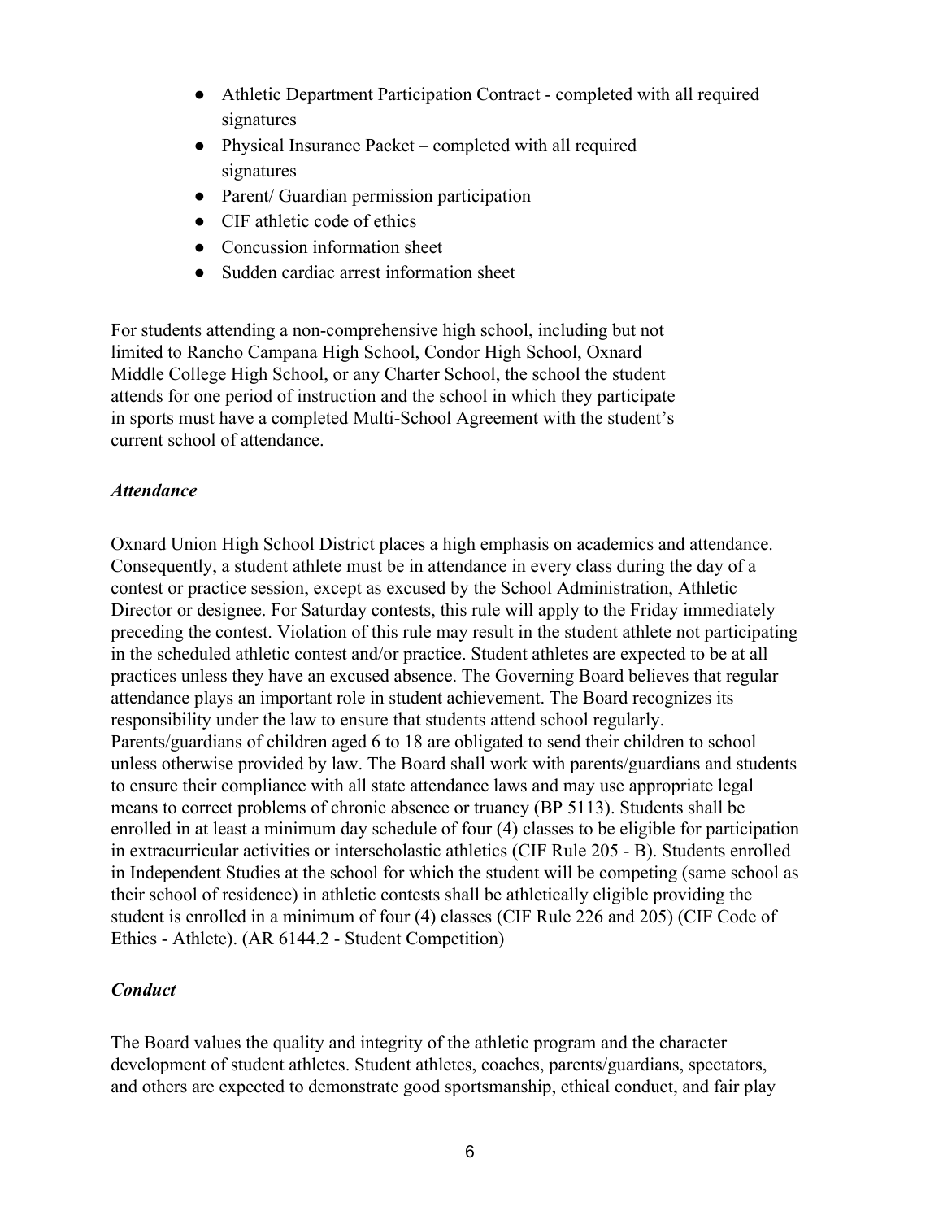- Athletic Department Participation Contract - completed with all required signatures
- Physical Insurance Packet – completed with all required signatures
- Parent/ Guardian permission participation
- CIF athletic code of ethics
- Concussion information sheet
- Sudden cardiac arrest information sheet

For students attending a non-comprehensive high school, including but not limited to Rancho Campana High School, Condor High School, Oxnard Middle College High School, or any Charter School, the school the student attends for one period of instruction and the school in which they participate in sports must have a completed Multi-School Agreement with the student's current school of attendance.

### *Attendance*

Oxnard Union High School District places a high emphasis on academics and attendance. Consequently, a student athlete must be in attendance in every class during the day of a contest or practice session, except as excused by the School Administration, Athletic Director or designee. For Saturday contests, this rule will apply to the Friday immediately preceding the contest. Violation of this rule may result in the student athlete not participating in the scheduled athletic contest and/or practice. Student athletes are expected to be at all practices unless they have an excused absence. The Governing Board believes that regular attendance plays an important role in student achievement. The Board recognizes its responsibility under the law to ensure that students attend school regularly. Parents/guardians of children aged 6 to 18 are obligated to send their children to school unless otherwise provided by law. The Board shall work with parents/guardians and students to ensure their compliance with all state attendance laws and may use appropriate legal means to correct problems of chronic absence or truancy (BP 5113). Students shall be enrolled in at least a minimum day schedule of four (4) classes to be eligible for participation in extracurricular activities or interscholastic athletics (CIF Rule 205 - B). Students enrolled in Independent Studies at the school for which the student will be competing (same school as their school of residence) in athletic contests shall be athletically eligible providing the student is enrolled in a minimum of four (4) classes (CIF Rule 226 and 205) (CIF Code of Ethics - Athlete). (AR 6144.2 - Student Competition)

### *Conduct*

The Board values the quality and integrity of the athletic program and the character development of student athletes. Student athletes, coaches, parents/guardians, spectators, and others are expected to demonstrate good sportsmanship, ethical conduct, and fair play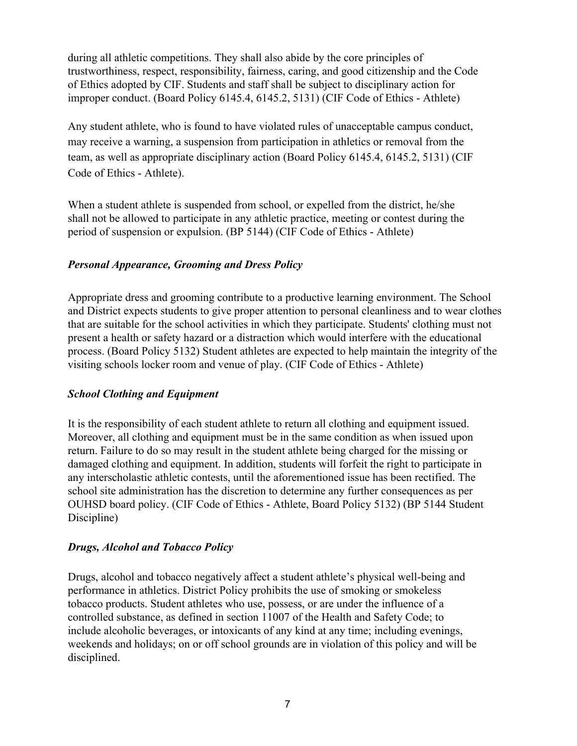during all athletic competitions. They shall also abide by the core principles of trustworthiness, respect, responsibility, fairness, caring, and good citizenship and the Code of Ethics adopted by CIF. Students and staff shall be subject to disciplinary action for improper conduct. (Board Policy 6145.4, 6145.2, 5131) (CIF Code of Ethics - Athlete)

Any student athlete, who is found to have violated rules of unacceptable campus conduct, may receive a warning, a suspension from participation in athletics or removal from the team, as well as appropriate disciplinary action (Board Policy 6145.4, 6145.2, 5131) (CIF Code of Ethics - Athlete).

When a student athlete is suspended from school, or expelled from the district, he/she shall not be allowed to participate in any athletic practice, meeting or contest during the period of suspension or expulsion. (BP 5144) (CIF Code of Ethics - Athlete)

### *Personal Appearance, Grooming and Dress Policy*

Appropriate dress and grooming contribute to a productive learning environment. The School and District expects students to give proper attention to personal cleanliness and to wear clothes that are suitable for the school activities in which they participate. Students' clothing must not present a health or safety hazard or a distraction which would interfere with the educational process. (Board Policy 5132) Student athletes are expected to help maintain the integrity of the visiting schools locker room and venue of play. (CIF Code of Ethics - Athlete)

### *School Clothing and Equipment*

It is the responsibility of each student athlete to return all clothing and equipment issued. Moreover, all clothing and equipment must be in the same condition as when issued upon return. Failure to do so may result in the student athlete being charged for the missing or damaged clothing and equipment. In addition, students will forfeit the right to participate in any interscholastic athletic contests, until the aforementioned issue has been rectified. The school site administration has the discretion to determine any further consequences as per OUHSD board policy. (CIF Code of Ethics - Athlete, Board Policy 5132) (BP 5144 Student Discipline)

### *Drugs, Alcohol and Tobacco Policy*

Drugs, alcohol and tobacco negatively affect a student athlete's physical well-being and performance in athletics. District Policy prohibits the use of smoking or smokeless tobacco products. Student athletes who use, possess, or are under the influence of a controlled substance, as defined in section 11007 of the Health and Safety Code; to include alcoholic beverages, or intoxicants of any kind at any time; including evenings, weekends and holidays; on or off school grounds are in violation of this policy and will be disciplined.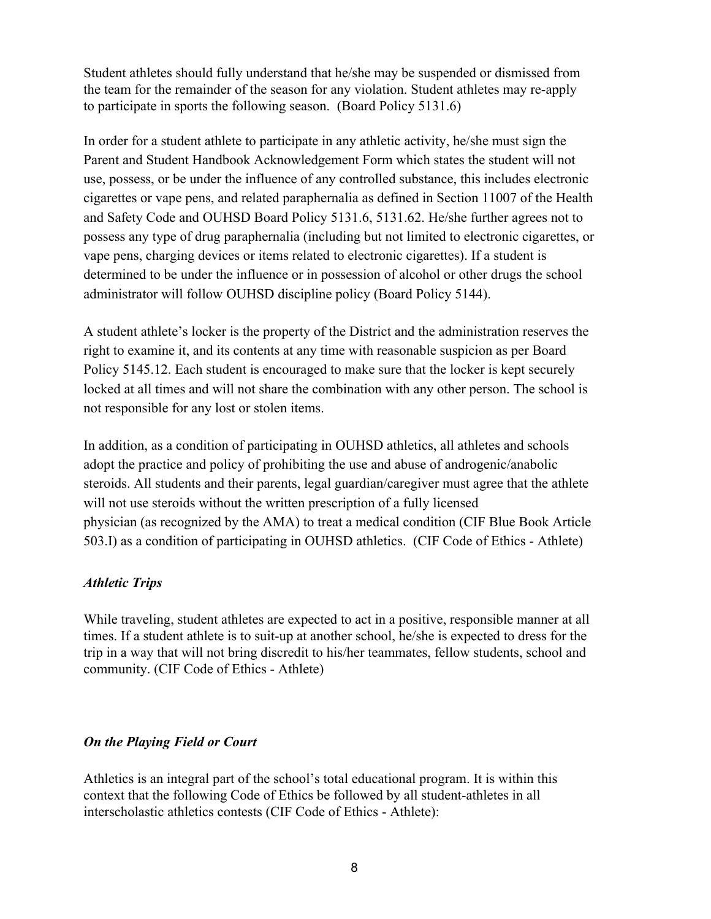Student athletes should fully understand that he/she may be suspended or dismissed from the team for the remainder of the season for any violation. Student athletes may re-apply to participate in sports the following season. (Board Policy 5131.6)

In order for a student athlete to participate in any athletic activity, he/she must sign the Parent and Student Handbook Acknowledgement Form which states the student will not use, possess, or be under the influence of any controlled substance, this includes electronic cigarettes or vape pens, and related paraphernalia as defined in Section 11007 of the Health and Safety Code and OUHSD Board Policy 5131.6, 5131.62. He/she further agrees not to possess any type of drug paraphernalia (including but not limited to electronic cigarettes, or vape pens, charging devices or items related to electronic cigarettes). If a student is determined to be under the influence or in possession of alcohol or other drugs the school administrator will follow OUHSD discipline policy (Board Policy 5144).

A student athlete's locker is the property of the District and the administration reserves the right to examine it, and its contents at any time with reasonable suspicion as per Board Policy 5145.12. Each student is encouraged to make sure that the locker is kept securely locked at all times and will not share the combination with any other person. The school is not responsible for any lost or stolen items.

In addition, as a condition of participating in OUHSD athletics, all athletes and schools adopt the practice and policy of prohibiting the use and abuse of androgenic/anabolic steroids. All students and their parents, legal guardian/caregiver must agree that the athlete will not use steroids without the written prescription of a fully licensed physician (as recognized by the AMA) to treat a medical condition (CIF Blue Book Article 503.I) as a condition of participating in OUHSD athletics. (CIF Code of Ethics - Athlete)

***Athletic Trips***

While traveling, student athletes are expected to act in a positive, responsible manner at all times. If a student athlete is to suit-up at another school, he/she is expected to dress for the trip in a way that will not bring discredit to his/her teammates, fellow students, school and community. (CIF Code of Ethics - Athlete)

***On the Playing Field or Court***

Athletics is an integral part of the school's total educational program. It is within this context that the following Code of Ethics be followed by all student-athletes in all interscholastic athletics contests (CIF Code of Ethics - Athlete):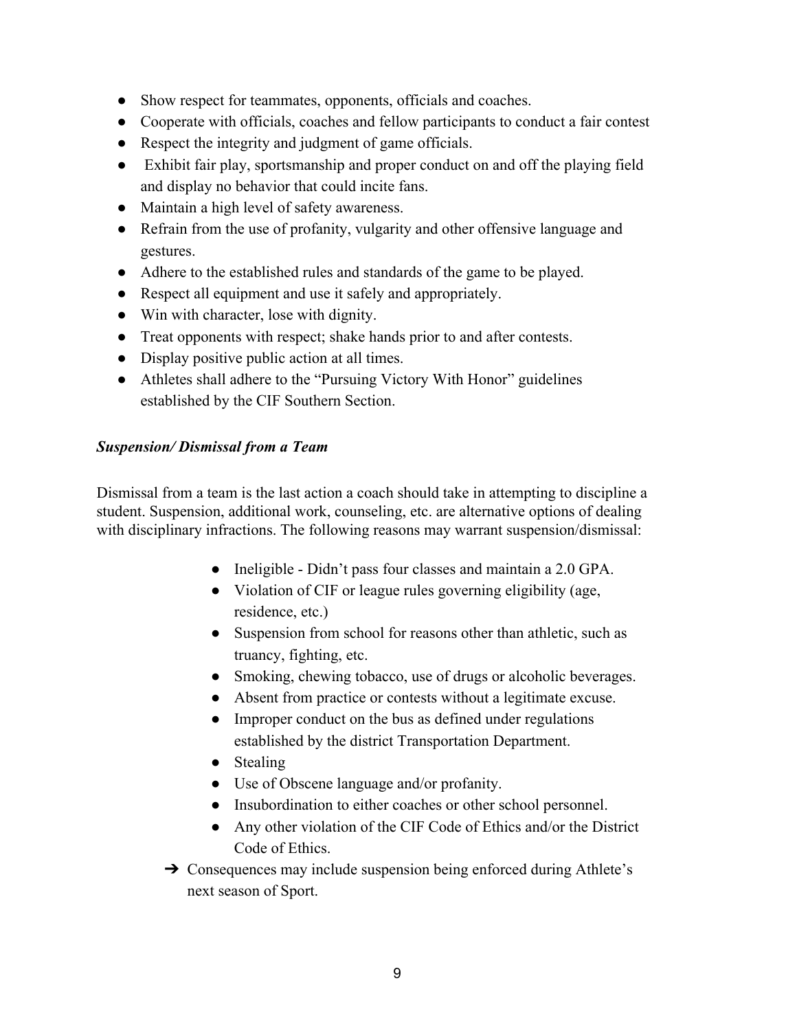- Show respect for teammates, opponents, officials and coaches.
- Cooperate with officials, coaches and fellow participants to conduct a fair contest
- Respect the integrity and judgment of game officials.
- Exhibit fair play, sportsmanship and proper conduct on and off the playing field and display no behavior that could incite fans.
- Maintain a high level of safety awareness.
- Refrain from the use of profanity, vulgarity and other offensive language and gestures.
- Adhere to the established rules and standards of the game to be played.
- Respect all equipment and use it safely and appropriately.
- Win with character, lose with dignity.
- Treat opponents with respect; shake hands prior to and after contests.
- Display positive public action at all times.
- Athletes shall adhere to the "Pursuing Victory With Honor" guidelines established by the CIF Southern Section.

***Suspension/ Dismissal from a Team***

Dismissal from a team is the last action a coach should take in attempting to discipline a student. Suspension, additional work, counseling, etc. are alternative options of dealing with disciplinary infractions. The following reasons may warrant suspension/dismissal:

- Ineligible - Didn't pass four classes and maintain a 2.0 GPA.
- Violation of CIF or league rules governing eligibility (age, residence, etc.)
- Suspension from school for reasons other than athletic, such as truancy, fighting, etc.
- Smoking, chewing tobacco, use of drugs or alcoholic beverages.
- Absent from practice or contests without a legitimate excuse.
- Improper conduct on the bus as defined under regulations established by the district Transportation Department.
- Stealing
- Use of Obscene language and/or profanity.
- Insubordination to either coaches or other school personnel.
- Any other violation of the CIF Code of Ethics and/or the District Code of Ethics.

➔ Consequences may include suspension being enforced during Athlete's next season of Sport.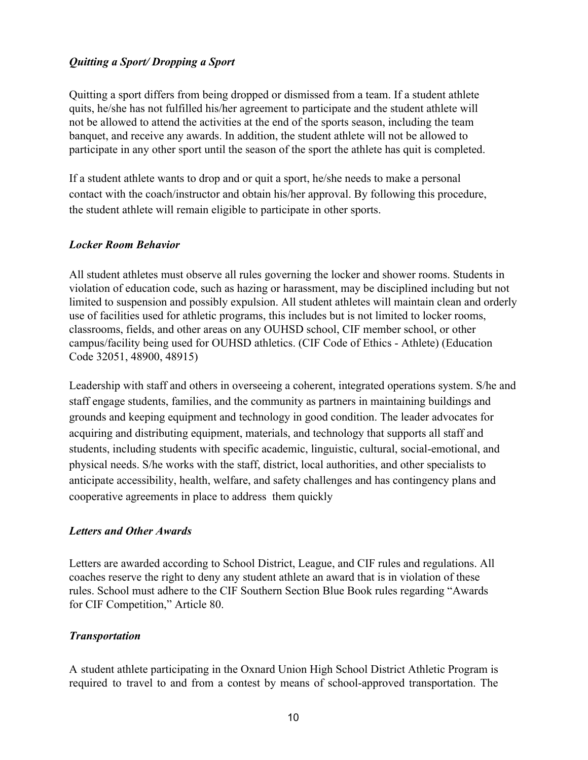***Quitting a Sport/ Dropping a Sport***

Quitting a sport differs from being dropped or dismissed from a team. If a student athlete quits, he/she has not fulfilled his/her agreement to participate and the student athlete will not be allowed to attend the activities at the end of the sports season, including the team banquet, and receive any awards. In addition, the student athlete will not be allowed to participate in any other sport until the season of the sport the athlete has quit is completed.

If a student athlete wants to drop and or quit a sport, he/she needs to make a personal contact with the coach/instructor and obtain his/her approval. By following this procedure, the student athlete will remain eligible to participate in other sports.

***Locker Room Behavior***

All student athletes must observe all rules governing the locker and shower rooms. Students in violation of education code, such as hazing or harassment, may be disciplined including but not limited to suspension and possibly expulsion. All student athletes will maintain clean and orderly use of facilities used for athletic programs, this includes but is not limited to locker rooms, classrooms, fields, and other areas on any OUHSD school, CIF member school, or other campus/facility being used for OUHSD athletics. (CIF Code of Ethics - Athlete) (Education Code 32051, 48900, 48915)

Leadership with staff and others in overseeing a coherent, integrated operations system. S/he and staff engage students, families, and the community as partners in maintaining buildings and grounds and keeping equipment and technology in good condition. The leader advocates for acquiring and distributing equipment, materials, and technology that supports all staff and students, including students with specific academic, linguistic, cultural, social-emotional, and physical needs. S/he works with the staff, district, local authorities, and other specialists to anticipate accessibility, health, welfare, and safety challenges and has contingency plans and cooperative agreements in place to address them quickly

***Letters and Other Awards***

Letters are awarded according to School District, League, and CIF rules and regulations. All coaches reserve the right to deny any student athlete an award that is in violation of these rules. School must adhere to the CIF Southern Section Blue Book rules regarding "Awards for CIF Competition," Article 80.

***Transportation***

A student athlete participating in the Oxnard Union High School District Athletic Program is required to travel to and from a contest by means of school-approved transportation. The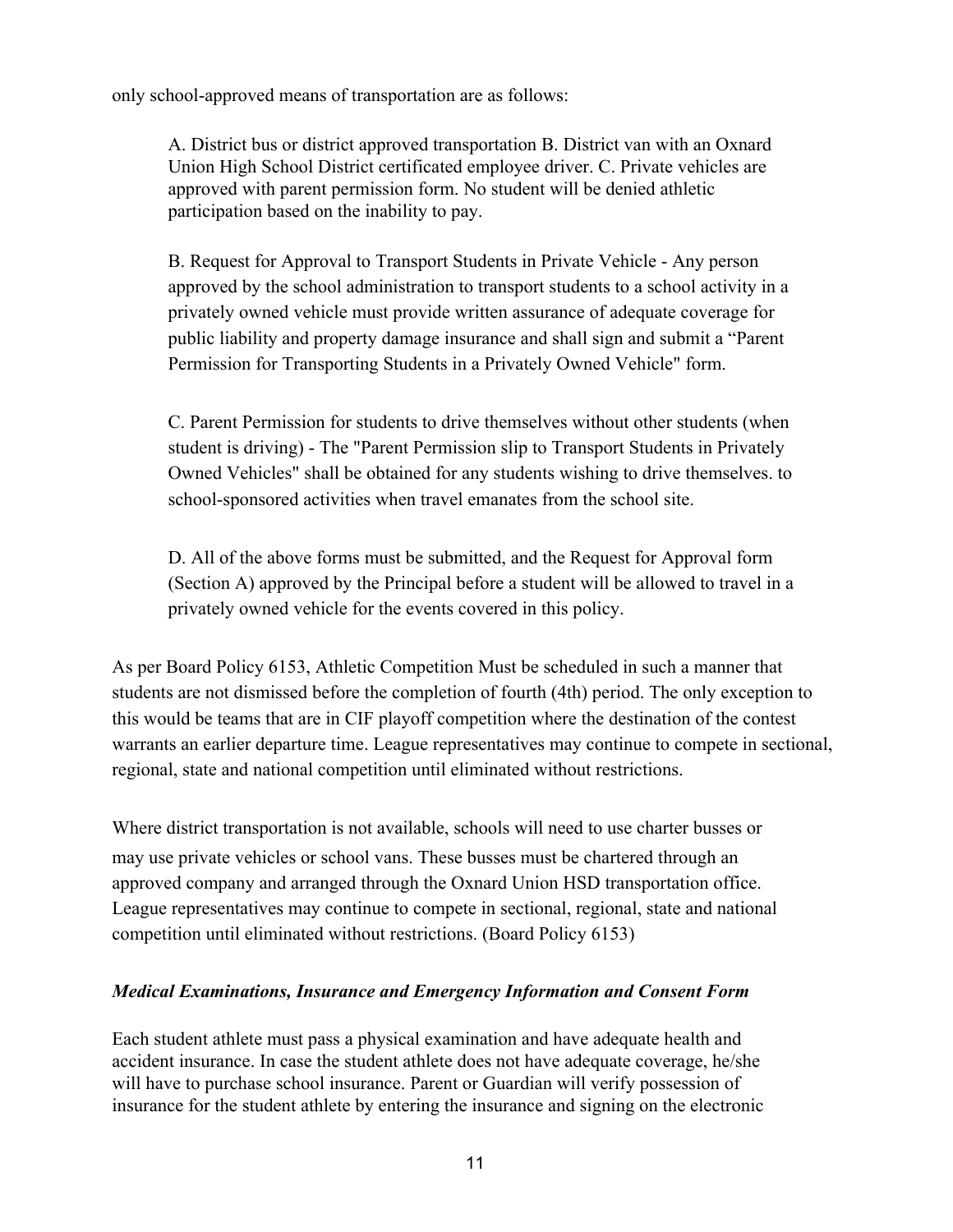only school-approved means of transportation are as follows:

> A. District bus or district approved transportation B. District van with an Oxnard Union High School District certificated employee driver. C. Private vehicles are approved with parent permission form. No student will be denied athletic participation based on the inability to pay.
>
> B. Request for Approval to Transport Students in Private Vehicle - Any person approved by the school administration to transport students to a school activity in a privately owned vehicle must provide written assurance of adequate coverage for public liability and property damage insurance and shall sign and submit a "Parent Permission for Transporting Students in a Privately Owned Vehicle" form.
>
> C. Parent Permission for students to drive themselves without other students (when student is driving) - The "Parent Permission slip to Transport Students in Privately Owned Vehicles" shall be obtained for any students wishing to drive themselves. to school-sponsored activities when travel emanates from the school site.
>
> D. All of the above forms must be submitted, and the Request for Approval form (Section A) approved by the Principal before a student will be allowed to travel in a privately owned vehicle for the events covered in this policy.

As per Board Policy 6153, Athletic Competition Must be scheduled in such a manner that students are not dismissed before the completion of fourth (4th) period. The only exception to this would be teams that are in CIF playoff competition where the destination of the contest warrants an earlier departure time. League representatives may continue to compete in sectional, regional, state and national competition until eliminated without restrictions.

Where district transportation is not available, schools will need to use charter busses or may use private vehicles or school vans. These busses must be chartered through an approved company and arranged through the Oxnard Union HSD transportation office. League representatives may continue to compete in sectional, regional, state and national competition until eliminated without restrictions. (Board Policy 6153)

### *Medical Examinations, Insurance and Emergency Information and Consent Form*

Each student athlete must pass a physical examination and have adequate health and accident insurance. In case the student athlete does not have adequate coverage, he/she will have to purchase school insurance. Parent or Guardian will verify possession of insurance for the student athlete by entering the insurance and signing on the electronic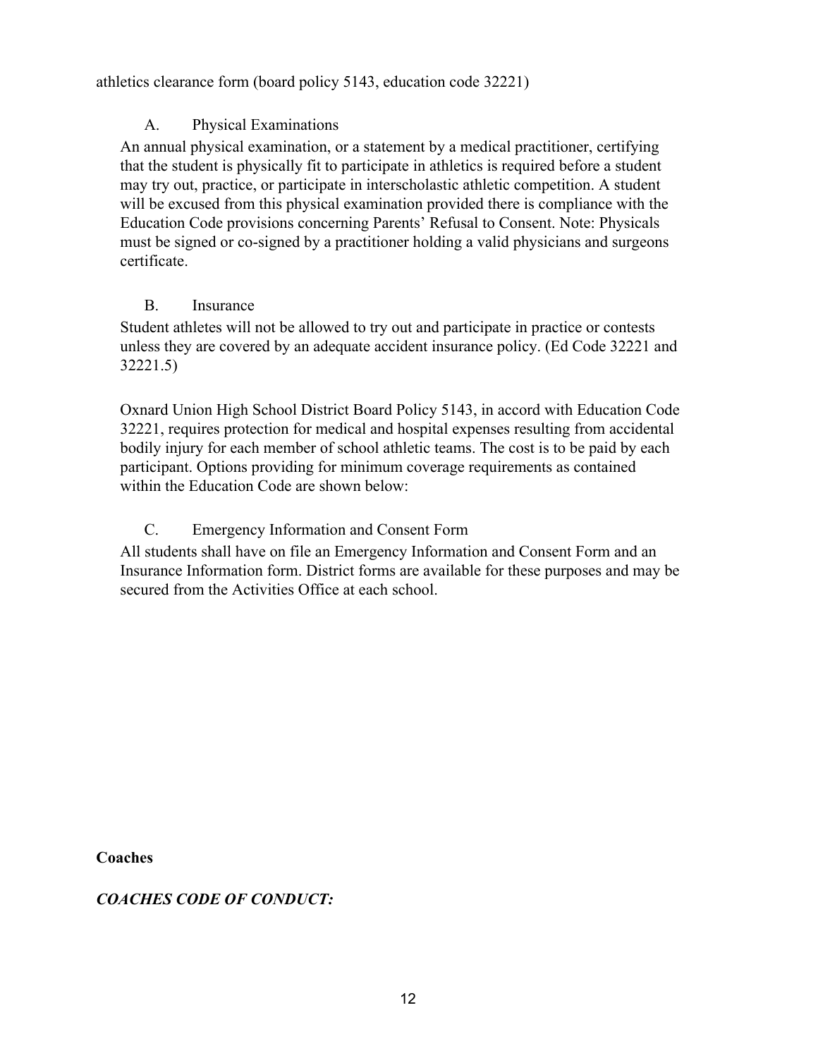athletics clearance form (board policy 5143, education code 32221)

A. Physical Examinations

An annual physical examination, or a statement by a medical practitioner, certifying that the student is physically fit to participate in athletics is required before a student may try out, practice, or participate in interscholastic athletic competition. A student will be excused from this physical examination provided there is compliance with the Education Code provisions concerning Parents' Refusal to Consent. Note: Physicals must be signed or co-signed by a practitioner holding a valid physicians and surgeons certificate.

B. Insurance

Student athletes will not be allowed to try out and participate in practice or contests unless they are covered by an adequate accident insurance policy. (Ed Code 32221 and 32221.5)

Oxnard Union High School District Board Policy 5143, in accord with Education Code 32221, requires protection for medical and hospital expenses resulting from accidental bodily injury for each member of school athletic teams. The cost is to be paid by each participant. Options providing for minimum coverage requirements as contained within the Education Code are shown below:

C. Emergency Information and Consent Form

All students shall have on file an Emergency Information and Consent Form and an Insurance Information form. District forms are available for these purposes and may be secured from the Activities Office at each school.

**Coaches**

***COACHES CODE OF CONDUCT:***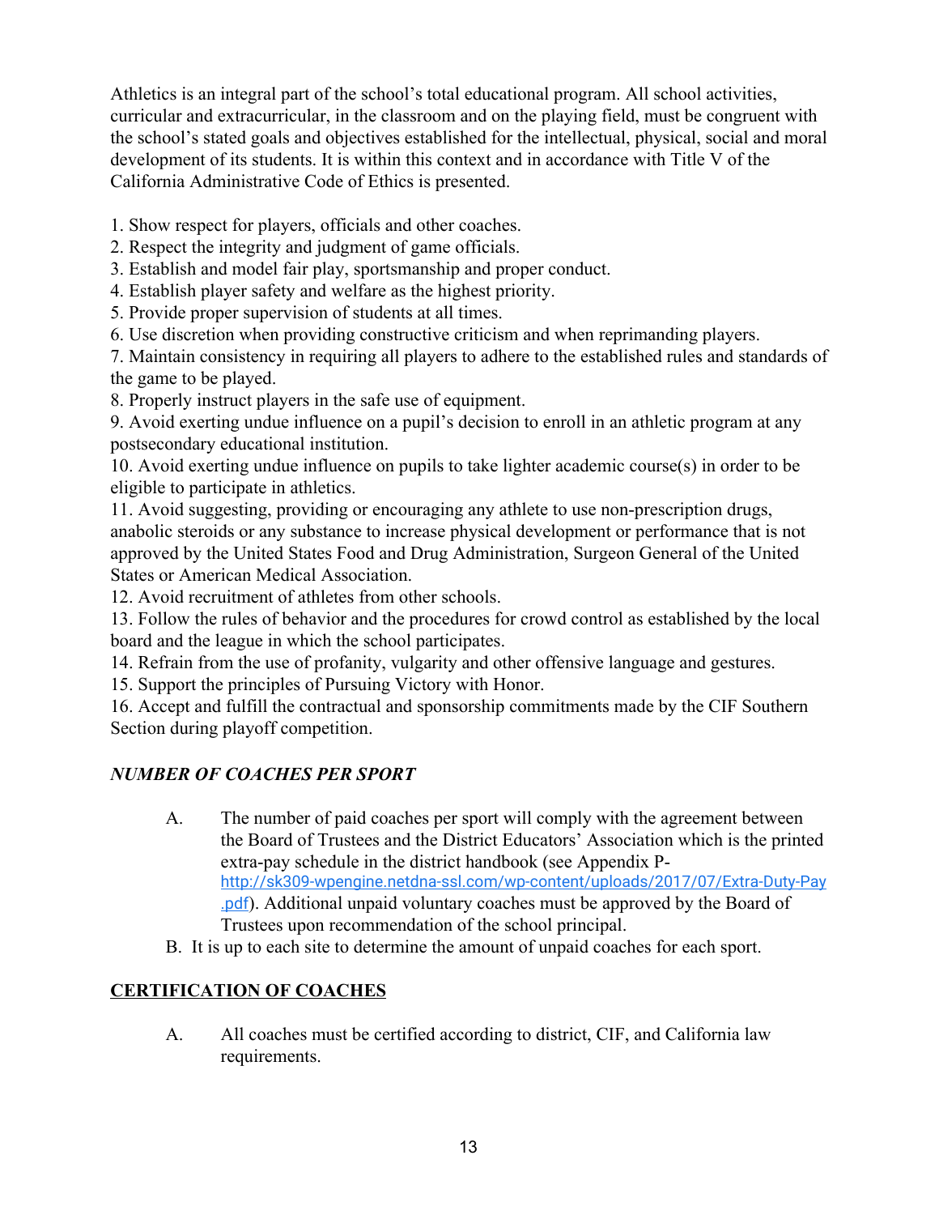Athletics is an integral part of the school's total educational program. All school activities, curricular and extracurricular, in the classroom and on the playing field, must be congruent with the school's stated goals and objectives established for the intellectual, physical, social and moral development of its students. It is within this context and in accordance with Title V of the California Administrative Code of Ethics is presented.

1. Show respect for players, officials and other coaches.
2. Respect the integrity and judgment of game officials.
3. Establish and model fair play, sportsmanship and proper conduct.
4. Establish player safety and welfare as the highest priority.
5. Provide proper supervision of students at all times.
6. Use discretion when providing constructive criticism and when reprimanding players.
7. Maintain consistency in requiring all players to adhere to the established rules and standards of the game to be played.
8. Properly instruct players in the safe use of equipment.
9. Avoid exerting undue influence on a pupil's decision to enroll in an athletic program at any postsecondary educational institution.
10. Avoid exerting undue influence on pupils to take lighter academic course(s) in order to be eligible to participate in athletics.
11. Avoid suggesting, providing or encouraging any athlete to use non-prescription drugs, anabolic steroids or any substance to increase physical development or performance that is not approved by the United States Food and Drug Administration, Surgeon General of the United States or American Medical Association.
12. Avoid recruitment of athletes from other schools.
13. Follow the rules of behavior and the procedures for crowd control as established by the local board and the league in which the school participates.
14. Refrain from the use of profanity, vulgarity and other offensive language and gestures.
15. Support the principles of Pursuing Victory with Honor.
16. Accept and fulfill the contractual and sponsorship commitments made by the CIF Southern Section during playoff competition.

### *NUMBER OF COACHES PER SPORT*

A. The number of paid coaches per sport will comply with the agreement between the Board of Trustees and the District Educators' Association which is the printed extra-pay schedule in the district handbook (see Appendix P- [http://sk309-wpengine.netdna-ssl.com/wp-content/uploads/2017/07/Extra-Duty-Pay.pdf](http://sk309-wpengine.netdna-ssl.com/wp-content/uploads/2017/07/Extra-Duty-Pay.pdf)). Additional unpaid voluntary coaches must be approved by the Board of Trustees upon recommendation of the school principal.

B. It is up to each site to determine the amount of unpaid coaches for each sport.

### **CERTIFICATION OF COACHES**

A. All coaches must be certified according to district, CIF, and California law requirements.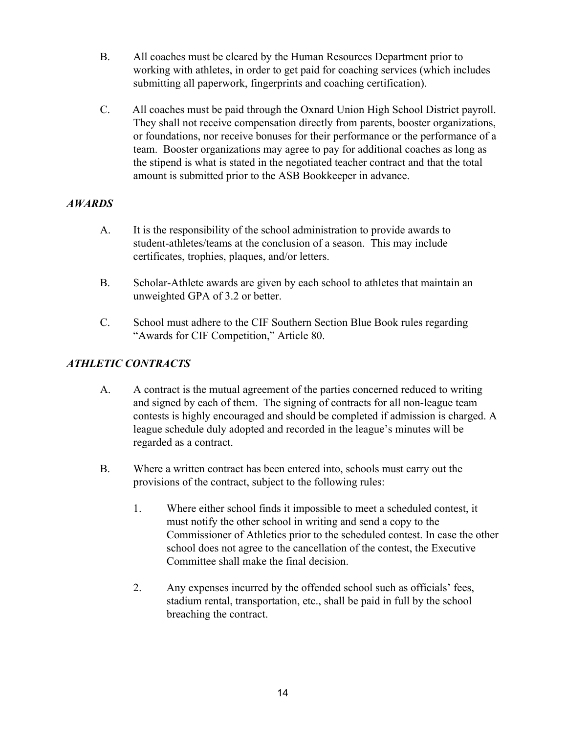B. All coaches must be cleared by the Human Resources Department prior to working with athletes, in order to get paid for coaching services (which includes submitting all paperwork, fingerprints and coaching certification).

C. All coaches must be paid through the Oxnard Union High School District payroll. They shall not receive compensation directly from parents, booster organizations, or foundations, nor receive bonuses for their performance or the performance of a team. Booster organizations may agree to pay for additional coaches as long as the stipend is what is stated in the negotiated teacher contract and that the total amount is submitted prior to the ASB Bookkeeper in advance.

### *AWARDS*

A. It is the responsibility of the school administration to provide awards to student-athletes/teams at the conclusion of a season. This may include certificates, trophies, plaques, and/or letters.

B. Scholar-Athlete awards are given by each school to athletes that maintain an unweighted GPA of 3.2 or better.

C. School must adhere to the CIF Southern Section Blue Book rules regarding "Awards for CIF Competition," Article 80.

### *ATHLETIC CONTRACTS*

A. A contract is the mutual agreement of the parties concerned reduced to writing and signed by each of them. The signing of contracts for all non-league team contests is highly encouraged and should be completed if admission is charged. A league schedule duly adopted and recorded in the league's minutes will be regarded as a contract.

B. Where a written contract has been entered into, schools must carry out the provisions of the contract, subject to the following rules:

1. Where either school finds it impossible to meet a scheduled contest, it must notify the other school in writing and send a copy to the Commissioner of Athletics prior to the scheduled contest. In case the other school does not agree to the cancellation of the contest, the Executive Committee shall make the final decision.

2. Any expenses incurred by the offended school such as officials' fees, stadium rental, transportation, etc., shall be paid in full by the school breaching the contract.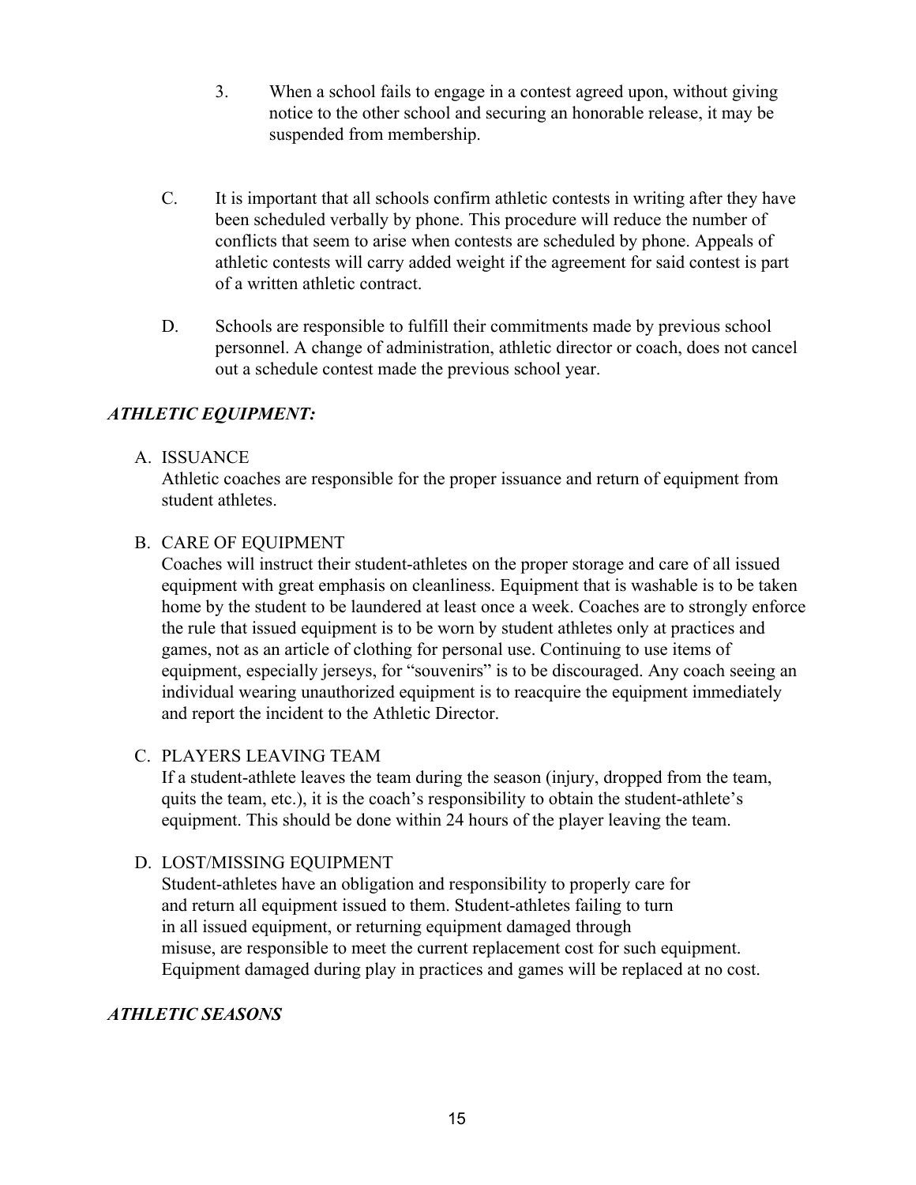3. When a school fails to engage in a contest agreed upon, without giving notice to the other school and securing an honorable release, it may be suspended from membership.

C. It is important that all schools confirm athletic contests in writing after they have been scheduled verbally by phone. This procedure will reduce the number of conflicts that seem to arise when contests are scheduled by phone. Appeals of athletic contests will carry added weight if the agreement for said contest is part of a written athletic contract.

D. Schools are responsible to fulfill their commitments made by previous school personnel. A change of administration, athletic director or coach, does not cancel out a schedule contest made the previous school year.

***ATHLETIC EQUIPMENT:***

A. ISSUANCE
Athletic coaches are responsible for the proper issuance and return of equipment from student athletes.

B. CARE OF EQUIPMENT
Coaches will instruct their student-athletes on the proper storage and care of all issued equipment with great emphasis on cleanliness. Equipment that is washable is to be taken home by the student to be laundered at least once a week. Coaches are to strongly enforce the rule that issued equipment is to be worn by student athletes only at practices and games, not as an article of clothing for personal use. Continuing to use items of equipment, especially jerseys, for "souvenirs" is to be discouraged. Any coach seeing an individual wearing unauthorized equipment is to reacquire the equipment immediately and report the incident to the Athletic Director.

C. PLAYERS LEAVING TEAM
If a student-athlete leaves the team during the season (injury, dropped from the team, quits the team, etc.), it is the coach's responsibility to obtain the student-athlete's equipment. This should be done within 24 hours of the player leaving the team.

D. LOST/MISSING EQUIPMENT
Student-athletes have an obligation and responsibility to properly care for and return all equipment issued to them. Student-athletes failing to turn in all issued equipment, or returning equipment damaged through misuse, are responsible to meet the current replacement cost for such equipment. Equipment damaged during play in practices and games will be replaced at no cost.

***ATHLETIC SEASONS***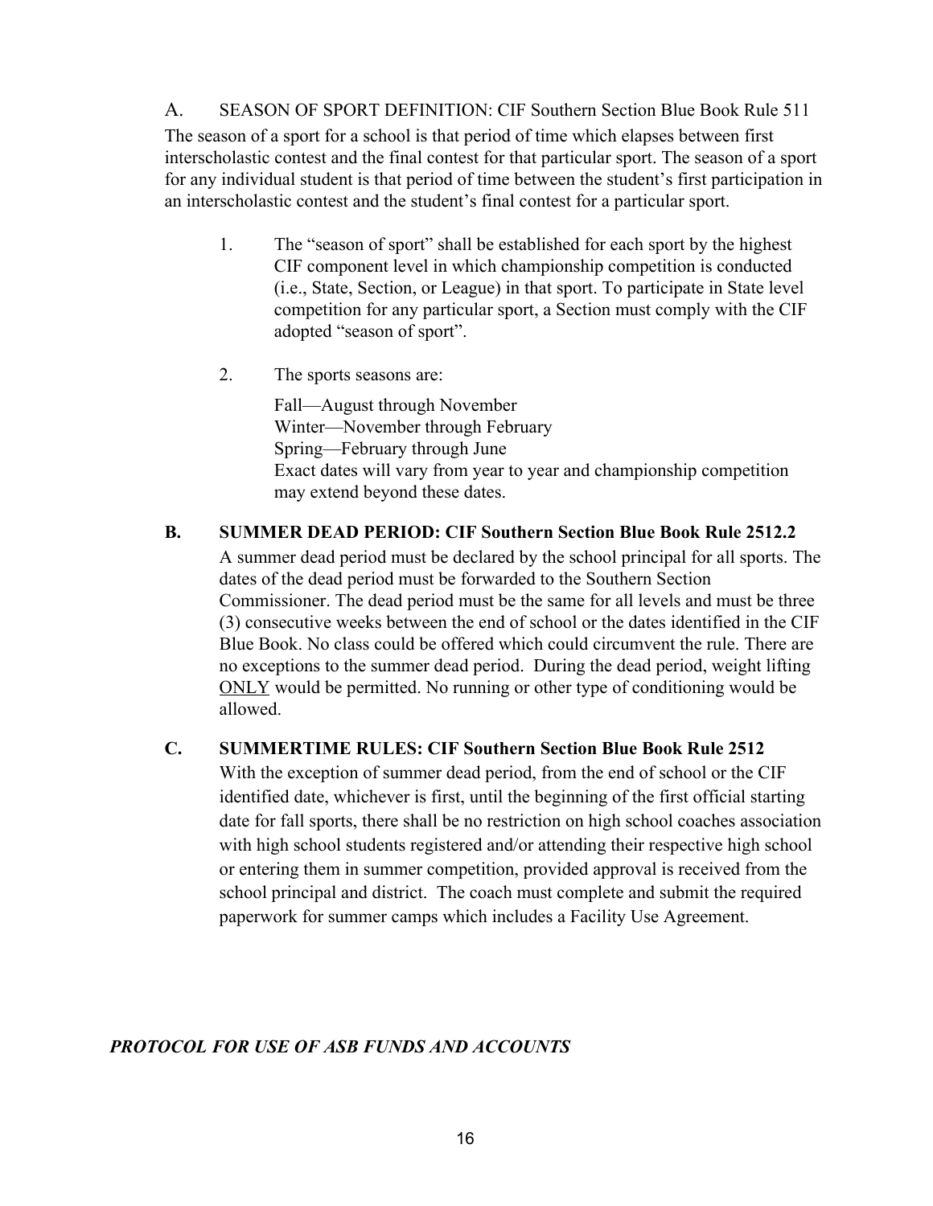A. SEASON OF SPORT DEFINITION: CIF Southern Section Blue Book Rule 511

The season of a sport for a school is that period of time which elapses between first interscholastic contest and the final contest for that particular sport. The season of a sport for any individual student is that period of time between the student's first participation in an interscholastic contest and the student's final contest for a particular sport.

1. The "season of sport" shall be established for each sport by the highest CIF component level in which championship competition is conducted (i.e., State, Section, or League) in that sport. To participate in State level competition for any particular sport, a Section must comply with the CIF adopted "season of sport".

2. The sports seasons are:

   Fall—August through November
   Winter—November through February
   Spring—February through June
   Exact dates will vary from year to year and championship competition may extend beyond these dates.

**B. SUMMER DEAD PERIOD: CIF Southern Section Blue Book Rule 2512.2**

A summer dead period must be declared by the school principal for all sports. The dates of the dead period must be forwarded to the Southern Section Commissioner. The dead period must be the same for all levels and must be three (3) consecutive weeks between the end of school or the dates identified in the CIF Blue Book. No class could be offered which could circumvent the rule. There are no exceptions to the summer dead period. During the dead period, weight lifting <u>ONLY</u> would be permitted. No running or other type of conditioning would be allowed.

**C. SUMMERTIME RULES: CIF Southern Section Blue Book Rule 2512**

With the exception of summer dead period, from the end of school or the CIF identified date, whichever is first, until the beginning of the first official starting date for fall sports, there shall be no restriction on high school coaches association with high school students registered and/or attending their respective high school or entering them in summer competition, provided approval is received from the school principal and district. The coach must complete and submit the required paperwork for summer camps which includes a Facility Use Agreement.

***PROTOCOL FOR USE OF ASB FUNDS AND ACCOUNTS***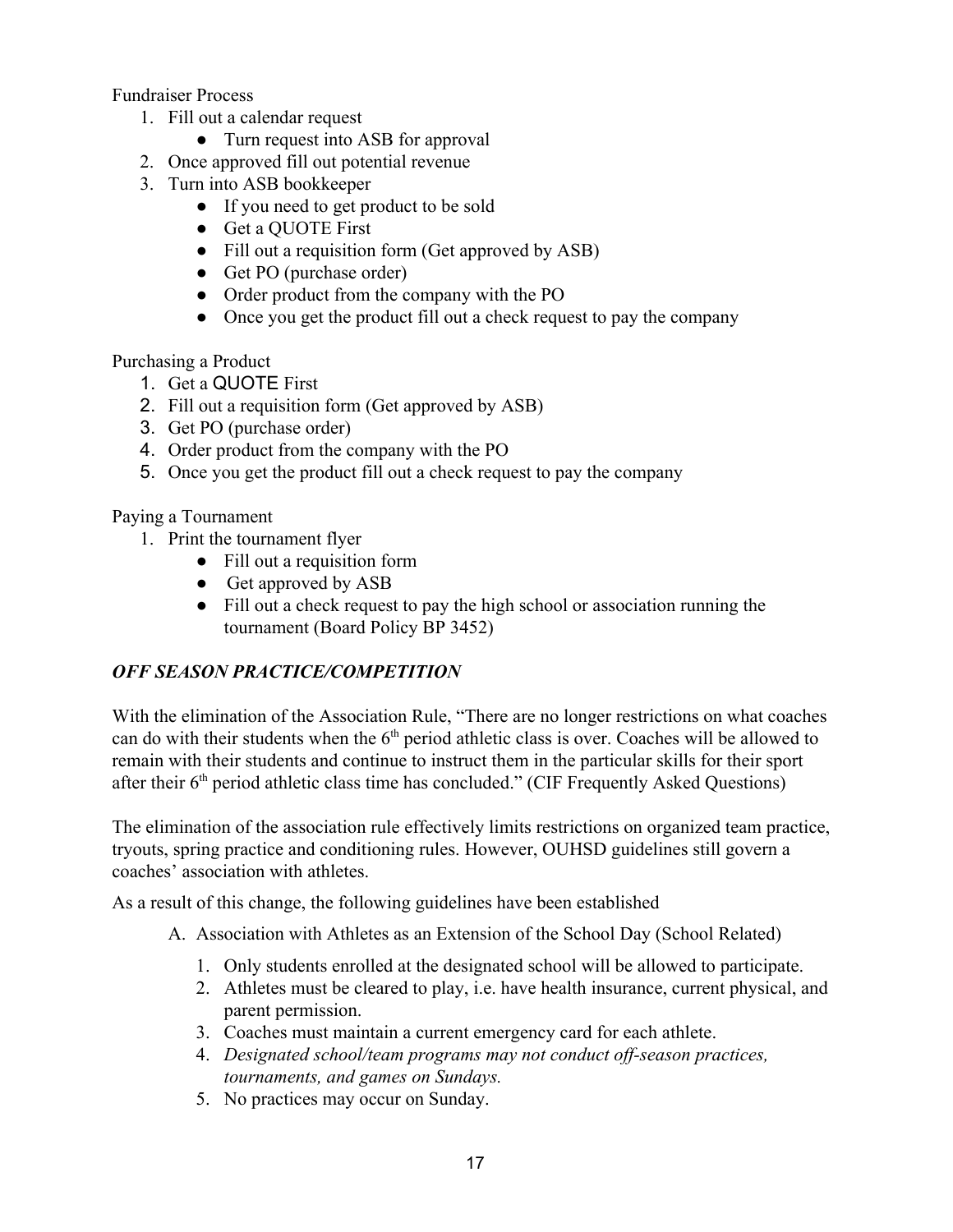Fundraiser Process

1. Fill out a calendar request
   - Turn request into ASB for approval
2. Once approved fill out potential revenue
3. Turn into ASB bookkeeper
   - If you need to get product to be sold
   - Get a QUOTE First
   - Fill out a requisition form (Get approved by ASB)
   - Get PO (purchase order)
   - Order product from the company with the PO
   - Once you get the product fill out a check request to pay the company

Purchasing a Product

1. Get a QUOTE First
2. Fill out a requisition form (Get approved by ASB)
3. Get PO (purchase order)
4. Order product from the company with the PO
5. Once you get the product fill out a check request to pay the company

Paying a Tournament

1. Print the tournament flyer
   - Fill out a requisition form
   - Get approved by ASB
   - Fill out a check request to pay the high school or association running the tournament (Board Policy BP 3452)

### *OFF SEASON PRACTICE/COMPETITION*

With the elimination of the Association Rule, "There are no longer restrictions on what coaches can do with their students when the 6th period athletic class is over. Coaches will be allowed to remain with their students and continue to instruct them in the particular skills for their sport after their 6th period athletic class time has concluded." (CIF Frequently Asked Questions)

The elimination of the association rule effectively limits restrictions on organized team practice, tryouts, spring practice and conditioning rules. However, OUHSD guidelines still govern a coaches' association with athletes.

As a result of this change, the following guidelines have been established

A. Association with Athletes as an Extension of the School Day (School Related)

1. Only students enrolled at the designated school will be allowed to participate.
2. Athletes must be cleared to play, i.e. have health insurance, current physical, and parent permission.
3. Coaches must maintain a current emergency card for each athlete.
4. *Designated school/team programs may not conduct off-season practices, tournaments, and games on Sundays.*
5. No practices may occur on Sunday.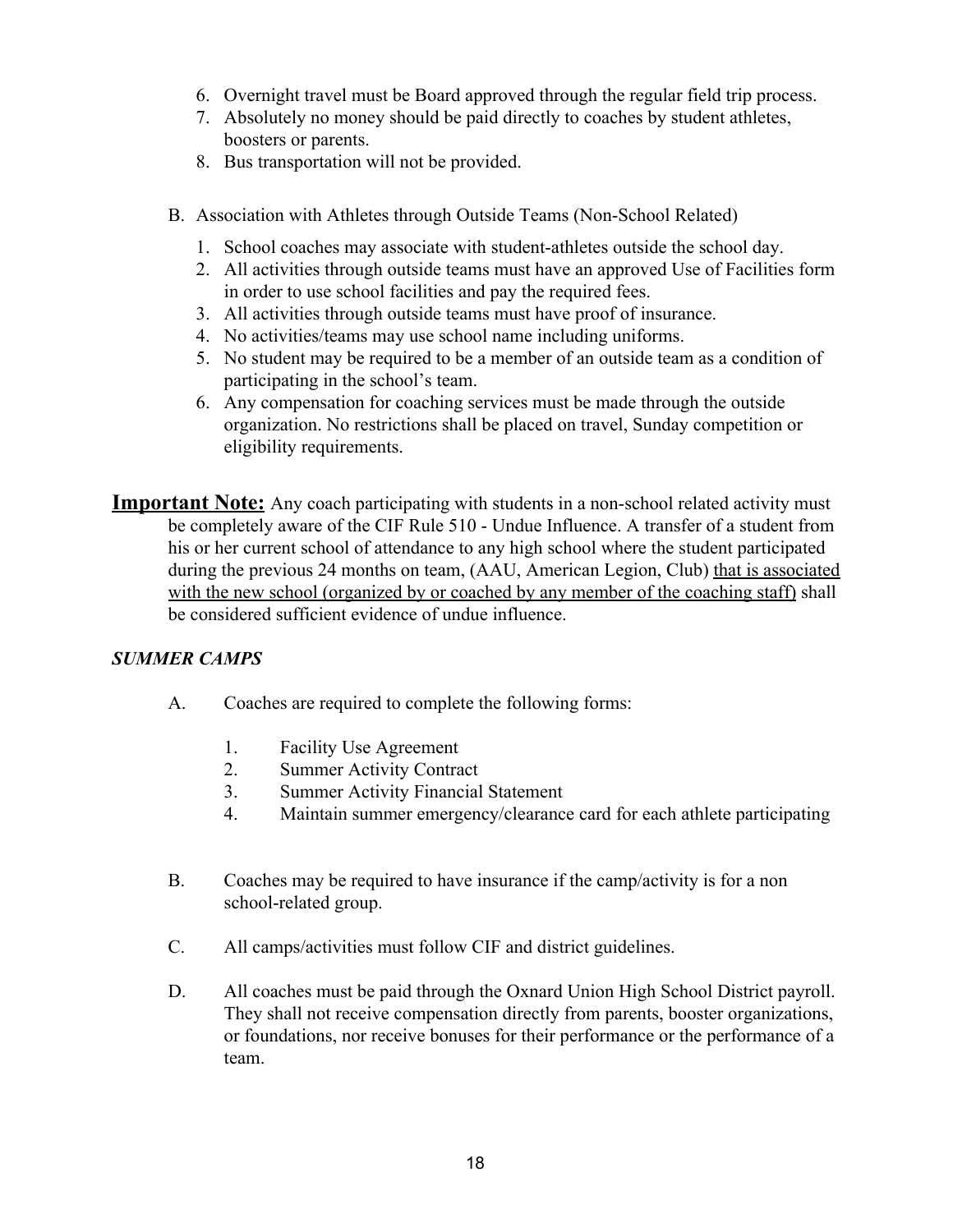6. Overnight travel must be Board approved through the regular field trip process.
7. Absolutely no money should be paid directly to coaches by student athletes, boosters or parents.
8. Bus transportation will not be provided.

B. Association with Athletes through Outside Teams (Non-School Related)

1. School coaches may associate with student-athletes outside the school day.
2. All activities through outside teams must have an approved Use of Facilities form in order to use school facilities and pay the required fees.
3. All activities through outside teams must have proof of insurance.
4. No activities/teams may use school name including uniforms.
5. No student may be required to be a member of an outside team as a condition of participating in the school's team.
6. Any compensation for coaching services must be made through the outside organization. No restrictions shall be placed on travel, Sunday competition or eligibility requirements.

**Important Note:** Any coach participating with students in a non-school related activity must be completely aware of the CIF Rule 510 - Undue Influence. A transfer of a student from his or her current school of attendance to any high school where the student participated during the previous 24 months on team, (AAU, American Legion, Club) <u>that is associated with the new school (organized by or coached by any member of the coaching staff)</u> shall be considered sufficient evidence of undue influence.

### *SUMMER CAMPS*

A. Coaches are required to complete the following forms:

1. Facility Use Agreement
2. Summer Activity Contract
3. Summer Activity Financial Statement
4. Maintain summer emergency/clearance card for each athlete participating

B. Coaches may be required to have insurance if the camp/activity is for a non school-related group.

C. All camps/activities must follow CIF and district guidelines.

D. All coaches must be paid through the Oxnard Union High School District payroll. They shall not receive compensation directly from parents, booster organizations, or foundations, nor receive bonuses for their performance or the performance of a team.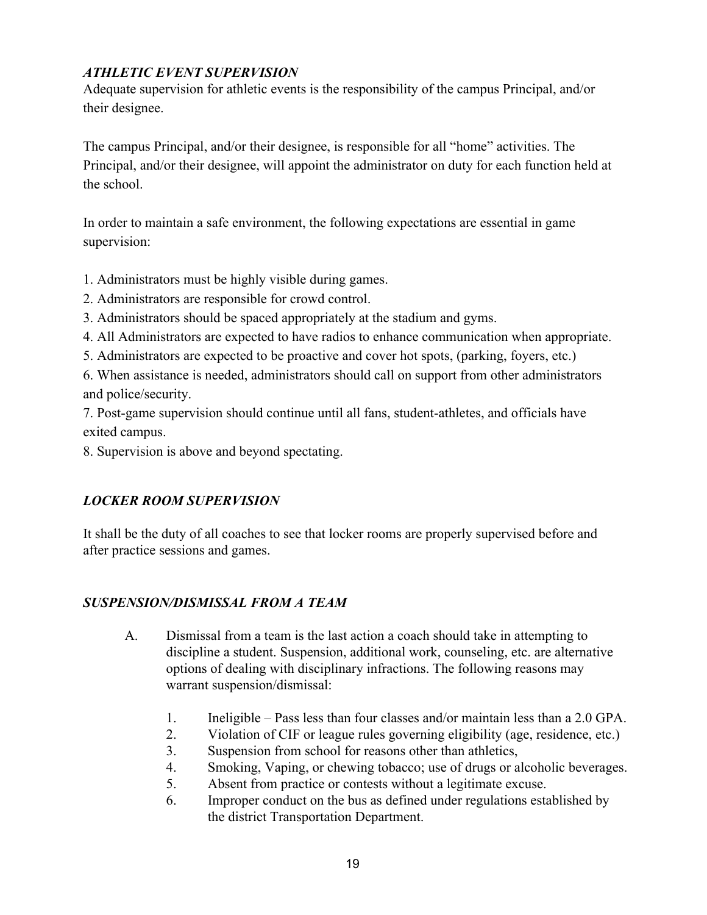### *ATHLETIC EVENT SUPERVISION*

Adequate supervision for athletic events is the responsibility of the campus Principal, and/or their designee.

The campus Principal, and/or their designee, is responsible for all “home” activities. The Principal, and/or their designee, will appoint the administrator on duty for each function held at the school.

In order to maintain a safe environment, the following expectations are essential in game supervision:

1. Administrators must be highly visible during games.
2. Administrators are responsible for crowd control.
3. Administrators should be spaced appropriately at the stadium and gyms.
4. All Administrators are expected to have radios to enhance communication when appropriate.
5. Administrators are expected to be proactive and cover hot spots, (parking, foyers, etc.)
6. When assistance is needed, administrators should call on support from other administrators and police/security.
7. Post-game supervision should continue until all fans, student-athletes, and officials have exited campus.
8. Supervision is above and beyond spectating.

### *LOCKER ROOM SUPERVISION*

It shall be the duty of all coaches to see that locker rooms are properly supervised before and after practice sessions and games.

### *SUSPENSION/DISMISSAL FROM A TEAM*

A. Dismissal from a team is the last action a coach should take in attempting to discipline a student. Suspension, additional work, counseling, etc. are alternative options of dealing with disciplinary infractions. The following reasons may warrant suspension/dismissal:

   1. Ineligible – Pass less than four classes and/or maintain less than a 2.0 GPA.
   2. Violation of CIF or league rules governing eligibility (age, residence, etc.)
   3. Suspension from school for reasons other than athletics,
   4. Smoking, Vaping, or chewing tobacco; use of drugs or alcoholic beverages.
   5. Absent from practice or contests without a legitimate excuse.
   6. Improper conduct on the bus as defined under regulations established by the district Transportation Department.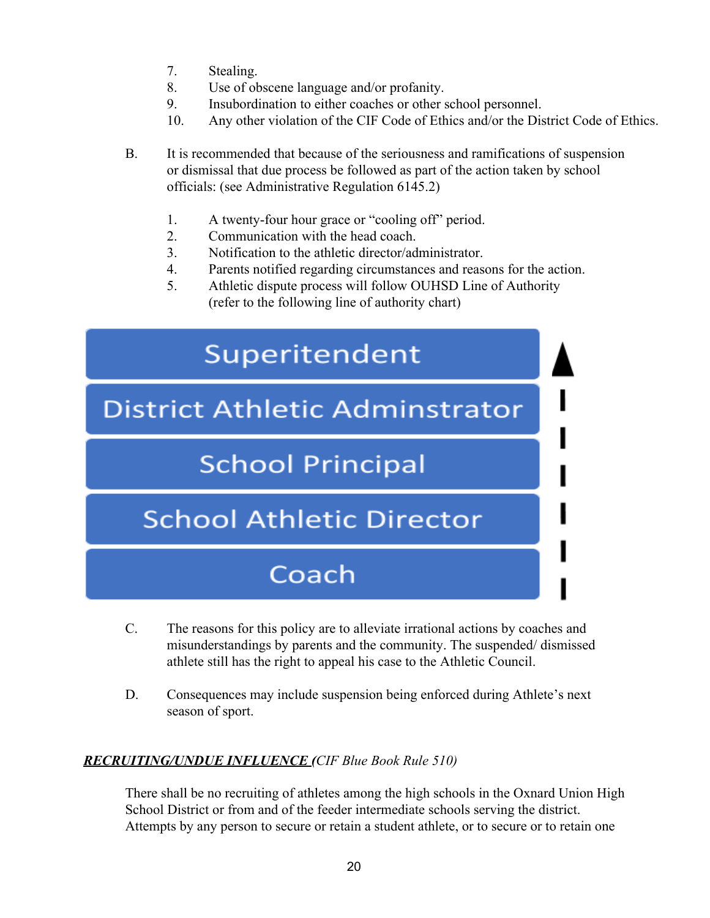7. Stealing.
8. Use of obscene language and/or profanity.
9. Insubordination to either coaches or other school personnel.
10. Any other violation of the CIF Code of Ethics and/or the District Code of Ethics.

B. It is recommended that because of the seriousness and ramifications of suspension or dismissal that due process be followed as part of the action taken by school officials: (see Administrative Regulation 6145.2)

1. A twenty-four hour grace or "cooling off" period.
2. Communication with the head coach.
3. Notification to the athletic director/administrator.
4. Parents notified regarding circumstances and reasons for the action.
5. Athletic dispute process will follow OUHSD Line of Authority (refer to the following line of authority chart)

Superitendent

District Athletic Adminstrator

School Principal

School Athletic Director

Coach

C. The reasons for this policy are to alleviate irrational actions by coaches and misunderstandings by parents and the community. The suspended/ dismissed athlete still has the right to appeal his case to the Athletic Council.

D. Consequences may include suspension being enforced during Athlete's next season of sport.

***RECRUITING/UNDUE INFLUENCE*** *(CIF Blue Book Rule 510)*

There shall be no recruiting of athletes among the high schools in the Oxnard Union High School District or from and of the feeder intermediate schools serving the district. Attempts by any person to secure or retain a student athlete, or to secure or to retain one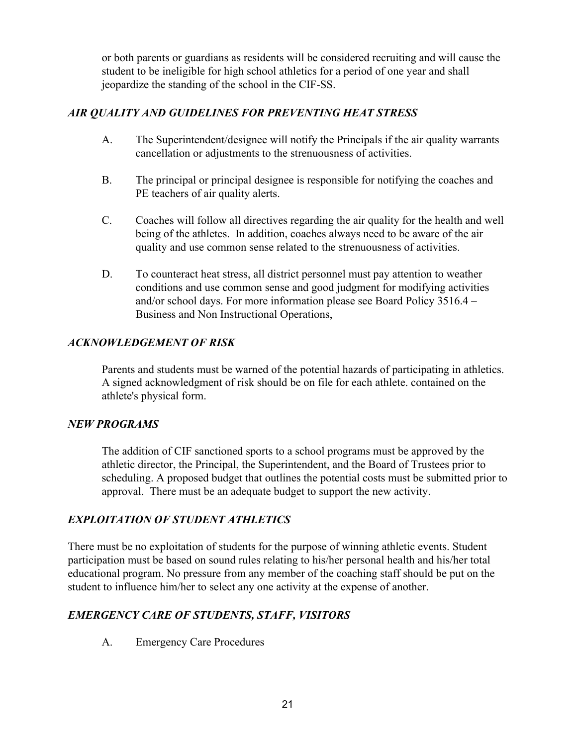or both parents or guardians as residents will be considered recruiting and will cause the student to be ineligible for high school athletics for a period of one year and shall jeopardize the standing of the school in the CIF-SS.

### *AIR QUALITY AND GUIDELINES FOR PREVENTING HEAT STRESS*

A. The Superintendent/designee will notify the Principals if the air quality warrants cancellation or adjustments to the strenuousness of activities.

B. The principal or principal designee is responsible for notifying the coaches and PE teachers of air quality alerts.

C. Coaches will follow all directives regarding the air quality for the health and well being of the athletes. In addition, coaches always need to be aware of the air quality and use common sense related to the strenuousness of activities.

D. To counteract heat stress, all district personnel must pay attention to weather conditions and use common sense and good judgment for modifying activities and/or school days. For more information please see Board Policy 3516.4 – Business and Non Instructional Operations,

### *ACKNOWLEDGEMENT OF RISK*

Parents and students must be warned of the potential hazards of participating in athletics. A signed acknowledgment of risk should be on file for each athlete. contained on the athlete's physical form.

### *NEW PROGRAMS*

The addition of CIF sanctioned sports to a school programs must be approved by the athletic director, the Principal, the Superintendent, and the Board of Trustees prior to scheduling. A proposed budget that outlines the potential costs must be submitted prior to approval. There must be an adequate budget to support the new activity.

### *EXPLOITATION OF STUDENT ATHLETICS*

There must be no exploitation of students for the purpose of winning athletic events. Student participation must be based on sound rules relating to his/her personal health and his/her total educational program. No pressure from any member of the coaching staff should be put on the student to influence him/her to select any one activity at the expense of another.

### *EMERGENCY CARE OF STUDENTS, STAFF, VISITORS*

A. Emergency Care Procedures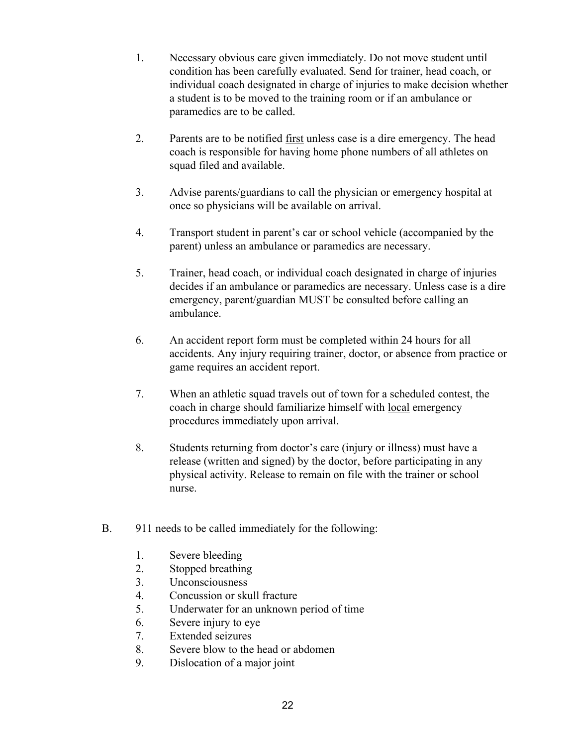1. Necessary obvious care given immediately. Do not move student until condition has been carefully evaluated. Send for trainer, head coach, or individual coach designated in charge of injuries to make decision whether a student is to be moved to the training room or if an ambulance or paramedics are to be called.

2. Parents are to be notified <u>first</u> unless case is a dire emergency. The head coach is responsible for having home phone numbers of all athletes on squad filed and available.

3. Advise parents/guardians to call the physician or emergency hospital at once so physicians will be available on arrival.

4. Transport student in parent's car or school vehicle (accompanied by the parent) unless an ambulance or paramedics are necessary.

5. Trainer, head coach, or individual coach designated in charge of injuries decides if an ambulance or paramedics are necessary. Unless case is a dire emergency, parent/guardian MUST be consulted before calling an ambulance.

6. An accident report form must be completed within 24 hours for all accidents. Any injury requiring trainer, doctor, or absence from practice or game requires an accident report.

7. When an athletic squad travels out of town for a scheduled contest, the coach in charge should familiarize himself with <u>local</u> emergency procedures immediately upon arrival.

8. Students returning from doctor's care (injury or illness) must have a release (written and signed) by the doctor, before participating in any physical activity. Release to remain on file with the trainer or school nurse.

B. 911 needs to be called immediately for the following:

1. Severe bleeding
2. Stopped breathing
3. Unconsciousness
4. Concussion or skull fracture
5. Underwater for an unknown period of time
6. Severe injury to eye
7. Extended seizures
8. Severe blow to the head or abdomen
9. Dislocation of a major joint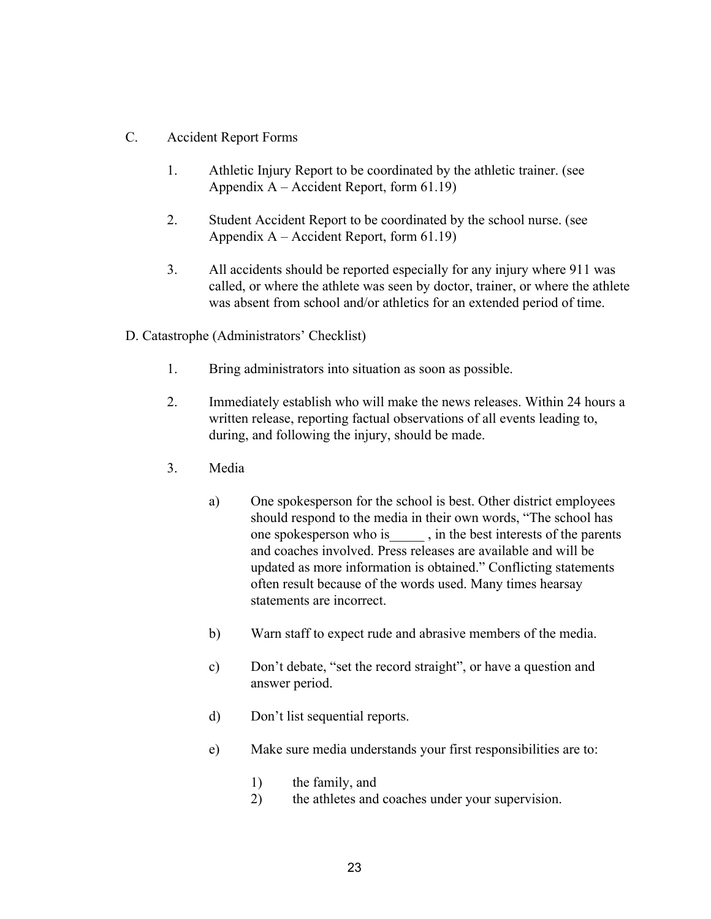C. Accident Report Forms

1. Athletic Injury Report to be coordinated by the athletic trainer. (see Appendix A – Accident Report, form 61.19)

2. Student Accident Report to be coordinated by the school nurse. (see Appendix A – Accident Report, form 61.19)

3. All accidents should be reported especially for any injury where 911 was called, or where the athlete was seen by doctor, trainer, or where the athlete was absent from school and/or athletics for an extended period of time.

D. Catastrophe (Administrators' Checklist)

1. Bring administrators into situation as soon as possible.

2. Immediately establish who will make the news releases. Within 24 hours a written release, reporting factual observations of all events leading to, during, and following the injury, should be made.

3. Media

   a) One spokesperson for the school is best. Other district employees should respond to the media in their own words, "The school has one spokesperson who is_____ , in the best interests of the parents and coaches involved. Press releases are available and will be updated as more information is obtained." Conflicting statements often result because of the words used. Many times hearsay statements are incorrect.

   b) Warn staff to expect rude and abrasive members of the media.

   c) Don't debate, "set the record straight", or have a question and answer period.

   d) Don't list sequential reports.

   e) Make sure media understands your first responsibilities are to:

      1) the family, and
      2) the athletes and coaches under your supervision.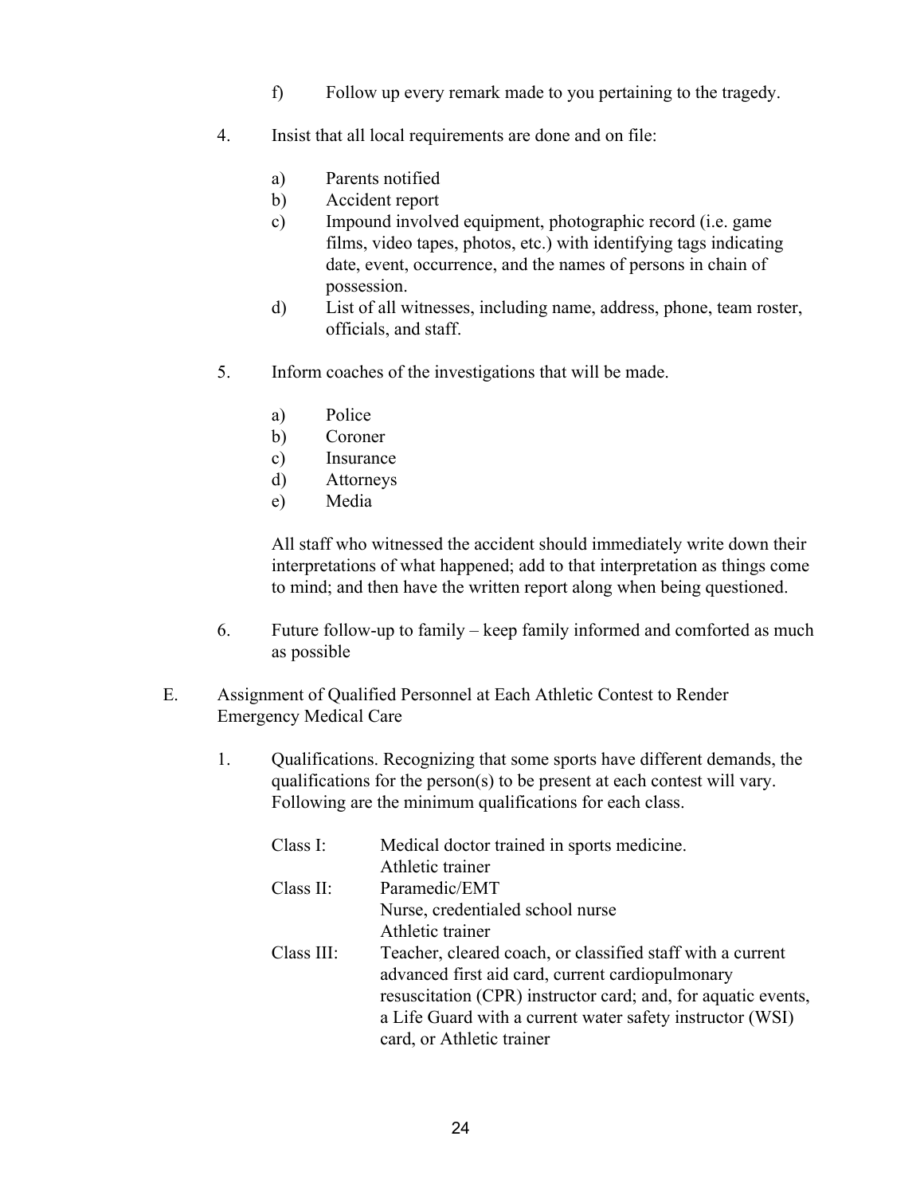f) Follow up every remark made to you pertaining to the tragedy.

4. Insist that all local requirements are done and on file:

   a) Parents notified
   b) Accident report
   c) Impound involved equipment, photographic record (i.e. game films, video tapes, photos, etc.) with identifying tags indicating date, event, occurrence, and the names of persons in chain of possession.
   d) List of all witnesses, including name, address, phone, team roster, officials, and staff.

5. Inform coaches of the investigations that will be made.

   a) Police
   b) Coroner
   c) Insurance
   d) Attorneys
   e) Media

   All staff who witnessed the accident should immediately write down their interpretations of what happened; add to that interpretation as things come to mind; and then have the written report along when being questioned.

6. Future follow-up to family – keep family informed and comforted as much as possible

E. Assignment of Qualified Personnel at Each Athletic Contest to Render Emergency Medical Care

1. Qualifications. Recognizing that some sports have different demands, the qualifications for the person(s) to be present at each contest will vary. Following are the minimum qualifications for each class.

| | |
|---|---|
| Class I: | Medical doctor trained in sports medicine.<br>Athletic trainer |
| Class II: | Paramedic/EMT<br>Nurse, credentialed school nurse<br>Athletic trainer |
| Class III: | Teacher, cleared coach, or classified staff with a current advanced first aid card, current cardiopulmonary resuscitation (CPR) instructor card; and, for aquatic events, a Life Guard with a current water safety instructor (WSI) card, or Athletic trainer |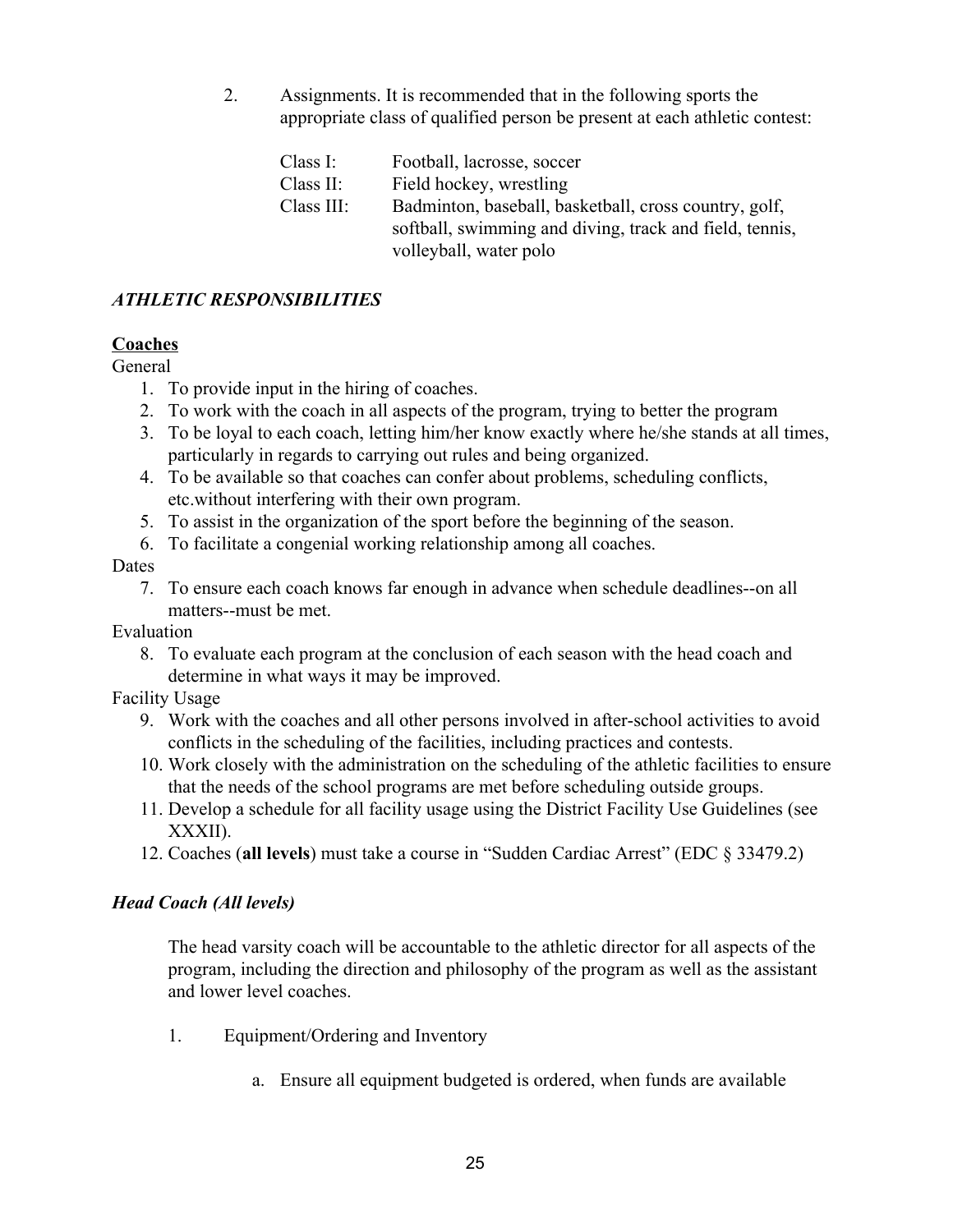2. Assignments. It is recommended that in the following sports the appropriate class of qualified person be present at each athletic contest:

| | |
|---|---|
| Class I: | Football, lacrosse, soccer |
| Class II: | Field hockey, wrestling |
| Class III: | Badminton, baseball, basketball, cross country, golf, softball, swimming and diving, track and field, tennis, volleyball, water polo |

### *ATHLETIC RESPONSIBILITIES*

**Coaches**

General

1. To provide input in the hiring of coaches.
2. To work with the coach in all aspects of the program, trying to better the program
3. To be loyal to each coach, letting him/her know exactly where he/she stands at all times, particularly in regards to carrying out rules and being organized.
4. To be available so that coaches can confer about problems, scheduling conflicts, etc.without interfering with their own program.
5. To assist in the organization of the sport before the beginning of the season.
6. To facilitate a congenial working relationship among all coaches.

Dates

7. To ensure each coach knows far enough in advance when schedule deadlines--on all matters--must be met.

Evaluation

8. To evaluate each program at the conclusion of each season with the head coach and determine in what ways it may be improved.

Facility Usage

9. Work with the coaches and all other persons involved in after-school activities to avoid conflicts in the scheduling of the facilities, including practices and contests.
10. Work closely with the administration on the scheduling of the athletic facilities to ensure that the needs of the school programs are met before scheduling outside groups.
11. Develop a schedule for all facility usage using the District Facility Use Guidelines (see XXXII).
12. Coaches (**all levels**) must take a course in "Sudden Cardiac Arrest" (EDC § 33479.2)

### *Head Coach (All levels)*

The head varsity coach will be accountable to the athletic director for all aspects of the program, including the direction and philosophy of the program as well as the assistant and lower level coaches.

1. Equipment/Ordering and Inventory

   a. Ensure all equipment budgeted is ordered, when funds are available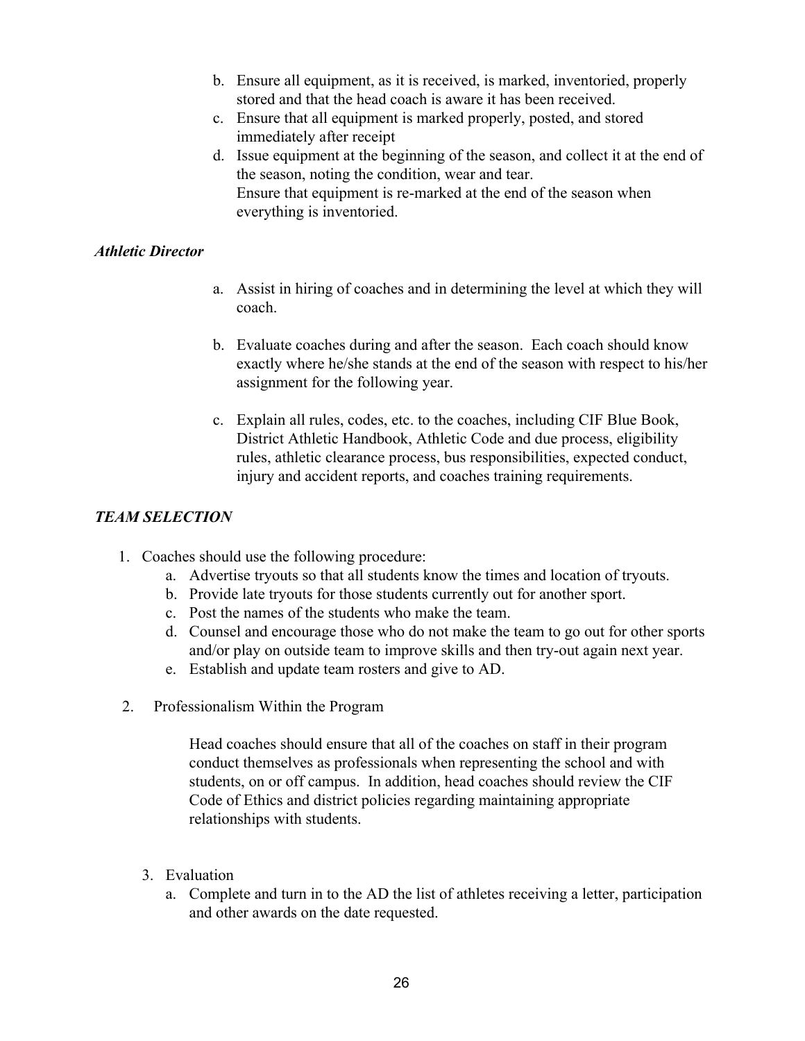b. Ensure all equipment, as it is received, is marked, inventoried, properly stored and that the head coach is aware it has been received.
c. Ensure that all equipment is marked properly, posted, and stored immediately after receipt
d. Issue equipment at the beginning of the season, and collect it at the end of the season, noting the condition, wear and tear.
   Ensure that equipment is re-marked at the end of the season when everything is inventoried.

*Athletic Director*

a. Assist in hiring of coaches and in determining the level at which they will coach.

b. Evaluate coaches during and after the season. Each coach should know exactly where he/she stands at the end of the season with respect to his/her assignment for the following year.

c. Explain all rules, codes, etc. to the coaches, including CIF Blue Book, District Athletic Handbook, Athletic Code and due process, eligibility rules, athletic clearance process, bus responsibilities, expected conduct, injury and accident reports, and coaches training requirements.

## *TEAM SELECTION*

1. Coaches should use the following procedure:
   a. Advertise tryouts so that all students know the times and location of tryouts.
   b. Provide late tryouts for those students currently out for another sport.
   c. Post the names of the students who make the team.
   d. Counsel and encourage those who do not make the team to go out for other sports and/or play on outside team to improve skills and then try-out again next year.
   e. Establish and update team rosters and give to AD.

2. Professionalism Within the Program

   Head coaches should ensure that all of the coaches on staff in their program conduct themselves as professionals when representing the school and with students, on or off campus. In addition, head coaches should review the CIF Code of Ethics and district policies regarding maintaining appropriate relationships with students.

3. Evaluation
   a. Complete and turn in to the AD the list of athletes receiving a letter, participation and other awards on the date requested.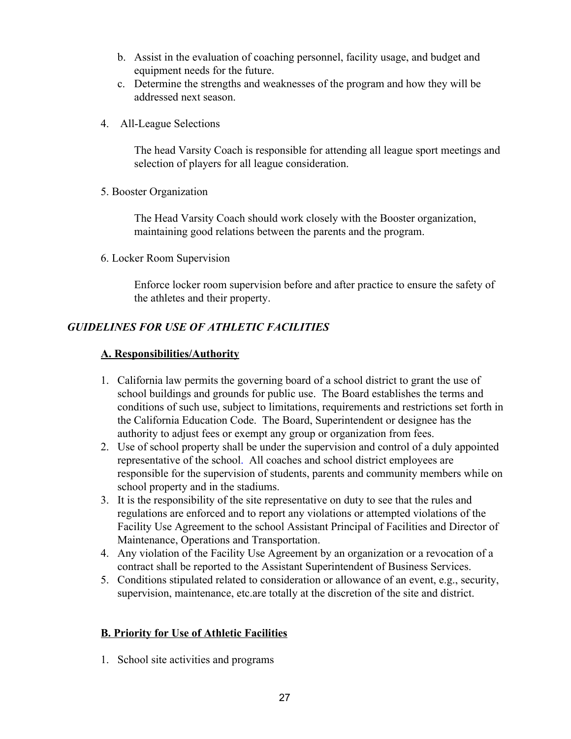b. Assist in the evaluation of coaching personnel, facility usage, and budget and equipment needs for the future.
c. Determine the strengths and weaknesses of the program and how they will be addressed next season.

4. All-League Selections

   The head Varsity Coach is responsible for attending all league sport meetings and selection of players for all league consideration.

5. Booster Organization

   The Head Varsity Coach should work closely with the Booster organization, maintaining good relations between the parents and the program.

6. Locker Room Supervision

   Enforce locker room supervision before and after practice to ensure the safety of the athletes and their property.

## *GUIDELINES FOR USE OF ATHLETIC FACILITIES*

### **A. Responsibilities/Authority**

1. California law permits the governing board of a school district to grant the use of school buildings and grounds for public use. The Board establishes the terms and conditions of such use, subject to limitations, requirements and restrictions set forth in the California Education Code. The Board, Superintendent or designee has the authority to adjust fees or exempt any group or organization from fees.
2. Use of school property shall be under the supervision and control of a duly appointed representative of the school. All coaches and school district employees are responsible for the supervision of students, parents and community members while on school property and in the stadiums.
3. It is the responsibility of the site representative on duty to see that the rules and regulations are enforced and to report any violations or attempted violations of the Facility Use Agreement to the school Assistant Principal of Facilities and Director of Maintenance, Operations and Transportation.
4. Any violation of the Facility Use Agreement by an organization or a revocation of a contract shall be reported to the Assistant Superintendent of Business Services.
5. Conditions stipulated related to consideration or allowance of an event, e.g., security, supervision, maintenance, etc.are totally at the discretion of the site and district.

### **B. Priority for Use of Athletic Facilities**

1. School site activities and programs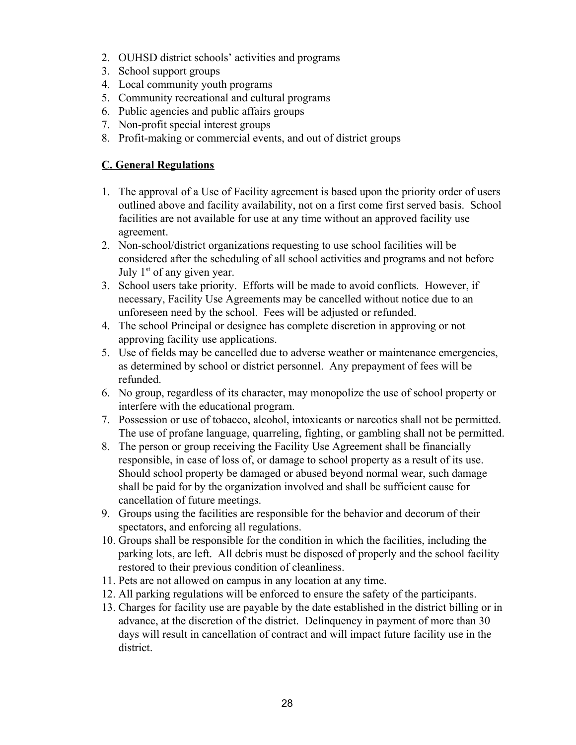2. OUHSD district schools' activities and programs
3. School support groups
4. Local community youth programs
5. Community recreational and cultural programs
6. Public agencies and public affairs groups
7. Non-profit special interest groups
8. Profit-making or commercial events, and out of district groups

## C. General Regulations

1. The approval of a Use of Facility agreement is based upon the priority order of users outlined above and facility availability, not on a first come first served basis. School facilities are not available for use at any time without an approved facility use agreement.
2. Non-school/district organizations requesting to use school facilities will be considered after the scheduling of all school activities and programs and not before July 1st of any given year.
3. School users take priority. Efforts will be made to avoid conflicts. However, if necessary, Facility Use Agreements may be cancelled without notice due to an unforeseen need by the school. Fees will be adjusted or refunded.
4. The school Principal or designee has complete discretion in approving or not approving facility use applications.
5. Use of fields may be cancelled due to adverse weather or maintenance emergencies, as determined by school or district personnel. Any prepayment of fees will be refunded.
6. No group, regardless of its character, may monopolize the use of school property or interfere with the educational program.
7. Possession or use of tobacco, alcohol, intoxicants or narcotics shall not be permitted. The use of profane language, quarreling, fighting, or gambling shall not be permitted.
8. The person or group receiving the Facility Use Agreement shall be financially responsible, in case of loss of, or damage to school property as a result of its use. Should school property be damaged or abused beyond normal wear, such damage shall be paid for by the organization involved and shall be sufficient cause for cancellation of future meetings.
9. Groups using the facilities are responsible for the behavior and decorum of their spectators, and enforcing all regulations.
10. Groups shall be responsible for the condition in which the facilities, including the parking lots, are left. All debris must be disposed of properly and the school facility restored to their previous condition of cleanliness.
11. Pets are not allowed on campus in any location at any time.
12. All parking regulations will be enforced to ensure the safety of the participants.
13. Charges for facility use are payable by the date established in the district billing or in advance, at the discretion of the district. Delinquency in payment of more than 30 days will result in cancellation of contract and will impact future facility use in the district.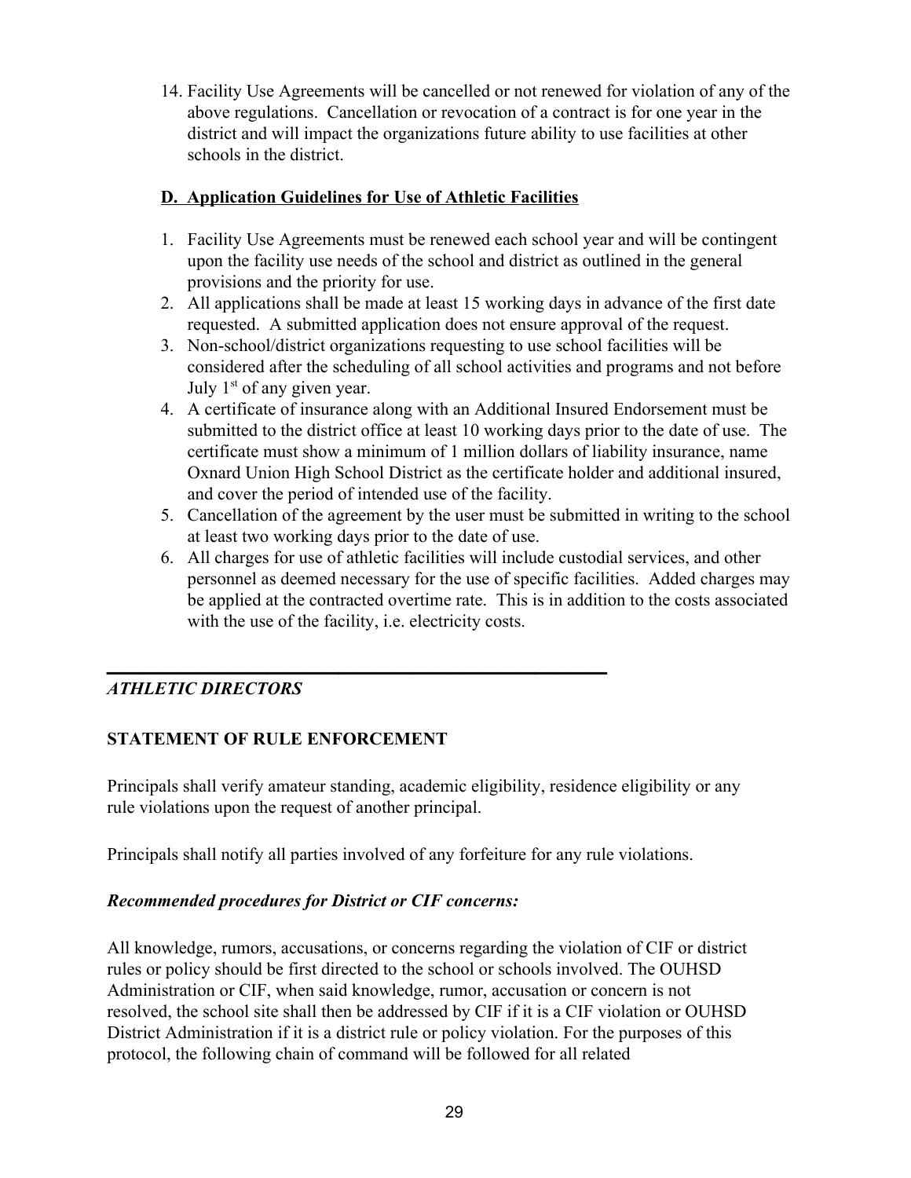14. Facility Use Agreements will be cancelled or not renewed for violation of any of the above regulations. Cancellation or revocation of a contract is for one year in the district and will impact the organizations future ability to use facilities at other schools in the district.

### D. Application Guidelines for Use of Athletic Facilities

1. Facility Use Agreements must be renewed each school year and will be contingent upon the facility use needs of the school and district as outlined in the general provisions and the priority for use.
2. All applications shall be made at least 15 working days in advance of the first date requested. A submitted application does not ensure approval of the request.
3. Non-school/district organizations requesting to use school facilities will be considered after the scheduling of all school activities and programs and not before July 1st of any given year.
4. A certificate of insurance along with an Additional Insured Endorsement must be submitted to the district office at least 10 working days prior to the date of use. The certificate must show a minimum of 1 million dollars of liability insurance, name Oxnard Union High School District as the certificate holder and additional insured, and cover the period of intended use of the facility.
5. Cancellation of the agreement by the user must be submitted in writing to the school at least two working days prior to the date of use.
6. All charges for use of athletic facilities will include custodial services, and other personnel as deemed necessary for the use of specific facilities. Added charges may be applied at the contracted overtime rate. This is in addition to the costs associated with the use of the facility, i.e. electricity costs.

---

## *ATHLETIC DIRECTORS*

### STATEMENT OF RULE ENFORCEMENT

Principals shall verify amateur standing, academic eligibility, residence eligibility or any rule violations upon the request of another principal.

Principals shall notify all parties involved of any forfeiture for any rule violations.

***Recommended procedures for District or CIF concerns:***

All knowledge, rumors, accusations, or concerns regarding the violation of CIF or district rules or policy should be first directed to the school or schools involved. The OUHSD Administration or CIF, when said knowledge, rumor, accusation or concern is not resolved, the school site shall then be addressed by CIF if it is a CIF violation or OUHSD District Administration if it is a district rule or policy violation. For the purposes of this protocol, the following chain of command will be followed for all related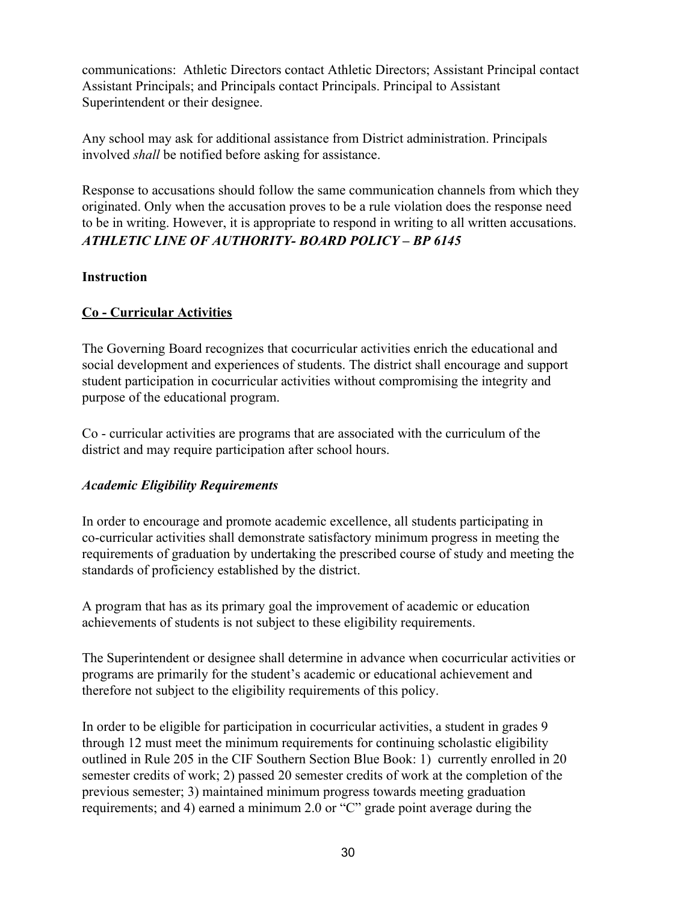communications: Athletic Directors contact Athletic Directors; Assistant Principal contact Assistant Principals; and Principals contact Principals. Principal to Assistant Superintendent or their designee.

Any school may ask for additional assistance from District administration. Principals involved *shall* be notified before asking for assistance.

Response to accusations should follow the same communication channels from which they originated. Only when the accusation proves to be a rule violation does the response need to be in writing. However, it is appropriate to respond in writing to all written accusations.
***ATHLETIC LINE OF AUTHORITY- BOARD POLICY – BP 6145***

**Instruction**

**Co - Curricular Activities**

The Governing Board recognizes that cocurricular activities enrich the educational and social development and experiences of students. The district shall encourage and support student participation in cocurricular activities without compromising the integrity and purpose of the educational program.

Co - curricular activities are programs that are associated with the curriculum of the district and may require participation after school hours.

***Academic Eligibility Requirements***

In order to encourage and promote academic excellence, all students participating in co-curricular activities shall demonstrate satisfactory minimum progress in meeting the requirements of graduation by undertaking the prescribed course of study and meeting the standards of proficiency established by the district.

A program that has as its primary goal the improvement of academic or education achievements of students is not subject to these eligibility requirements.

The Superintendent or designee shall determine in advance when cocurricular activities or programs are primarily for the student's academic or educational achievement and therefore not subject to the eligibility requirements of this policy.

In order to be eligible for participation in cocurricular activities, a student in grades 9 through 12 must meet the minimum requirements for continuing scholastic eligibility outlined in Rule 205 in the CIF Southern Section Blue Book: 1) currently enrolled in 20 semester credits of work; 2) passed 20 semester credits of work at the completion of the previous semester; 3) maintained minimum progress towards meeting graduation requirements; and 4) earned a minimum 2.0 or "C" grade point average during the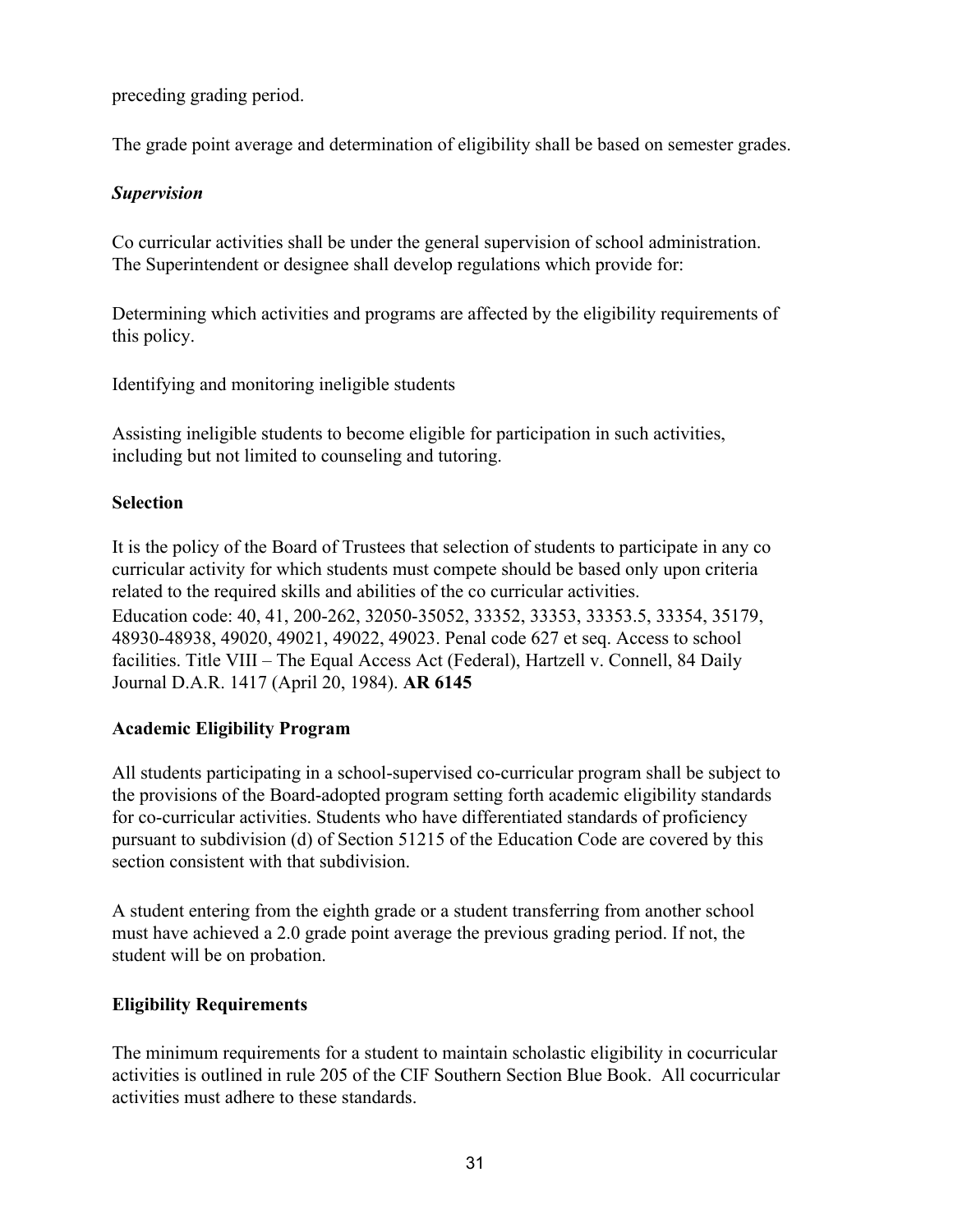preceding grading period.

The grade point average and determination of eligibility shall be based on semester grades.

### ***Supervision***

Co curricular activities shall be under the general supervision of school administration. The Superintendent or designee shall develop regulations which provide for:

Determining which activities and programs are affected by the eligibility requirements of this policy.

Identifying and monitoring ineligible students

Assisting ineligible students to become eligible for participation in such activities, including but not limited to counseling and tutoring.

### **Selection**

It is the policy of the Board of Trustees that selection of students to participate in any co curricular activity for which students must compete should be based only upon criteria related to the required skills and abilities of the co curricular activities.
Education code: 40, 41, 200-262, 32050-35052, 33352, 33353, 33353.5, 33354, 35179, 48930-48938, 49020, 49021, 49022, 49023. Penal code 627 et seq. Access to school facilities. Title VIII – The Equal Access Act (Federal), Hartzell v. Connell, 84 Daily Journal D.A.R. 1417 (April 20, 1984). **AR 6145**

### **Academic Eligibility Program**

All students participating in a school-supervised co-curricular program shall be subject to the provisions of the Board-adopted program setting forth academic eligibility standards for co-curricular activities. Students who have differentiated standards of proficiency pursuant to subdivision (d) of Section 51215 of the Education Code are covered by this section consistent with that subdivision.

A student entering from the eighth grade or a student transferring from another school must have achieved a 2.0 grade point average the previous grading period. If not, the student will be on probation.

### **Eligibility Requirements**

The minimum requirements for a student to maintain scholastic eligibility in cocurricular activities is outlined in rule 205 of the CIF Southern Section Blue Book. All cocurricular activities must adhere to these standards.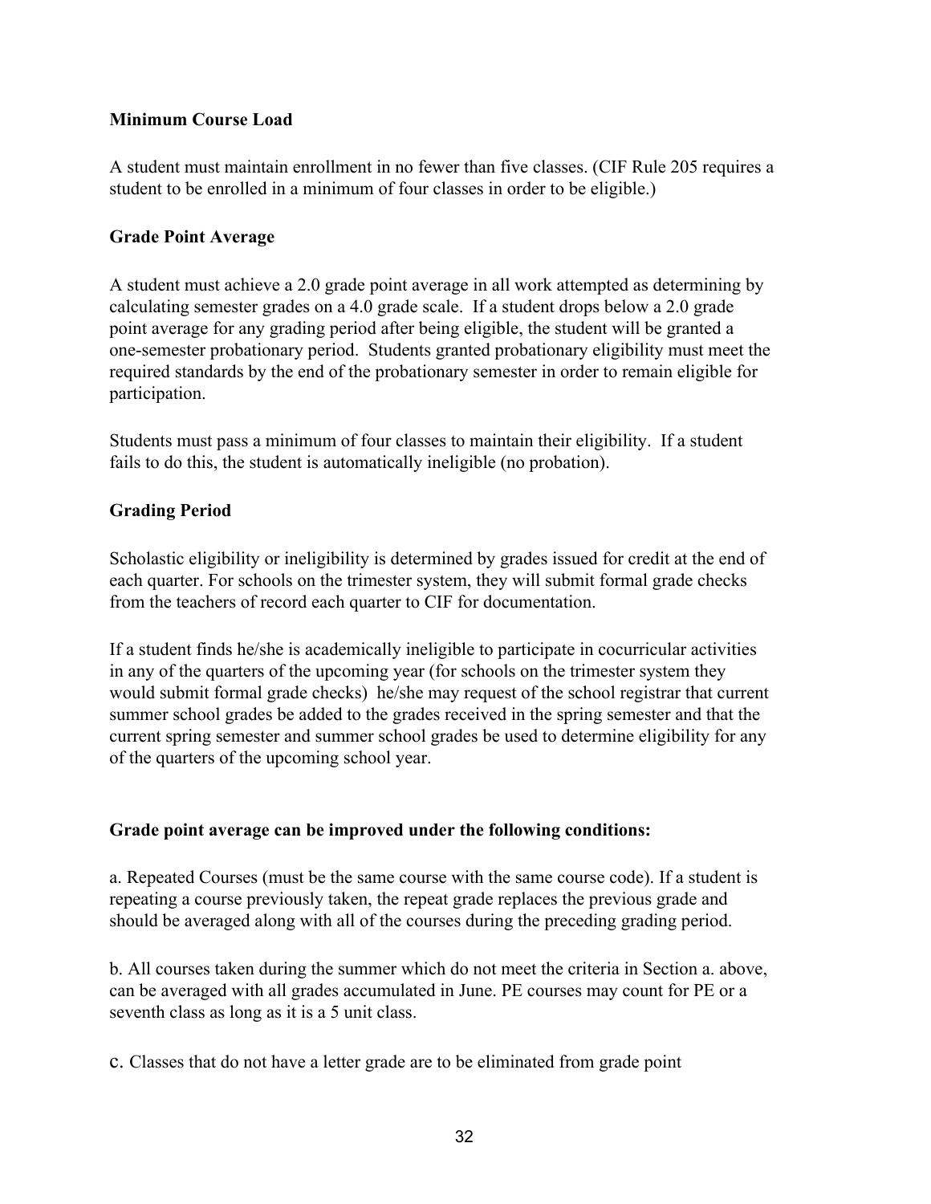**Minimum Course Load**

A student must maintain enrollment in no fewer than five classes. (CIF Rule 205 requires a student to be enrolled in a minimum of four classes in order to be eligible.)

**Grade Point Average**

A student must achieve a 2.0 grade point average in all work attempted as determining by calculating semester grades on a 4.0 grade scale. If a student drops below a 2.0 grade point average for any grading period after being eligible, the student will be granted a one-semester probationary period. Students granted probationary eligibility must meet the required standards by the end of the probationary semester in order to remain eligible for participation.

Students must pass a minimum of four classes to maintain their eligibility. If a student fails to do this, the student is automatically ineligible (no probation).

**Grading Period**

Scholastic eligibility or ineligibility is determined by grades issued for credit at the end of each quarter. For schools on the trimester system, they will submit formal grade checks from the teachers of record each quarter to CIF for documentation.

If a student finds he/she is academically ineligible to participate in cocurricular activities in any of the quarters of the upcoming year (for schools on the trimester system they would submit formal grade checks) he/she may request of the school registrar that current summer school grades be added to the grades received in the spring semester and that the current spring semester and summer school grades be used to determine eligibility for any of the quarters of the upcoming school year.

**Grade point average can be improved under the following conditions:**

a. Repeated Courses (must be the same course with the same course code). If a student is repeating a course previously taken, the repeat grade replaces the previous grade and should be averaged along with all of the courses during the preceding grading period.

b. All courses taken during the summer which do not meet the criteria in Section a. above, can be averaged with all grades accumulated in June. PE courses may count for PE or a seventh class as long as it is a 5 unit class.

c. Classes that do not have a letter grade are to be eliminated from grade point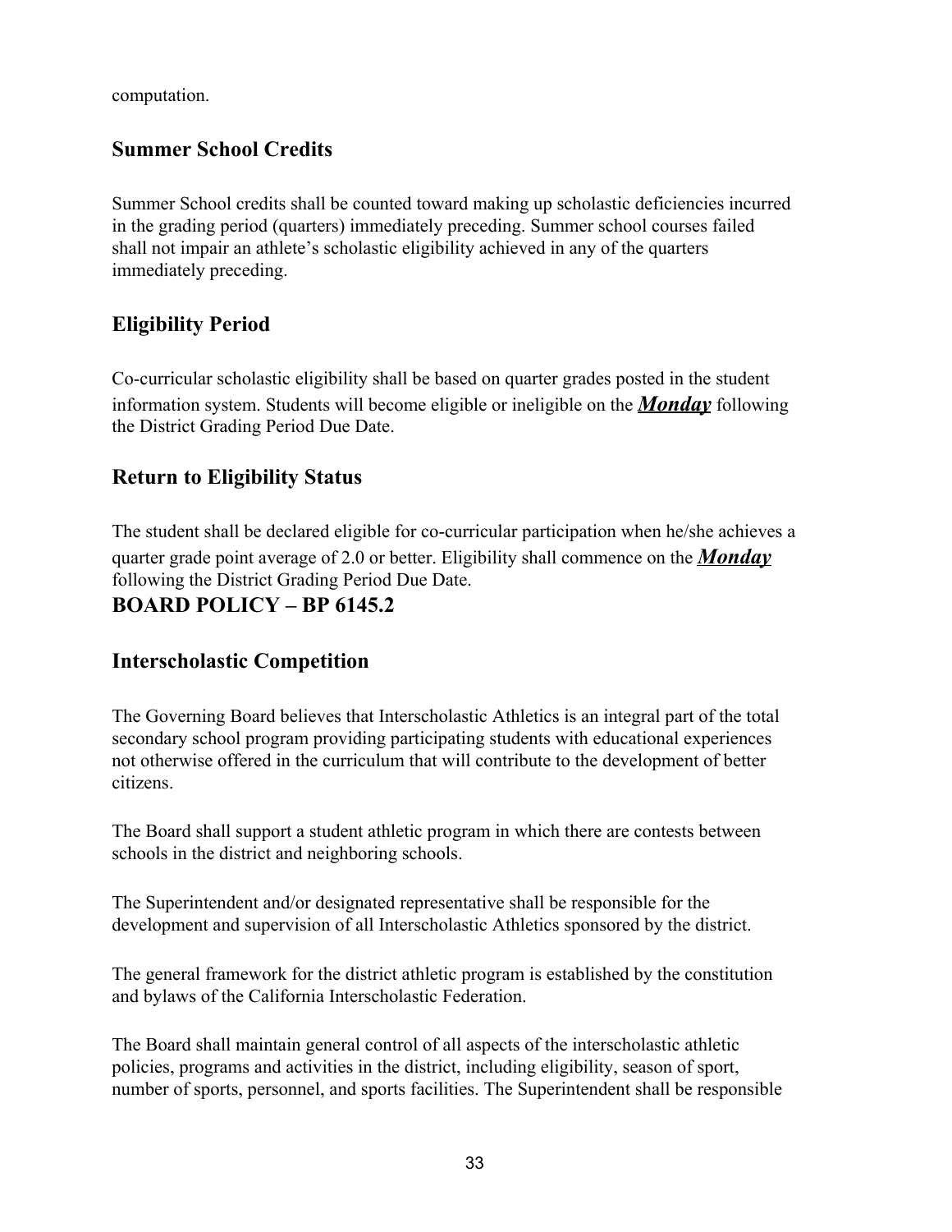computation.

## Summer School Credits

Summer School credits shall be counted toward making up scholastic deficiencies incurred in the grading period (quarters) immediately preceding. Summer school courses failed shall not impair an athlete's scholastic eligibility achieved in any of the quarters immediately preceding.

## Eligibility Period

Co-curricular scholastic eligibility shall be based on quarter grades posted in the student information system. Students will become eligible or ineligible on the ***Monday*** following the District Grading Period Due Date.

## Return to Eligibility Status

The student shall be declared eligible for co-curricular participation when he/she achieves a quarter grade point average of 2.0 or better. Eligibility shall commence on the ***Monday*** following the District Grading Period Due Date.

# BOARD POLICY – BP 6145.2

## Interscholastic Competition

The Governing Board believes that Interscholastic Athletics is an integral part of the total secondary school program providing participating students with educational experiences not otherwise offered in the curriculum that will contribute to the development of better citizens.

The Board shall support a student athletic program in which there are contests between schools in the district and neighboring schools.

The Superintendent and/or designated representative shall be responsible for the development and supervision of all Interscholastic Athletics sponsored by the district.

The general framework for the district athletic program is established by the constitution and bylaws of the California Interscholastic Federation.

The Board shall maintain general control of all aspects of the interscholastic athletic policies, programs and activities in the district, including eligibility, season of sport, number of sports, personnel, and sports facilities. The Superintendent shall be responsible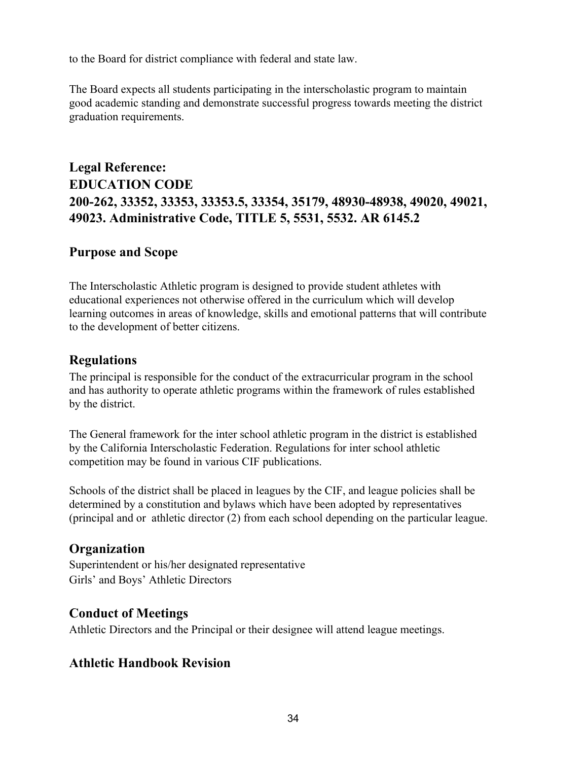to the Board for district compliance with federal and state law.

The Board expects all students participating in the interscholastic program to maintain good academic standing and demonstrate successful progress towards meeting the district graduation requirements.

## Legal Reference:
## EDUCATION CODE
## 200-262, 33352, 33353, 33353.5, 33354, 35179, 48930-48938, 49020, 49021, 49023. Administrative Code, TITLE 5, 5531, 5532. AR 6145.2

### Purpose and Scope

The Interscholastic Athletic program is designed to provide student athletes with educational experiences not otherwise offered in the curriculum which will develop learning outcomes in areas of knowledge, skills and emotional patterns that will contribute to the development of better citizens.

### Regulations

The principal is responsible for the conduct of the extracurricular program in the school and has authority to operate athletic programs within the framework of rules established by the district.

The General framework for the inter school athletic program in the district is established by the California Interscholastic Federation. Regulations for inter school athletic competition may be found in various CIF publications.

Schools of the district shall be placed in leagues by the CIF, and league policies shall be determined by a constitution and bylaws which have been adopted by representatives (principal and or athletic director (2) from each school depending on the particular league.

### Organization

Superintendent or his/her designated representative
Girls' and Boys' Athletic Directors

### Conduct of Meetings

Athletic Directors and the Principal or their designee will attend league meetings.

### Athletic Handbook Revision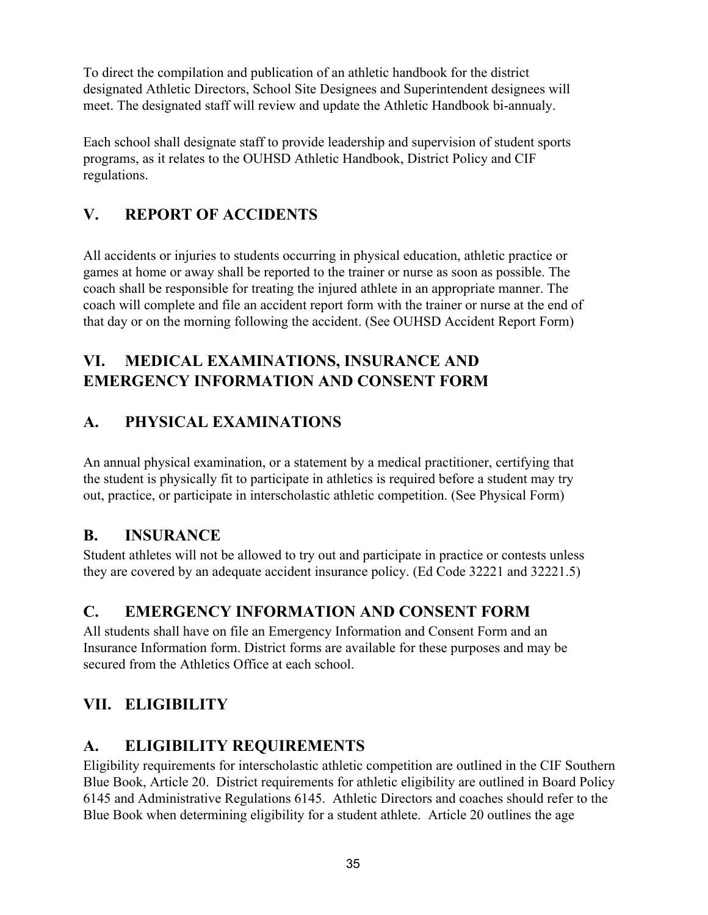To direct the compilation and publication of an athletic handbook for the district designated Athletic Directors, School Site Designees and Superintendent designees will meet. The designated staff will review and update the Athletic Handbook bi-annualy.

Each school shall designate staff to provide leadership and supervision of student sports programs, as it relates to the OUHSD Athletic Handbook, District Policy and CIF regulations.

## V. REPORT OF ACCIDENTS

All accidents or injuries to students occurring in physical education, athletic practice or games at home or away shall be reported to the trainer or nurse as soon as possible. The coach shall be responsible for treating the injured athlete in an appropriate manner. The coach will complete and file an accident report form with the trainer or nurse at the end of that day or on the morning following the accident. (See OUHSD Accident Report Form)

## VI. MEDICAL EXAMINATIONS, INSURANCE AND EMERGENCY INFORMATION AND CONSENT FORM

## A. PHYSICAL EXAMINATIONS

An annual physical examination, or a statement by a medical practitioner, certifying that the student is physically fit to participate in athletics is required before a student may try out, practice, or participate in interscholastic athletic competition. (See Physical Form)

## B. INSURANCE

Student athletes will not be allowed to try out and participate in practice or contests unless they are covered by an adequate accident insurance policy. (Ed Code 32221 and 32221.5)

## C. EMERGENCY INFORMATION AND CONSENT FORM

All students shall have on file an Emergency Information and Consent Form and an Insurance Information form. District forms are available for these purposes and may be secured from the Athletics Office at each school.

## VII. ELIGIBILITY

## A. ELIGIBILITY REQUIREMENTS

Eligibility requirements for interscholastic athletic competition are outlined in the CIF Southern Blue Book, Article 20. District requirements for athletic eligibility are outlined in Board Policy 6145 and Administrative Regulations 6145. Athletic Directors and coaches should refer to the Blue Book when determining eligibility for a student athlete. Article 20 outlines the age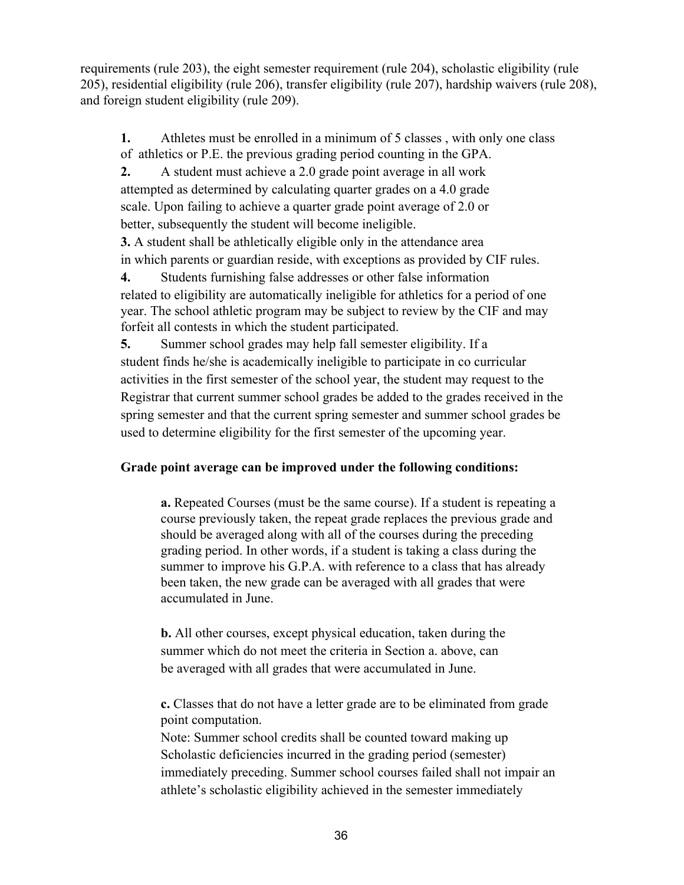requirements (rule 203), the eight semester requirement (rule 204), scholastic eligibility (rule 205), residential eligibility (rule 206), transfer eligibility (rule 207), hardship waivers (rule 208), and foreign student eligibility (rule 209).

**1.** Athletes must be enrolled in a minimum of 5 classes , with only one class of athletics or P.E. the previous grading period counting in the GPA.

**2.** A student must achieve a 2.0 grade point average in all work attempted as determined by calculating quarter grades on a 4.0 grade scale. Upon failing to achieve a quarter grade point average of 2.0 or better, subsequently the student will become ineligible.

**3.** A student shall be athletically eligible only in the attendance area in which parents or guardian reside, with exceptions as provided by CIF rules.

**4.** Students furnishing false addresses or other false information related to eligibility are automatically ineligible for athletics for a period of one year. The school athletic program may be subject to review by the CIF and may forfeit all contests in which the student participated.

**5.** Summer school grades may help fall semester eligibility. If a student finds he/she is academically ineligible to participate in co curricular activities in the first semester of the school year, the student may request to the Registrar that current summer school grades be added to the grades received in the spring semester and that the current spring semester and summer school grades be used to determine eligibility for the first semester of the upcoming year.

**Grade point average can be improved under the following conditions:**

**a.** Repeated Courses (must be the same course). If a student is repeating a course previously taken, the repeat grade replaces the previous grade and should be averaged along with all of the courses during the preceding grading period. In other words, if a student is taking a class during the summer to improve his G.P.A. with reference to a class that has already been taken, the new grade can be averaged with all grades that were accumulated in June.

**b.** All other courses, except physical education, taken during the summer which do not meet the criteria in Section a. above, can be averaged with all grades that were accumulated in June.

**c.** Classes that do not have a letter grade are to be eliminated from grade point computation.

Note: Summer school credits shall be counted toward making up Scholastic deficiencies incurred in the grading period (semester) immediately preceding. Summer school courses failed shall not impair an athlete's scholastic eligibility achieved in the semester immediately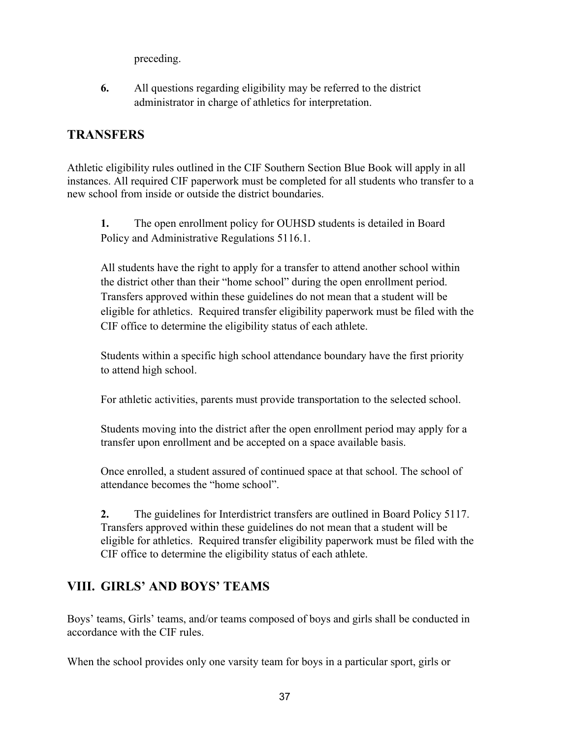preceding.

6. All questions regarding eligibility may be referred to the district administrator in charge of athletics for interpretation.

## TRANSFERS

Athletic eligibility rules outlined in the CIF Southern Section Blue Book will apply in all instances. All required CIF paperwork must be completed for all students who transfer to a new school from inside or outside the district boundaries.

**1.** The open enrollment policy for OUHSD students is detailed in Board Policy and Administrative Regulations 5116.1.

All students have the right to apply for a transfer to attend another school within the district other than their "home school" during the open enrollment period. Transfers approved within these guidelines do not mean that a student will be eligible for athletics. Required transfer eligibility paperwork must be filed with the CIF office to determine the eligibility status of each athlete.

Students within a specific high school attendance boundary have the first priority to attend high school.

For athletic activities, parents must provide transportation to the selected school.

Students moving into the district after the open enrollment period may apply for a transfer upon enrollment and be accepted on a space available basis.

Once enrolled, a student assured of continued space at that school. The school of attendance becomes the "home school".

**2.** The guidelines for Interdistrict transfers are outlined in Board Policy 5117. Transfers approved within these guidelines do not mean that a student will be eligible for athletics. Required transfer eligibility paperwork must be filed with the CIF office to determine the eligibility status of each athlete.

## VIII. GIRLS' AND BOYS' TEAMS

Boys' teams, Girls' teams, and/or teams composed of boys and girls shall be conducted in accordance with the CIF rules.

When the school provides only one varsity team for boys in a particular sport, girls or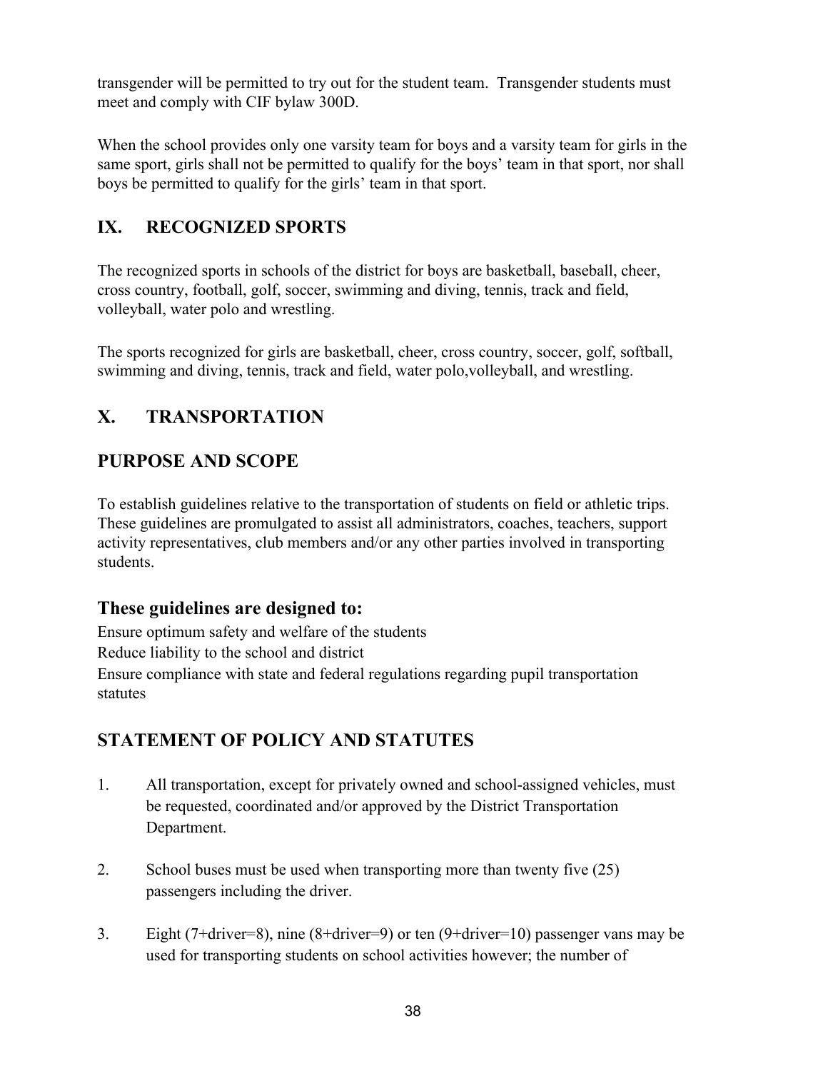transgender will be permitted to try out for the student team. Transgender students must meet and comply with CIF bylaw 300D.

When the school provides only one varsity team for boys and a varsity team for girls in the same sport, girls shall not be permitted to qualify for the boys' team in that sport, nor shall boys be permitted to qualify for the girls' team in that sport.

## IX. RECOGNIZED SPORTS

The recognized sports in schools of the district for boys are basketball, baseball, cheer, cross country, football, golf, soccer, swimming and diving, tennis, track and field, volleyball, water polo and wrestling.

The sports recognized for girls are basketball, cheer, cross country, soccer, golf, softball, swimming and diving, tennis, track and field, water polo,volleyball, and wrestling.

## X. TRANSPORTATION

## PURPOSE AND SCOPE

To establish guidelines relative to the transportation of students on field or athletic trips. These guidelines are promulgated to assist all administrators, coaches, teachers, support activity representatives, club members and/or any other parties involved in transporting students.

### These guidelines are designed to:

Ensure optimum safety and welfare of the students
Reduce liability to the school and district
Ensure compliance with state and federal regulations regarding pupil transportation statutes

## STATEMENT OF POLICY AND STATUTES

1. All transportation, except for privately owned and school-assigned vehicles, must be requested, coordinated and/or approved by the District Transportation Department.

2. School buses must be used when transporting more than twenty five (25) passengers including the driver.

3. Eight (7+driver=8), nine (8+driver=9) or ten (9+driver=10) passenger vans may be used for transporting students on school activities however; the number of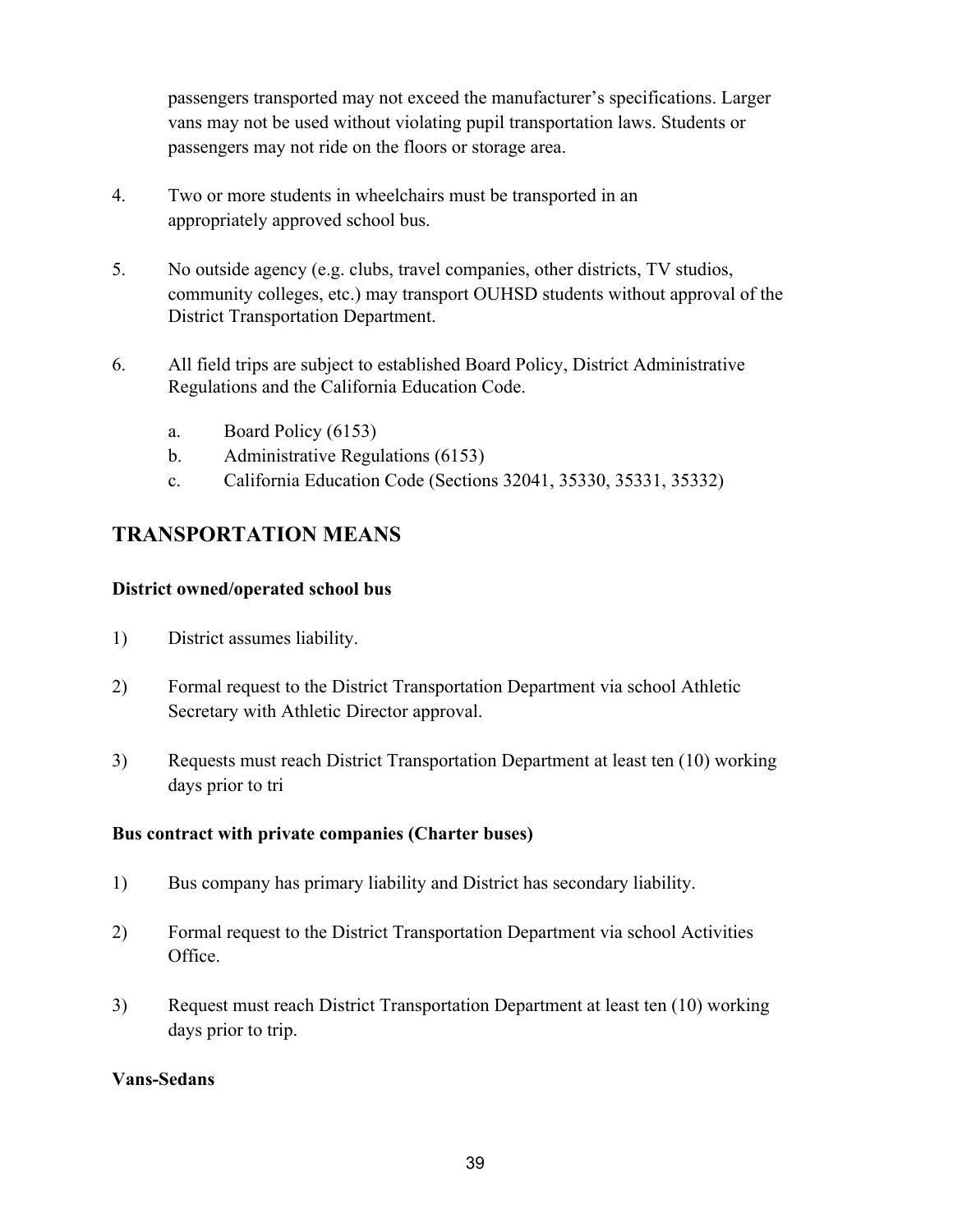passengers transported may not exceed the manufacturer's specifications. Larger vans may not be used without violating pupil transportation laws. Students or passengers may not ride on the floors or storage area.

4. Two or more students in wheelchairs must be transported in an appropriately approved school bus.

5. No outside agency (e.g. clubs, travel companies, other districts, TV studios, community colleges, etc.) may transport OUHSD students without approval of the District Transportation Department.

6. All field trips are subject to established Board Policy, District Administrative Regulations and the California Education Code.

   a. Board Policy (6153)
   b. Administrative Regulations (6153)
   c. California Education Code (Sections 32041, 35330, 35331, 35332)

## TRANSPORTATION MEANS

**District owned/operated school bus**

1) District assumes liability.

2) Formal request to the District Transportation Department via school Athletic Secretary with Athletic Director approval.

3) Requests must reach District Transportation Department at least ten (10) working days prior to tri

**Bus contract with private companies (Charter buses)**

1) Bus company has primary liability and District has secondary liability.

2) Formal request to the District Transportation Department via school Activities Office.

3) Request must reach District Transportation Department at least ten (10) working days prior to trip.

**Vans-Sedans**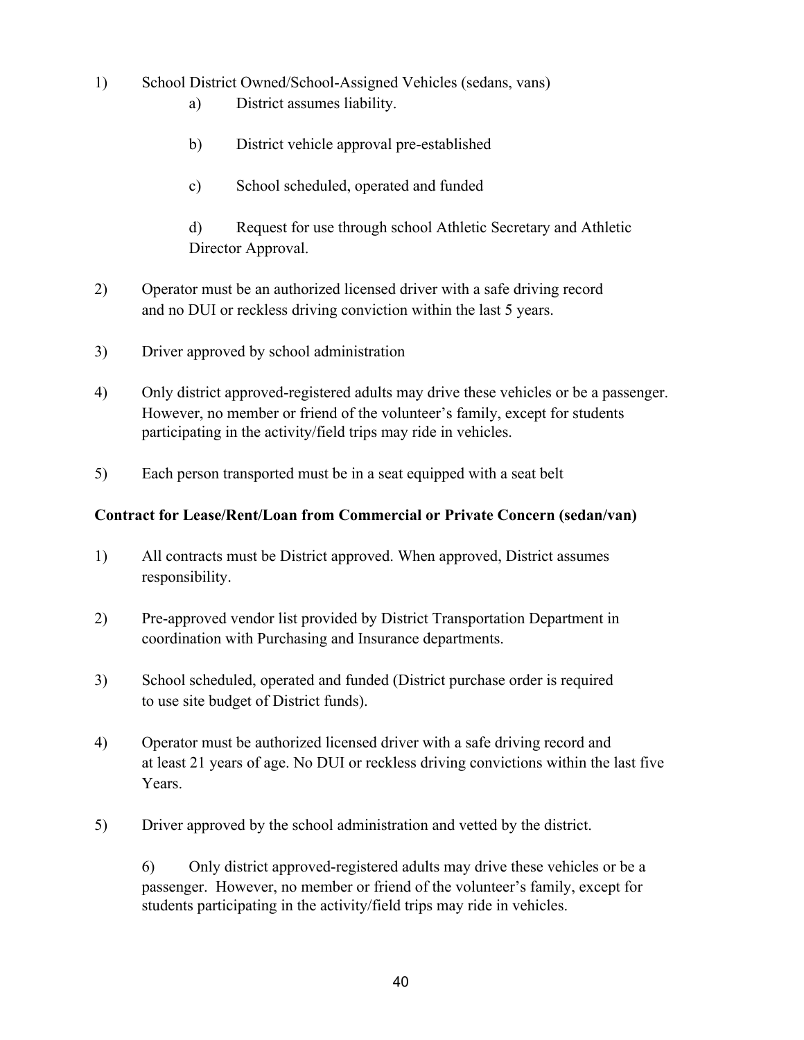1) School District Owned/School-Assigned Vehicles (sedans, vans)

    a) District assumes liability.

    b) District vehicle approval pre-established

    c) School scheduled, operated and funded

    d) Request for use through school Athletic Secretary and Athletic Director Approval.

2) Operator must be an authorized licensed driver with a safe driving record and no DUI or reckless driving conviction within the last 5 years.

3) Driver approved by school administration

4) Only district approved-registered adults may drive these vehicles or be a passenger. However, no member or friend of the volunteer's family, except for students participating in the activity/field trips may ride in vehicles.

5) Each person transported must be in a seat equipped with a seat belt

**Contract for Lease/Rent/Loan from Commercial or Private Concern (sedan/van)**

1) All contracts must be District approved. When approved, District assumes responsibility.

2) Pre-approved vendor list provided by District Transportation Department in coordination with Purchasing and Insurance departments.

3) School scheduled, operated and funded (District purchase order is required to use site budget of District funds).

4) Operator must be authorized licensed driver with a safe driving record and at least 21 years of age. No DUI or reckless driving convictions within the last five Years.

5) Driver approved by the school administration and vetted by the district.

6) Only district approved-registered adults may drive these vehicles or be a passenger. However, no member or friend of the volunteer's family, except for students participating in the activity/field trips may ride in vehicles.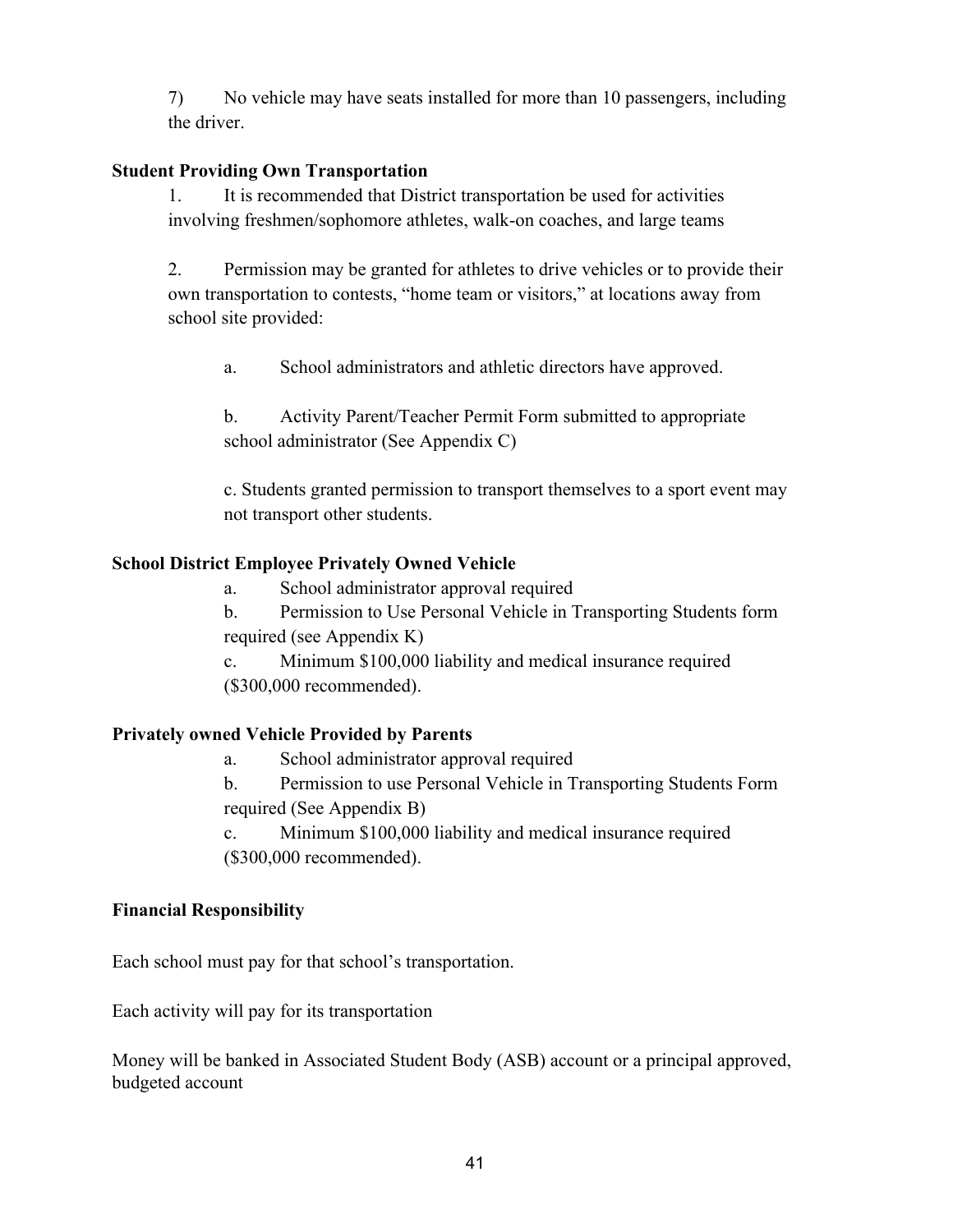7) No vehicle may have seats installed for more than 10 passengers, including the driver.

**Student Providing Own Transportation**

1. It is recommended that District transportation be used for activities involving freshmen/sophomore athletes, walk-on coaches, and large teams

2. Permission may be granted for athletes to drive vehicles or to provide their own transportation to contests, "home team or visitors," at locations away from school site provided:

   a. School administrators and athletic directors have approved.

   b. Activity Parent/Teacher Permit Form submitted to appropriate school administrator (See Appendix C)

   c. Students granted permission to transport themselves to a sport event may not transport other students.

**School District Employee Privately Owned Vehicle**

a. School administrator approval required  
b. Permission to Use Personal Vehicle in Transporting Students form required (see Appendix K)  
c. Minimum $100,000 liability and medical insurance required ($300,000 recommended).

**Privately owned Vehicle Provided by Parents**

a. School administrator approval required  
b. Permission to use Personal Vehicle in Transporting Students Form required (See Appendix B)  
c. Minimum $100,000 liability and medical insurance required ($300,000 recommended).

**Financial Responsibility**

Each school must pay for that school's transportation.

Each activity will pay for its transportation

Money will be banked in Associated Student Body (ASB) account or a principal approved, budgeted account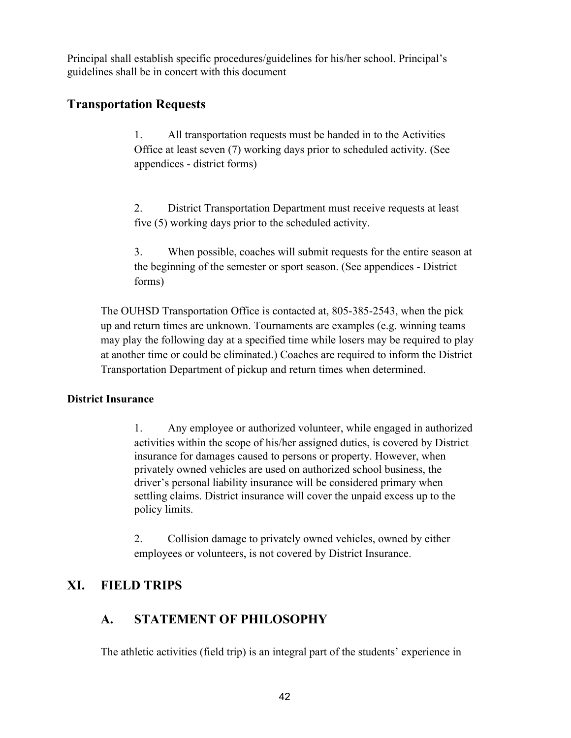Principal shall establish specific procedures/guidelines for his/her school. Principal's guidelines shall be in concert with this document

## Transportation Requests

1. All transportation requests must be handed in to the Activities Office at least seven (7) working days prior to scheduled activity. (See appendices - district forms)

2. District Transportation Department must receive requests at least five (5) working days prior to the scheduled activity.

3. When possible, coaches will submit requests for the entire season at the beginning of the semester or sport season. (See appendices - District forms)

The OUHSD Transportation Office is contacted at, 805-385-2543, when the pick up and return times are unknown. Tournaments are examples (e.g. winning teams may play the following day at a specified time while losers may be required to play at another time or could be eliminated.) Coaches are required to inform the District Transportation Department of pickup and return times when determined.

### District Insurance

1. Any employee or authorized volunteer, while engaged in authorized activities within the scope of his/her assigned duties, is covered by District insurance for damages caused to persons or property. However, when privately owned vehicles are used on authorized school business, the driver's personal liability insurance will be considered primary when settling claims. District insurance will cover the unpaid excess up to the policy limits.

2. Collision damage to privately owned vehicles, owned by either employees or volunteers, is not covered by District Insurance.

## XI. FIELD TRIPS

## A. STATEMENT OF PHILOSOPHY

The athletic activities (field trip) is an integral part of the students' experience in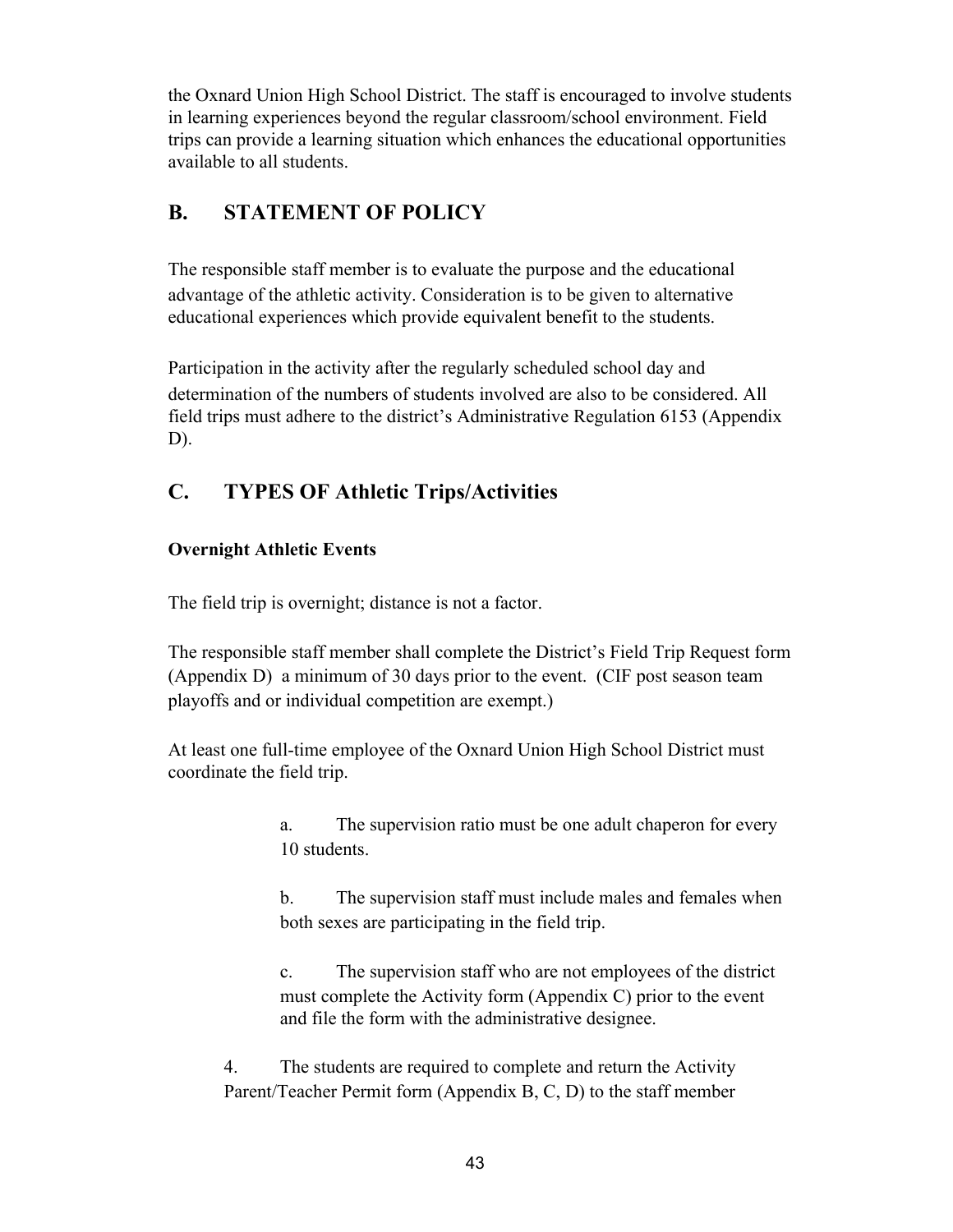the Oxnard Union High School District. The staff is encouraged to involve students in learning experiences beyond the regular classroom/school environment. Field trips can provide a learning situation which enhances the educational opportunities available to all students.

## B. STATEMENT OF POLICY

The responsible staff member is to evaluate the purpose and the educational advantage of the athletic activity. Consideration is to be given to alternative educational experiences which provide equivalent benefit to the students.

Participation in the activity after the regularly scheduled school day and determination of the numbers of students involved are also to be considered. All field trips must adhere to the district's Administrative Regulation 6153 (Appendix D).

## C. TYPES OF Athletic Trips/Activities

**Overnight Athletic Events**

The field trip is overnight; distance is not a factor.

The responsible staff member shall complete the District's Field Trip Request form (Appendix D) a minimum of 30 days prior to the event. (CIF post season team playoffs and or individual competition are exempt.)

At least one full-time employee of the Oxnard Union High School District must coordinate the field trip.

a. The supervision ratio must be one adult chaperon for every 10 students.

b. The supervision staff must include males and females when both sexes are participating in the field trip.

c. The supervision staff who are not employees of the district must complete the Activity form (Appendix C) prior to the event and file the form with the administrative designee.

4. The students are required to complete and return the Activity Parent/Teacher Permit form (Appendix B, C, D) to the staff member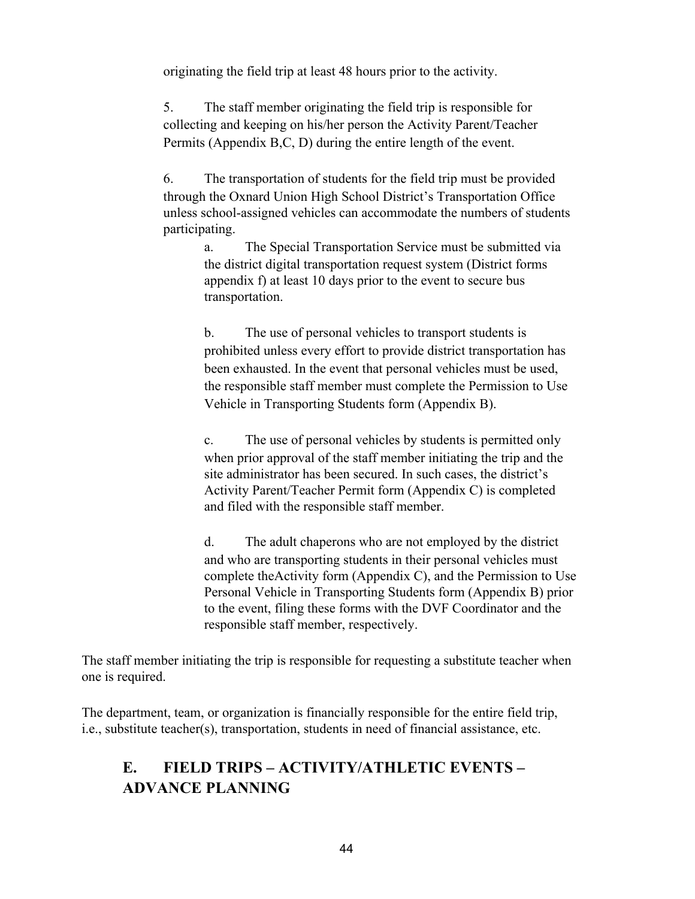originating the field trip at least 48 hours prior to the activity.

5. The staff member originating the field trip is responsible for collecting and keeping on his/her person the Activity Parent/Teacher Permits (Appendix B,C, D) during the entire length of the event.

6. The transportation of students for the field trip must be provided through the Oxnard Union High School District's Transportation Office unless school-assigned vehicles can accommodate the numbers of students participating.

   a. The Special Transportation Service must be submitted via the district digital transportation request system (District forms appendix f) at least 10 days prior to the event to secure bus transportation.

   b. The use of personal vehicles to transport students is prohibited unless every effort to provide district transportation has been exhausted. In the event that personal vehicles must be used, the responsible staff member must complete the Permission to Use Vehicle in Transporting Students form (Appendix B).

   c. The use of personal vehicles by students is permitted only when prior approval of the staff member initiating the trip and the site administrator has been secured. In such cases, the district's Activity Parent/Teacher Permit form (Appendix C) is completed and filed with the responsible staff member.

   d. The adult chaperons who are not employed by the district and who are transporting students in their personal vehicles must complete theActivity form (Appendix C), and the Permission to Use Personal Vehicle in Transporting Students form (Appendix B) prior to the event, filing these forms with the DVF Coordinator and the responsible staff member, respectively.

The staff member initiating the trip is responsible for requesting a substitute teacher when one is required.

The department, team, or organization is financially responsible for the entire field trip, i.e., substitute teacher(s), transportation, students in need of financial assistance, etc.

## E. FIELD TRIPS – ACTIVITY/ATHLETIC EVENTS – ADVANCE PLANNING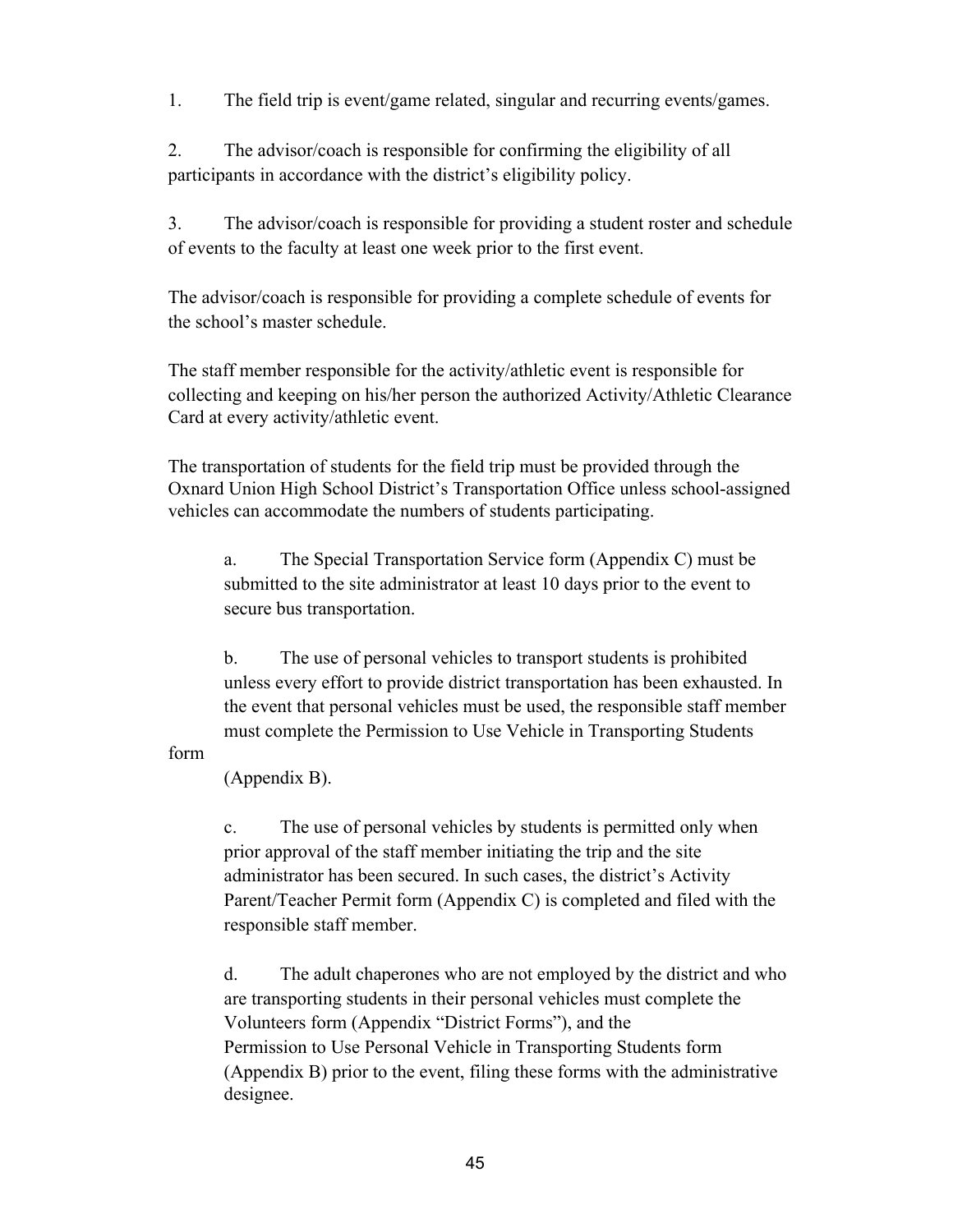1. The field trip is event/game related, singular and recurring events/games.

2. The advisor/coach is responsible for confirming the eligibility of all participants in accordance with the district's eligibility policy.

3. The advisor/coach is responsible for providing a student roster and schedule of events to the faculty at least one week prior to the first event.

The advisor/coach is responsible for providing a complete schedule of events for the school's master schedule.

The staff member responsible for the activity/athletic event is responsible for collecting and keeping on his/her person the authorized Activity/Athletic Clearance Card at every activity/athletic event.

The transportation of students for the field trip must be provided through the Oxnard Union High School District's Transportation Office unless school-assigned vehicles can accommodate the numbers of students participating.

> a. The Special Transportation Service form (Appendix C) must be submitted to the site administrator at least 10 days prior to the event to secure bus transportation.
>
> b. The use of personal vehicles to transport students is prohibited unless every effort to provide district transportation has been exhausted. In the event that personal vehicles must be used, the responsible staff member must complete the Permission to Use Vehicle in Transporting Students form (Appendix B).
>
> c. The use of personal vehicles by students is permitted only when prior approval of the staff member initiating the trip and the site administrator has been secured. In such cases, the district's Activity Parent/Teacher Permit form (Appendix C) is completed and filed with the responsible staff member.
>
> d. The adult chaperones who are not employed by the district and who are transporting students in their personal vehicles must complete the Volunteers form (Appendix "District Forms"), and the Permission to Use Personal Vehicle in Transporting Students form (Appendix B) prior to the event, filing these forms with the administrative designee.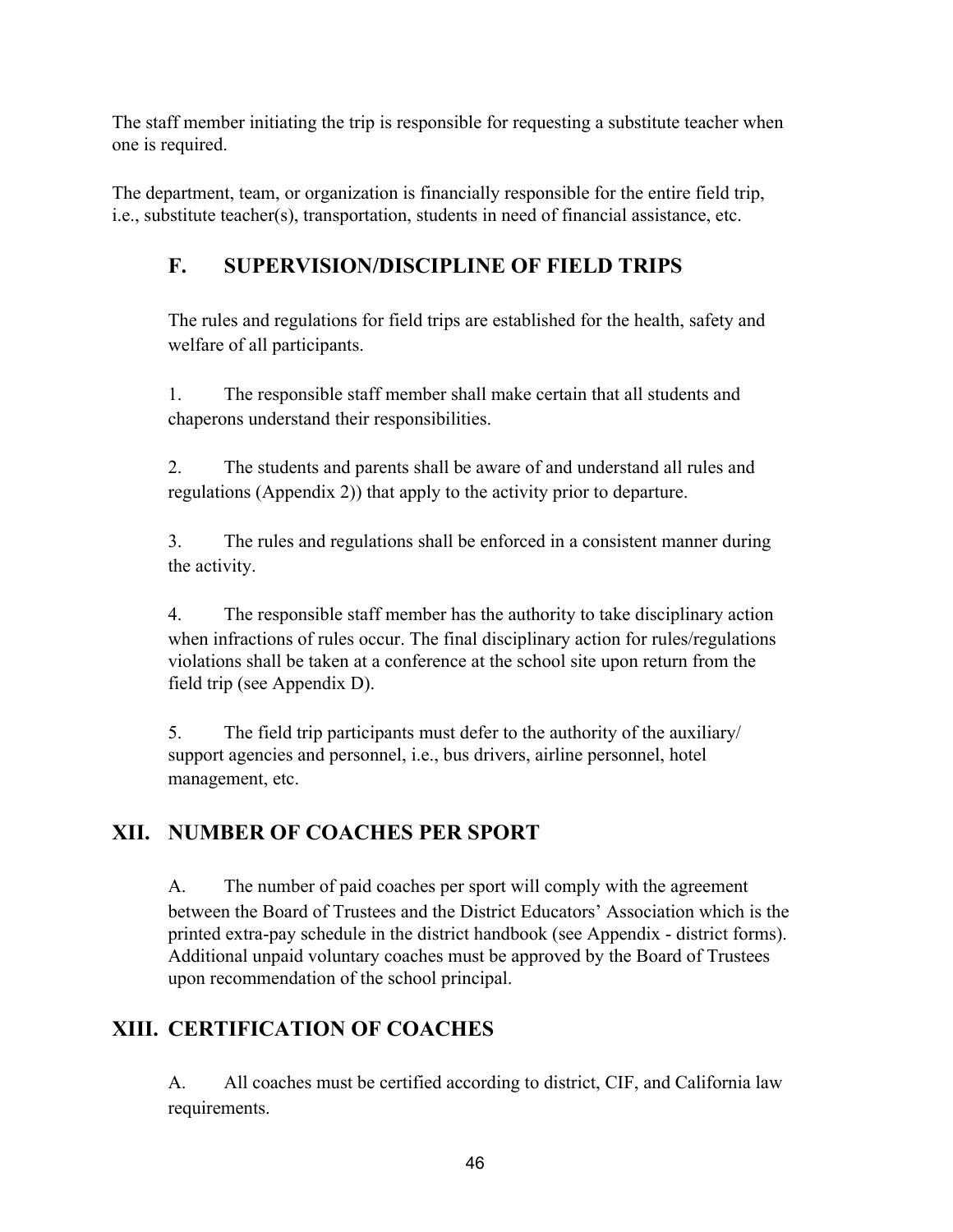The staff member initiating the trip is responsible for requesting a substitute teacher when one is required.

The department, team, or organization is financially responsible for the entire field trip, i.e., substitute teacher(s), transportation, students in need of financial assistance, etc.

### F. SUPERVISION/DISCIPLINE OF FIELD TRIPS

The rules and regulations for field trips are established for the health, safety and welfare of all participants.

1. The responsible staff member shall make certain that all students and chaperons understand their responsibilities.

2. The students and parents shall be aware of and understand all rules and regulations (Appendix 2)) that apply to the activity prior to departure.

3. The rules and regulations shall be enforced in a consistent manner during the activity.

4. The responsible staff member has the authority to take disciplinary action when infractions of rules occur. The final disciplinary action for rules/regulations violations shall be taken at a conference at the school site upon return from the field trip (see Appendix D).

5. The field trip participants must defer to the authority of the auxiliary/ support agencies and personnel, i.e., bus drivers, airline personnel, hotel management, etc.

## XII. NUMBER OF COACHES PER SPORT

A. The number of paid coaches per sport will comply with the agreement between the Board of Trustees and the District Educators' Association which is the printed extra-pay schedule in the district handbook (see Appendix - district forms). Additional unpaid voluntary coaches must be approved by the Board of Trustees upon recommendation of the school principal.

## XIII. CERTIFICATION OF COACHES

A. All coaches must be certified according to district, CIF, and California law requirements.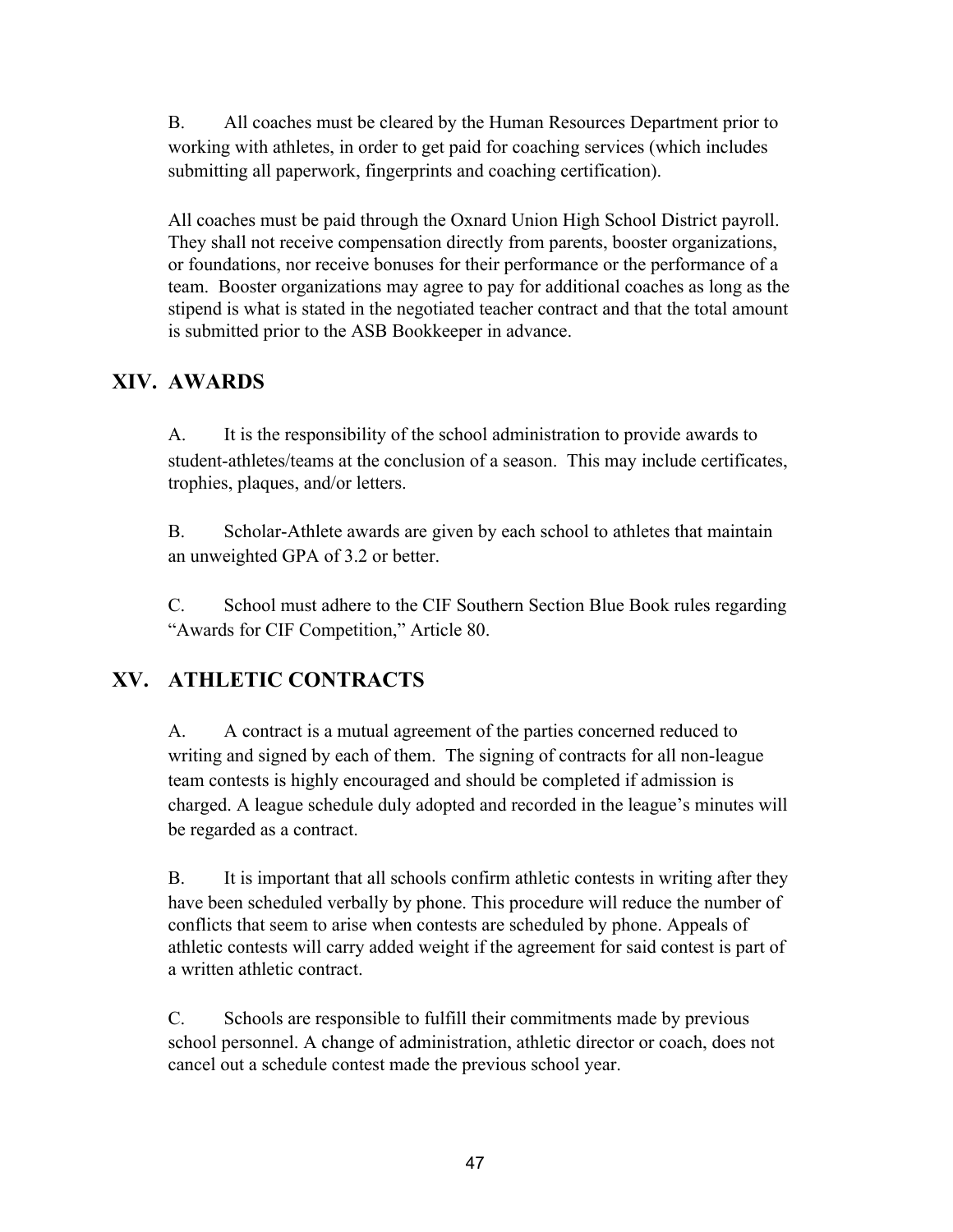B. All coaches must be cleared by the Human Resources Department prior to working with athletes, in order to get paid for coaching services (which includes submitting all paperwork, fingerprints and coaching certification).

All coaches must be paid through the Oxnard Union High School District payroll. They shall not receive compensation directly from parents, booster organizations, or foundations, nor receive bonuses for their performance or the performance of a team. Booster organizations may agree to pay for additional coaches as long as the stipend is what is stated in the negotiated teacher contract and that the total amount is submitted prior to the ASB Bookkeeper in advance.

## XIV. AWARDS

A. It is the responsibility of the school administration to provide awards to student-athletes/teams at the conclusion of a season. This may include certificates, trophies, plaques, and/or letters.

B. Scholar-Athlete awards are given by each school to athletes that maintain an unweighted GPA of 3.2 or better.

C. School must adhere to the CIF Southern Section Blue Book rules regarding “Awards for CIF Competition,” Article 80.

## XV. ATHLETIC CONTRACTS

A. A contract is a mutual agreement of the parties concerned reduced to writing and signed by each of them. The signing of contracts for all non-league team contests is highly encouraged and should be completed if admission is charged. A league schedule duly adopted and recorded in the league’s minutes will be regarded as a contract.

B. It is important that all schools confirm athletic contests in writing after they have been scheduled verbally by phone. This procedure will reduce the number of conflicts that seem to arise when contests are scheduled by phone. Appeals of athletic contests will carry added weight if the agreement for said contest is part of a written athletic contract.

C. Schools are responsible to fulfill their commitments made by previous school personnel. A change of administration, athletic director or coach, does not cancel out a schedule contest made the previous school year.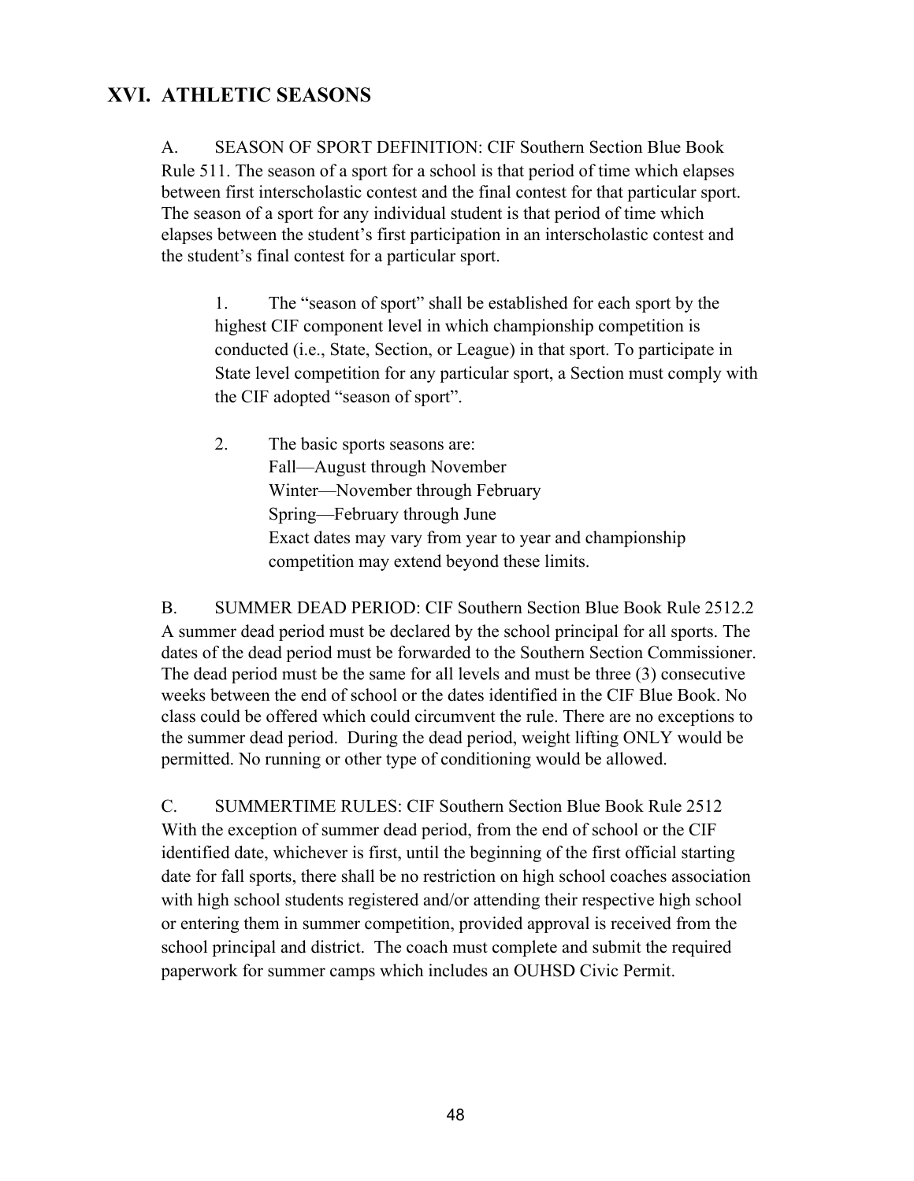## XVI. ATHLETIC SEASONS

A. SEASON OF SPORT DEFINITION: CIF Southern Section Blue Book Rule 511. The season of a sport for a school is that period of time which elapses between first interscholastic contest and the final contest for that particular sport. The season of a sport for any individual student is that period of time which elapses between the student's first participation in an interscholastic contest and the student's final contest for a particular sport.

1. The "season of sport" shall be established for each sport by the highest CIF component level in which championship competition is conducted (i.e., State, Section, or League) in that sport. To participate in State level competition for any particular sport, a Section must comply with the CIF adopted "season of sport".

2. The basic sports seasons are:
   Fall—August through November
   Winter—November through February
   Spring—February through June
   Exact dates may vary from year to year and championship competition may extend beyond these limits.

B. SUMMER DEAD PERIOD: CIF Southern Section Blue Book Rule 2512.2 A summer dead period must be declared by the school principal for all sports. The dates of the dead period must be forwarded to the Southern Section Commissioner. The dead period must be the same for all levels and must be three (3) consecutive weeks between the end of school or the dates identified in the CIF Blue Book. No class could be offered which could circumvent the rule. There are no exceptions to the summer dead period. During the dead period, weight lifting ONLY would be permitted. No running or other type of conditioning would be allowed.

C. SUMMERTIME RULES: CIF Southern Section Blue Book Rule 2512 With the exception of summer dead period, from the end of school or the CIF identified date, whichever is first, until the beginning of the first official starting date for fall sports, there shall be no restriction on high school coaches association with high school students registered and/or attending their respective high school or entering them in summer competition, provided approval is received from the school principal and district. The coach must complete and submit the required paperwork for summer camps which includes an OUHSD Civic Permit.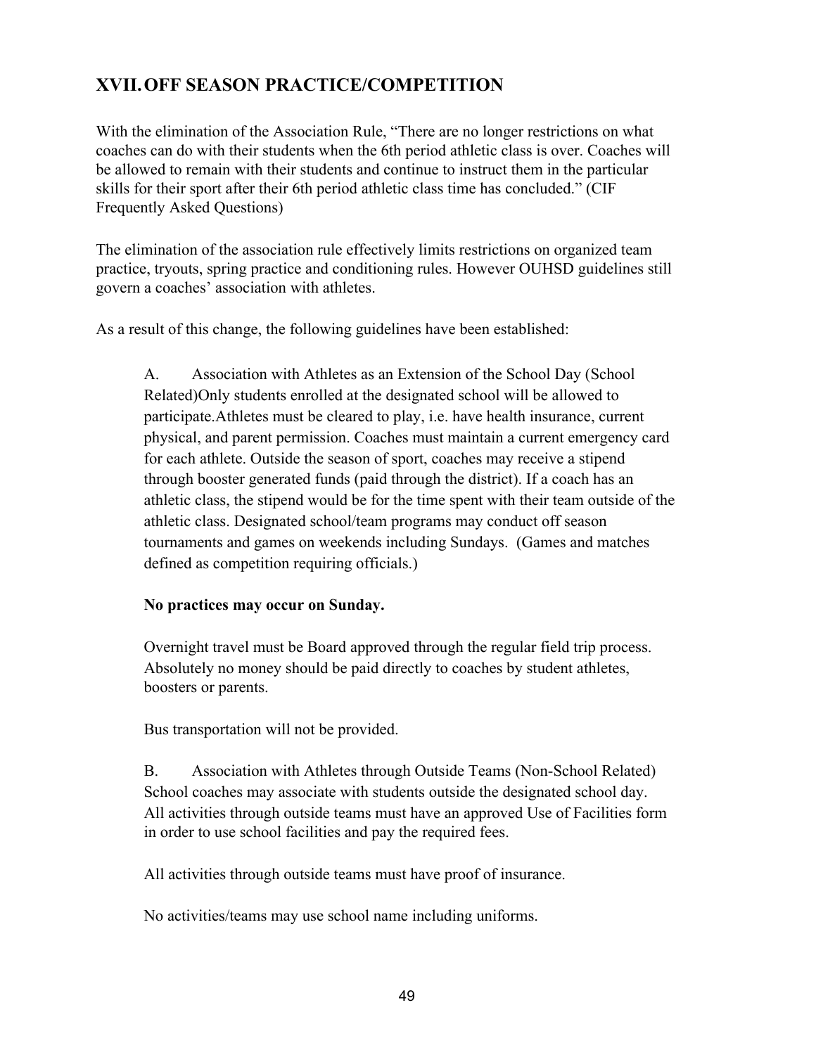## XVII. OFF SEASON PRACTICE/COMPETITION

With the elimination of the Association Rule, "There are no longer restrictions on what coaches can do with their students when the 6th period athletic class is over. Coaches will be allowed to remain with their students and continue to instruct them in the particular skills for their sport after their 6th period athletic class time has concluded." (CIF Frequently Asked Questions)

The elimination of the association rule effectively limits restrictions on organized team practice, tryouts, spring practice and conditioning rules. However OUHSD guidelines still govern a coaches' association with athletes.

As a result of this change, the following guidelines have been established:

A. Association with Athletes as an Extension of the School Day (School Related)Only students enrolled at the designated school will be allowed to participate.Athletes must be cleared to play, i.e. have health insurance, current physical, and parent permission. Coaches must maintain a current emergency card for each athlete. Outside the season of sport, coaches may receive a stipend through booster generated funds (paid through the district). If a coach has an athletic class, the stipend would be for the time spent with their team outside of the athletic class. Designated school/team programs may conduct off season tournaments and games on weekends including Sundays. (Games and matches defined as competition requiring officials.)

**No practices may occur on Sunday.**

Overnight travel must be Board approved through the regular field trip process. Absolutely no money should be paid directly to coaches by student athletes, boosters or parents.

Bus transportation will not be provided.

B. Association with Athletes through Outside Teams (Non-School Related) School coaches may associate with students outside the designated school day. All activities through outside teams must have an approved Use of Facilities form in order to use school facilities and pay the required fees.

All activities through outside teams must have proof of insurance.

No activities/teams may use school name including uniforms.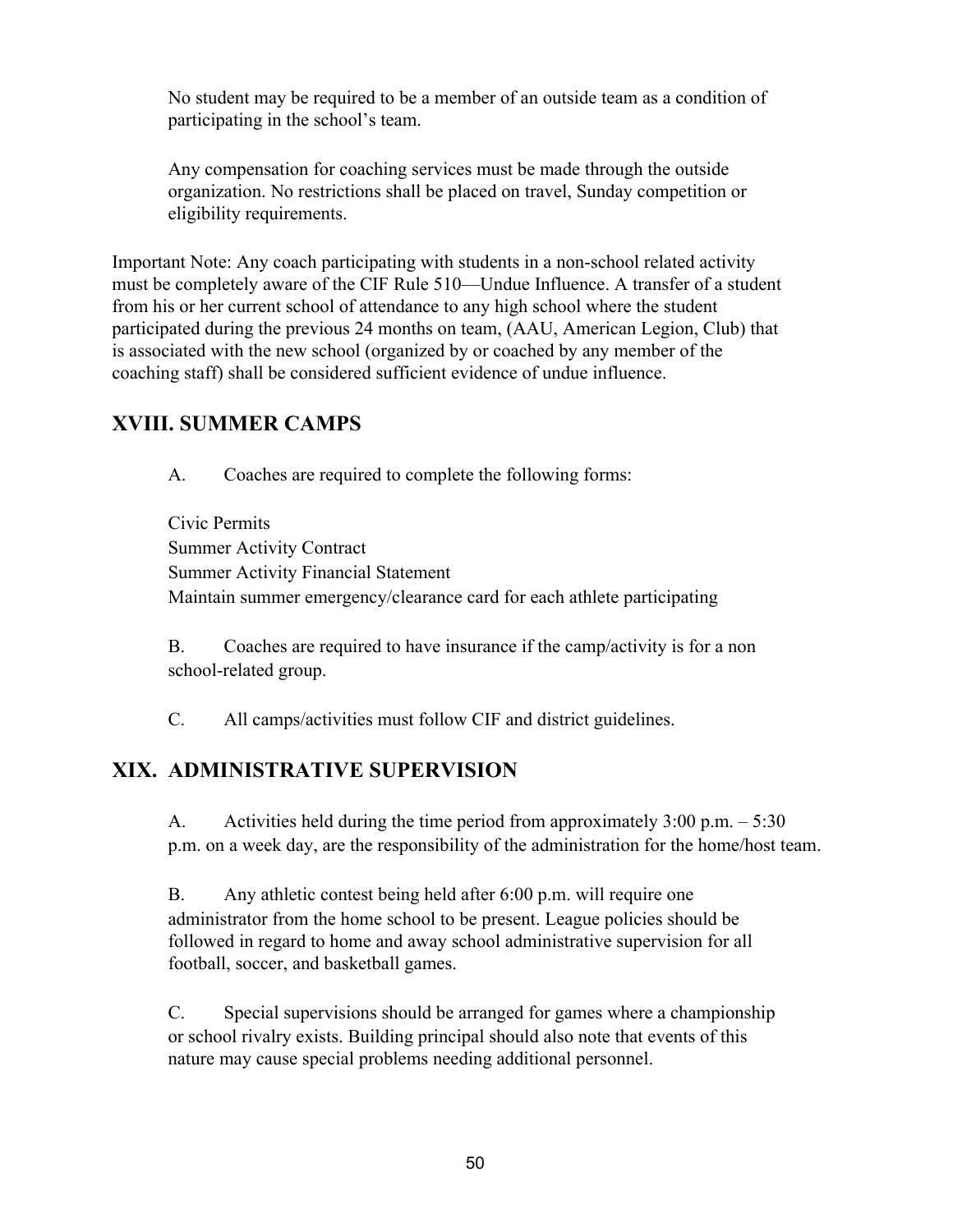No student may be required to be a member of an outside team as a condition of participating in the school's team.

Any compensation for coaching services must be made through the outside organization. No restrictions shall be placed on travel, Sunday competition or eligibility requirements.

Important Note: Any coach participating with students in a non-school related activity must be completely aware of the CIF Rule 510—Undue Influence. A transfer of a student from his or her current school of attendance to any high school where the student participated during the previous 24 months on team, (AAU, American Legion, Club) that is associated with the new school (organized by or coached by any member of the coaching staff) shall be considered sufficient evidence of undue influence.

## XVIII. SUMMER CAMPS

A. Coaches are required to complete the following forms:

Civic Permits
Summer Activity Contract
Summer Activity Financial Statement
Maintain summer emergency/clearance card for each athlete participating

B. Coaches are required to have insurance if the camp/activity is for a non school-related group.

C. All camps/activities must follow CIF and district guidelines.

## XIX. ADMINISTRATIVE SUPERVISION

A. Activities held during the time period from approximately 3:00 p.m. – 5:30 p.m. on a week day, are the responsibility of the administration for the home/host team.

B. Any athletic contest being held after 6:00 p.m. will require one administrator from the home school to be present. League policies should be followed in regard to home and away school administrative supervision for all football, soccer, and basketball games.

C. Special supervisions should be arranged for games where a championship or school rivalry exists. Building principal should also note that events of this nature may cause special problems needing additional personnel.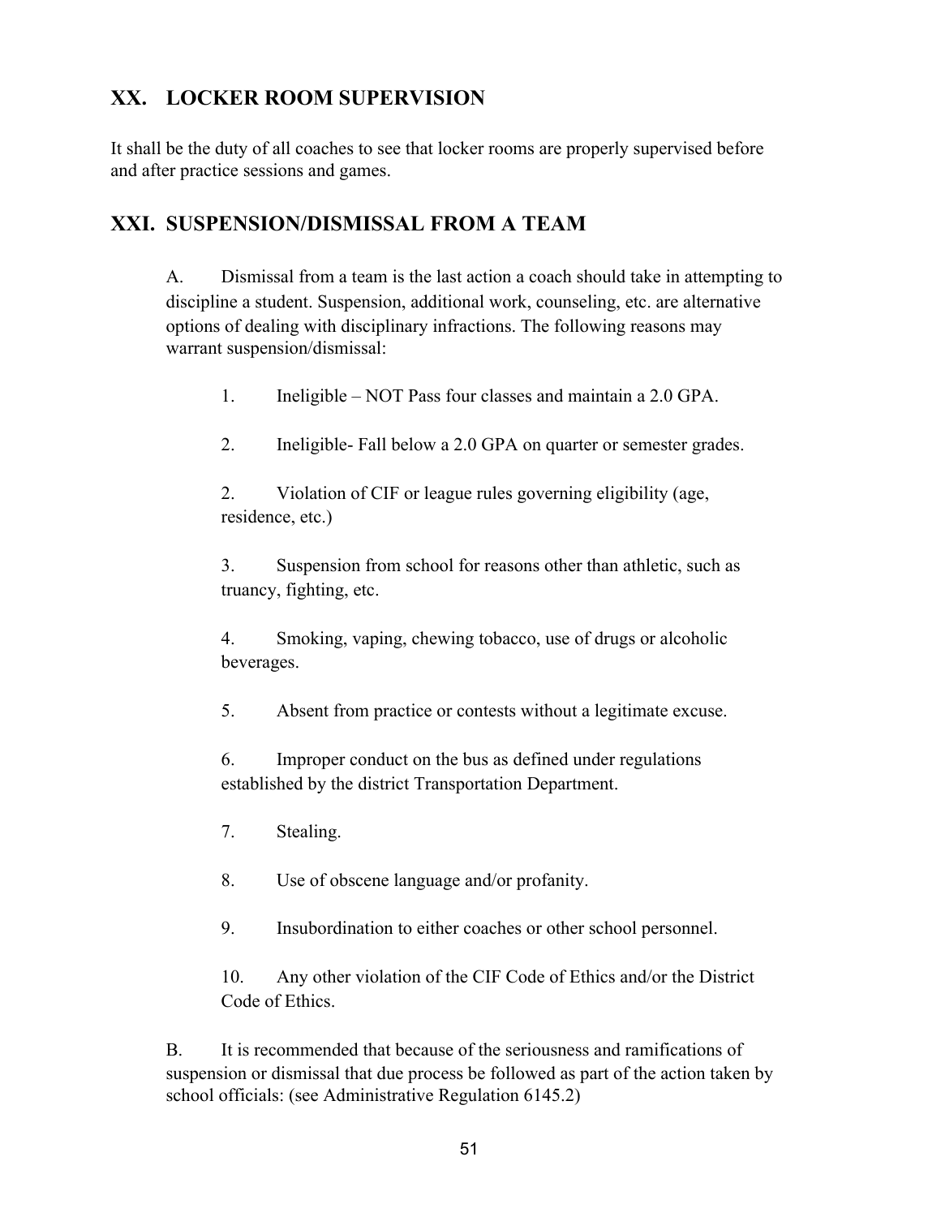## XX. LOCKER ROOM SUPERVISION

It shall be the duty of all coaches to see that locker rooms are properly supervised before and after practice sessions and games.

## XXI. SUSPENSION/DISMISSAL FROM A TEAM

A. Dismissal from a team is the last action a coach should take in attempting to discipline a student. Suspension, additional work, counseling, etc. are alternative options of dealing with disciplinary infractions. The following reasons may warrant suspension/dismissal:

1. Ineligible – NOT Pass four classes and maintain a 2.0 GPA.

2. Ineligible- Fall below a 2.0 GPA on quarter or semester grades.

2. Violation of CIF or league rules governing eligibility (age, residence, etc.)

3. Suspension from school for reasons other than athletic, such as truancy, fighting, etc.

4. Smoking, vaping, chewing tobacco, use of drugs or alcoholic beverages.

5. Absent from practice or contests without a legitimate excuse.

6. Improper conduct on the bus as defined under regulations established by the district Transportation Department.

7. Stealing.

8. Use of obscene language and/or profanity.

9. Insubordination to either coaches or other school personnel.

10. Any other violation of the CIF Code of Ethics and/or the District Code of Ethics.

B. It is recommended that because of the seriousness and ramifications of suspension or dismissal that due process be followed as part of the action taken by school officials: (see Administrative Regulation 6145.2)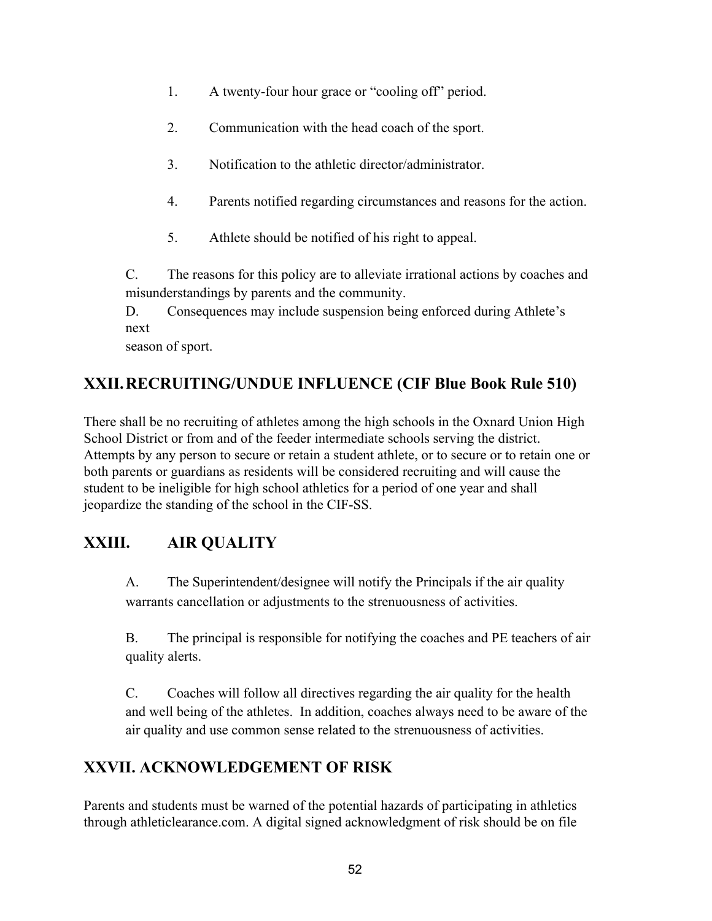1. A twenty-four hour grace or "cooling off" period.
2. Communication with the head coach of the sport.
3. Notification to the athletic director/administrator.
4. Parents notified regarding circumstances and reasons for the action.
5. Athlete should be notified of his right to appeal.

C. The reasons for this policy are to alleviate irrational actions by coaches and misunderstandings by parents and the community.

D. Consequences may include suspension being enforced during Athlete's next season of sport.

## XXII. RECRUITING/UNDUE INFLUENCE (CIF Blue Book Rule 510)

There shall be no recruiting of athletes among the high schools in the Oxnard Union High School District or from and of the feeder intermediate schools serving the district. Attempts by any person to secure or retain a student athlete, or to secure or to retain one or both parents or guardians as residents will be considered recruiting and will cause the student to be ineligible for high school athletics for a period of one year and shall jeopardize the standing of the school in the CIF-SS.

## XXIII. AIR QUALITY

A. The Superintendent/designee will notify the Principals if the air quality warrants cancellation or adjustments to the strenuousness of activities.

B. The principal is responsible for notifying the coaches and PE teachers of air quality alerts.

C. Coaches will follow all directives regarding the air quality for the health and well being of the athletes. In addition, coaches always need to be aware of the air quality and use common sense related to the strenuousness of activities.

## XXVII. ACKNOWLEDGEMENT OF RISK

Parents and students must be warned of the potential hazards of participating in athletics through athleticlearance.com. A digital signed acknowledgment of risk should be on file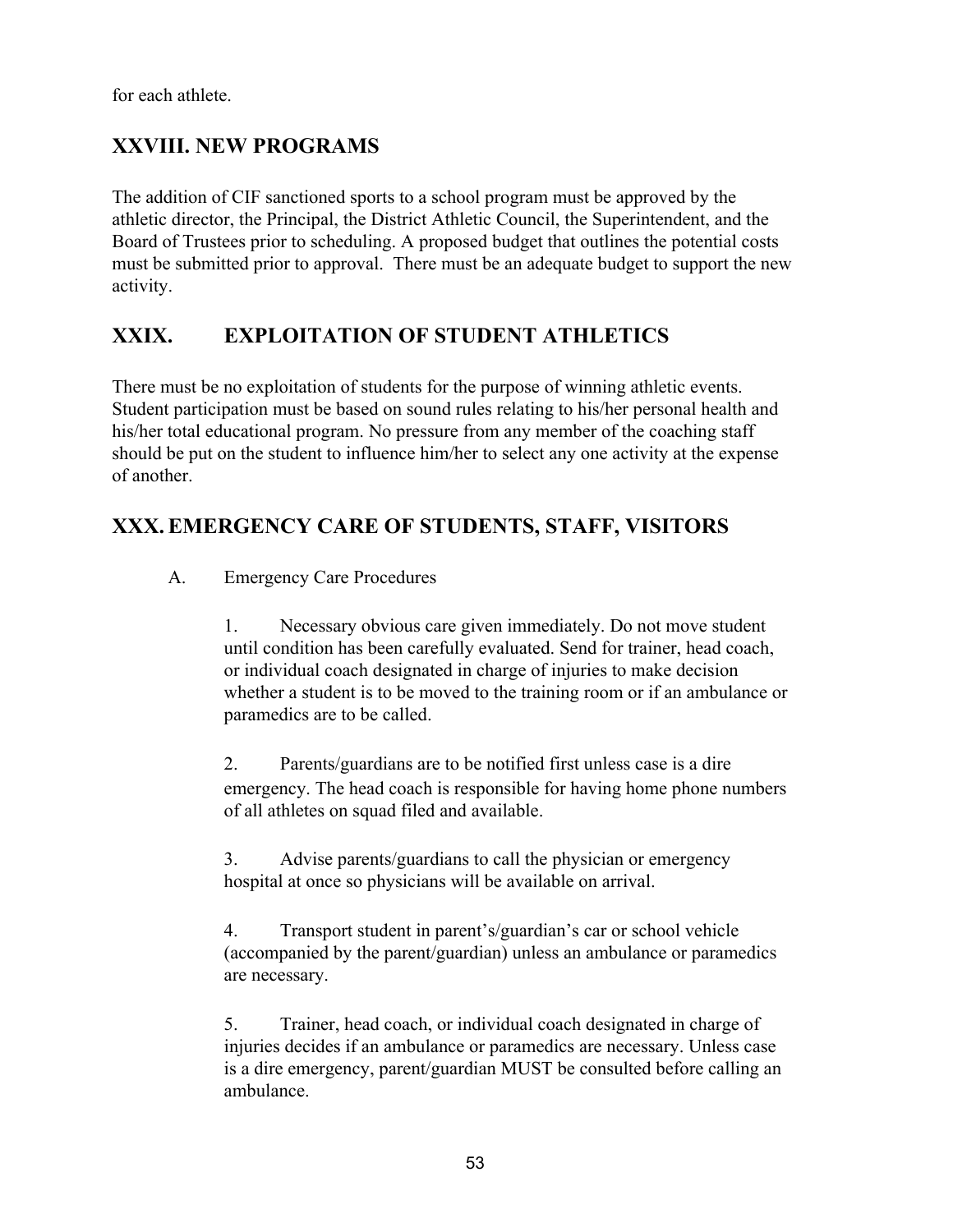for each athlete.

## XXVIII. NEW PROGRAMS

The addition of CIF sanctioned sports to a school program must be approved by the athletic director, the Principal, the District Athletic Council, the Superintendent, and the Board of Trustees prior to scheduling. A proposed budget that outlines the potential costs must be submitted prior to approval. There must be an adequate budget to support the new activity.

## XXIX. EXPLOITATION OF STUDENT ATHLETICS

There must be no exploitation of students for the purpose of winning athletic events. Student participation must be based on sound rules relating to his/her personal health and his/her total educational program. No pressure from any member of the coaching staff should be put on the student to influence him/her to select any one activity at the expense of another.

## XXX. EMERGENCY CARE OF STUDENTS, STAFF, VISITORS

A. Emergency Care Procedures

1. Necessary obvious care given immediately. Do not move student until condition has been carefully evaluated. Send for trainer, head coach, or individual coach designated in charge of injuries to make decision whether a student is to be moved to the training room or if an ambulance or paramedics are to be called.

2. Parents/guardians are to be notified first unless case is a dire emergency. The head coach is responsible for having home phone numbers of all athletes on squad filed and available.

3. Advise parents/guardians to call the physician or emergency hospital at once so physicians will be available on arrival.

4. Transport student in parent's/guardian's car or school vehicle (accompanied by the parent/guardian) unless an ambulance or paramedics are necessary.

5. Trainer, head coach, or individual coach designated in charge of injuries decides if an ambulance or paramedics are necessary. Unless case is a dire emergency, parent/guardian MUST be consulted before calling an ambulance.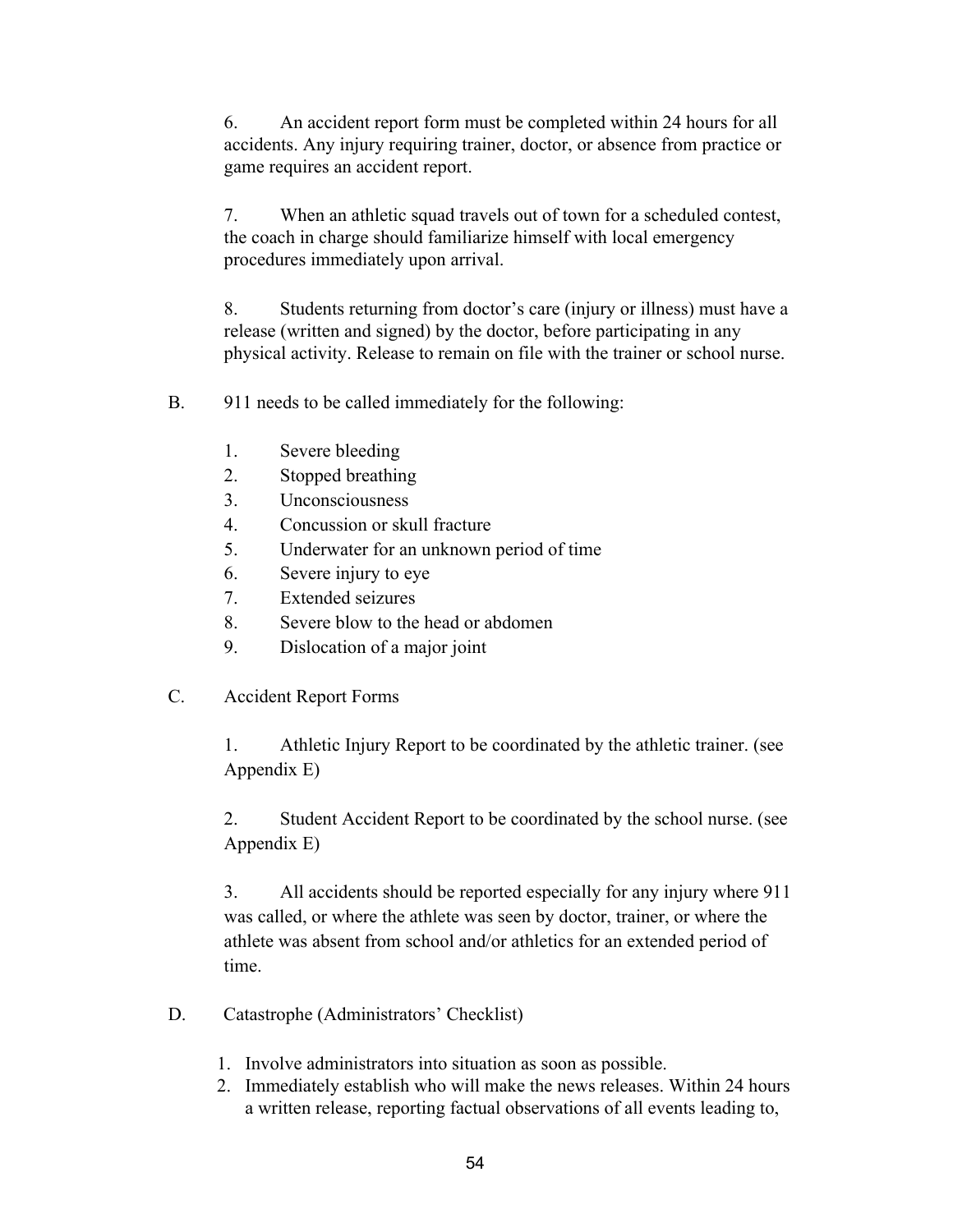6. An accident report form must be completed within 24 hours for all accidents. Any injury requiring trainer, doctor, or absence from practice or game requires an accident report.

7. When an athletic squad travels out of town for a scheduled contest, the coach in charge should familiarize himself with local emergency procedures immediately upon arrival.

8. Students returning from doctor's care (injury or illness) must have a release (written and signed) by the doctor, before participating in any physical activity. Release to remain on file with the trainer or school nurse.

B. 911 needs to be called immediately for the following:

1. Severe bleeding
2. Stopped breathing
3. Unconsciousness
4. Concussion or skull fracture
5. Underwater for an unknown period of time
6. Severe injury to eye
7. Extended seizures
8. Severe blow to the head or abdomen
9. Dislocation of a major joint

C. Accident Report Forms

1. Athletic Injury Report to be coordinated by the athletic trainer. (see Appendix E)

2. Student Accident Report to be coordinated by the school nurse. (see Appendix E)

3. All accidents should be reported especially for any injury where 911 was called, or where the athlete was seen by doctor, trainer, or where the athlete was absent from school and/or athletics for an extended period of time.

D. Catastrophe (Administrators' Checklist)

1. Involve administrators into situation as soon as possible.
2. Immediately establish who will make the news releases. Within 24 hours a written release, reporting factual observations of all events leading to,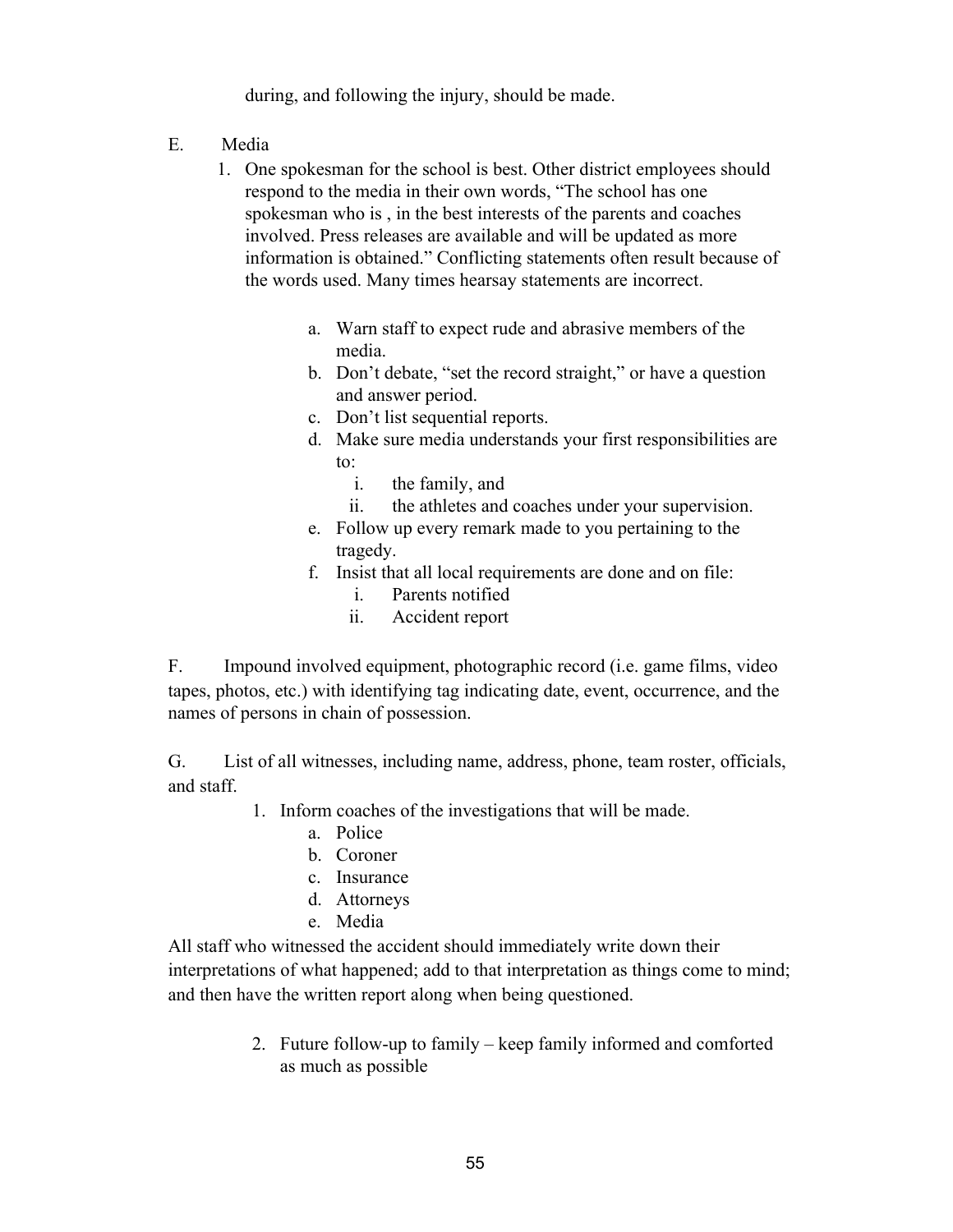during, and following the injury, should be made.

E. Media

1. One spokesman for the school is best. Other district employees should respond to the media in their own words, "The school has one spokesman who is , in the best interests of the parents and coaches involved. Press releases are available and will be updated as more information is obtained." Conflicting statements often result because of the words used. Many times hearsay statements are incorrect.

    a. Warn staff to expect rude and abrasive members of the media.
    b. Don't debate, "set the record straight," or have a question and answer period.
    c. Don't list sequential reports.
    d. Make sure media understands your first responsibilities are to:
        i. the family, and
        ii. the athletes and coaches under your supervision.
    e. Follow up every remark made to you pertaining to the tragedy.
    f. Insist that all local requirements are done and on file:
        i. Parents notified
        ii. Accident report

F. Impound involved equipment, photographic record (i.e. game films, video tapes, photos, etc.) with identifying tag indicating date, event, occurrence, and the names of persons in chain of possession.

G. List of all witnesses, including name, address, phone, team roster, officials, and staff.

1. Inform coaches of the investigations that will be made.
    a. Police
    b. Coroner
    c. Insurance
    d. Attorneys
    e. Media

All staff who witnessed the accident should immediately write down their interpretations of what happened; add to that interpretation as things come to mind; and then have the written report along when being questioned.

2. Future follow-up to family – keep family informed and comforted as much as possible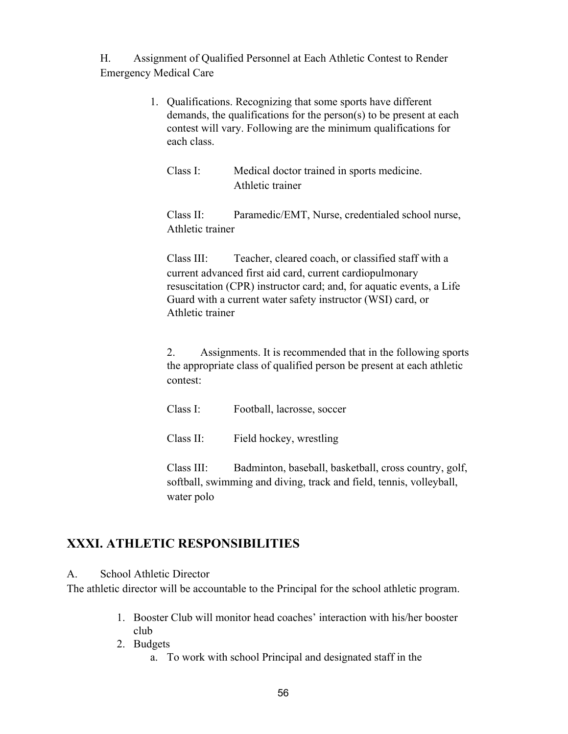H. Assignment of Qualified Personnel at Each Athletic Contest to Render Emergency Medical Care

1. Qualifications. Recognizing that some sports have different demands, the qualifications for the person(s) to be present at each contest will vary. Following are the minimum qualifications for each class.

   Class I: Medical doctor trained in sports medicine. Athletic trainer

   Class II: Paramedic/EMT, Nurse, credentialed school nurse, Athletic trainer

   Class III: Teacher, cleared coach, or classified staff with a current advanced first aid card, current cardiopulmonary resuscitation (CPR) instructor card; and, for aquatic events, a Life Guard with a current water safety instructor (WSI) card, or Athletic trainer

2. Assignments. It is recommended that in the following sports the appropriate class of qualified person be present at each athletic contest:

   Class I: Football, lacrosse, soccer

   Class II: Field hockey, wrestling

   Class III: Badminton, baseball, basketball, cross country, golf, softball, swimming and diving, track and field, tennis, volleyball, water polo

## XXXI. ATHLETIC RESPONSIBILITIES

A. School Athletic Director

The athletic director will be accountable to the Principal for the school athletic program.

1. Booster Club will monitor head coaches' interaction with his/her booster club
2. Budgets
   a. To work with school Principal and designated staff in the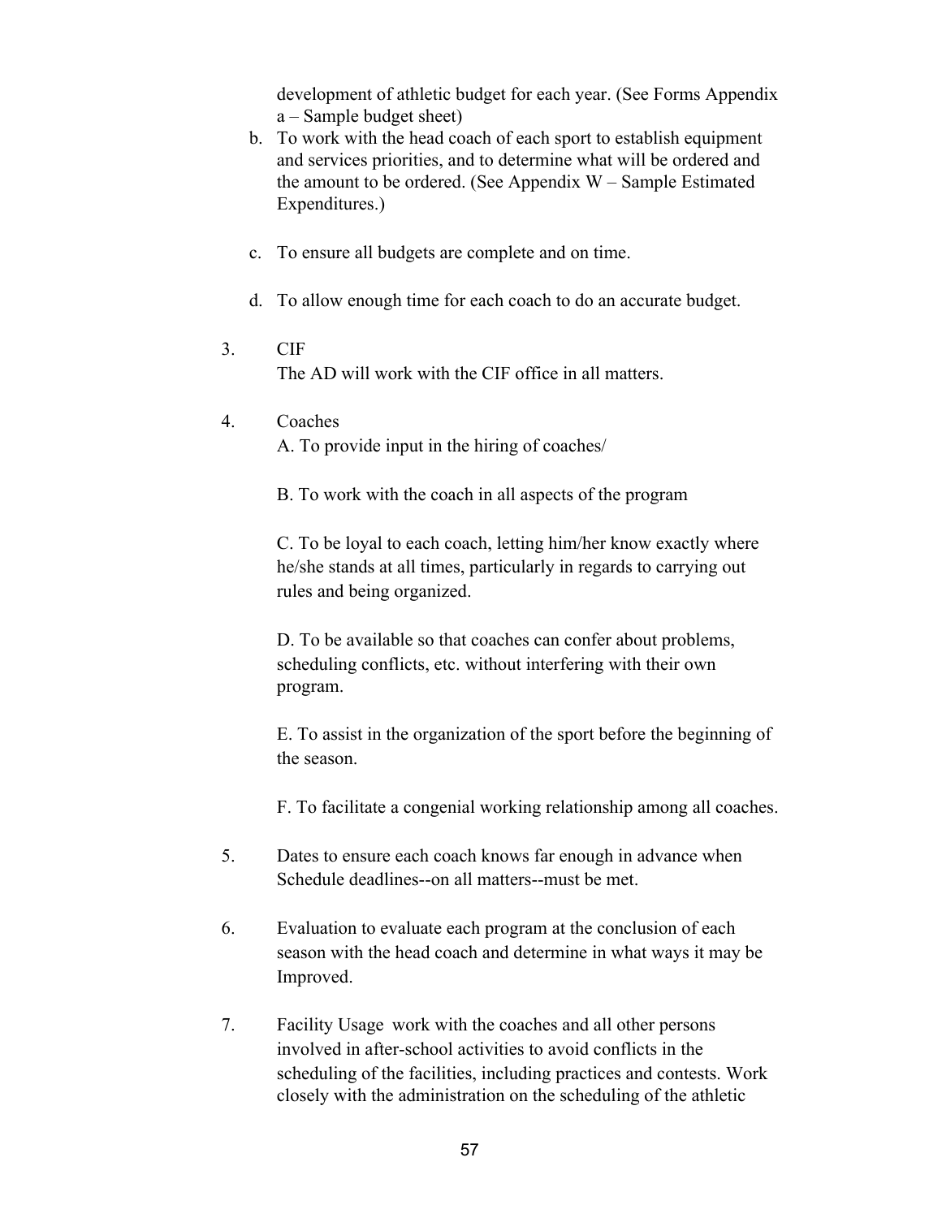development of athletic budget for each year. (See Forms Appendix a – Sample budget sheet)

b. To work with the head coach of each sport to establish equipment and services priorities, and to determine what will be ordered and the amount to be ordered. (See Appendix W – Sample Estimated Expenditures.)

c. To ensure all budgets are complete and on time.

d. To allow enough time for each coach to do an accurate budget.

3. CIF
   The AD will work with the CIF office in all matters.

4. Coaches
   A. To provide input in the hiring of coaches/

   B. To work with the coach in all aspects of the program

   C. To be loyal to each coach, letting him/her know exactly where he/she stands at all times, particularly in regards to carrying out rules and being organized.

   D. To be available so that coaches can confer about problems, scheduling conflicts, etc. without interfering with their own program.

   E. To assist in the organization of the sport before the beginning of the season.

   F. To facilitate a congenial working relationship among all coaches.

5. Dates to ensure each coach knows far enough in advance when Schedule deadlines--on all matters--must be met.

6. Evaluation to evaluate each program at the conclusion of each season with the head coach and determine in what ways it may be Improved.

7. Facility Usage work with the coaches and all other persons involved in after-school activities to avoid conflicts in the scheduling of the facilities, including practices and contests. Work closely with the administration on the scheduling of the athletic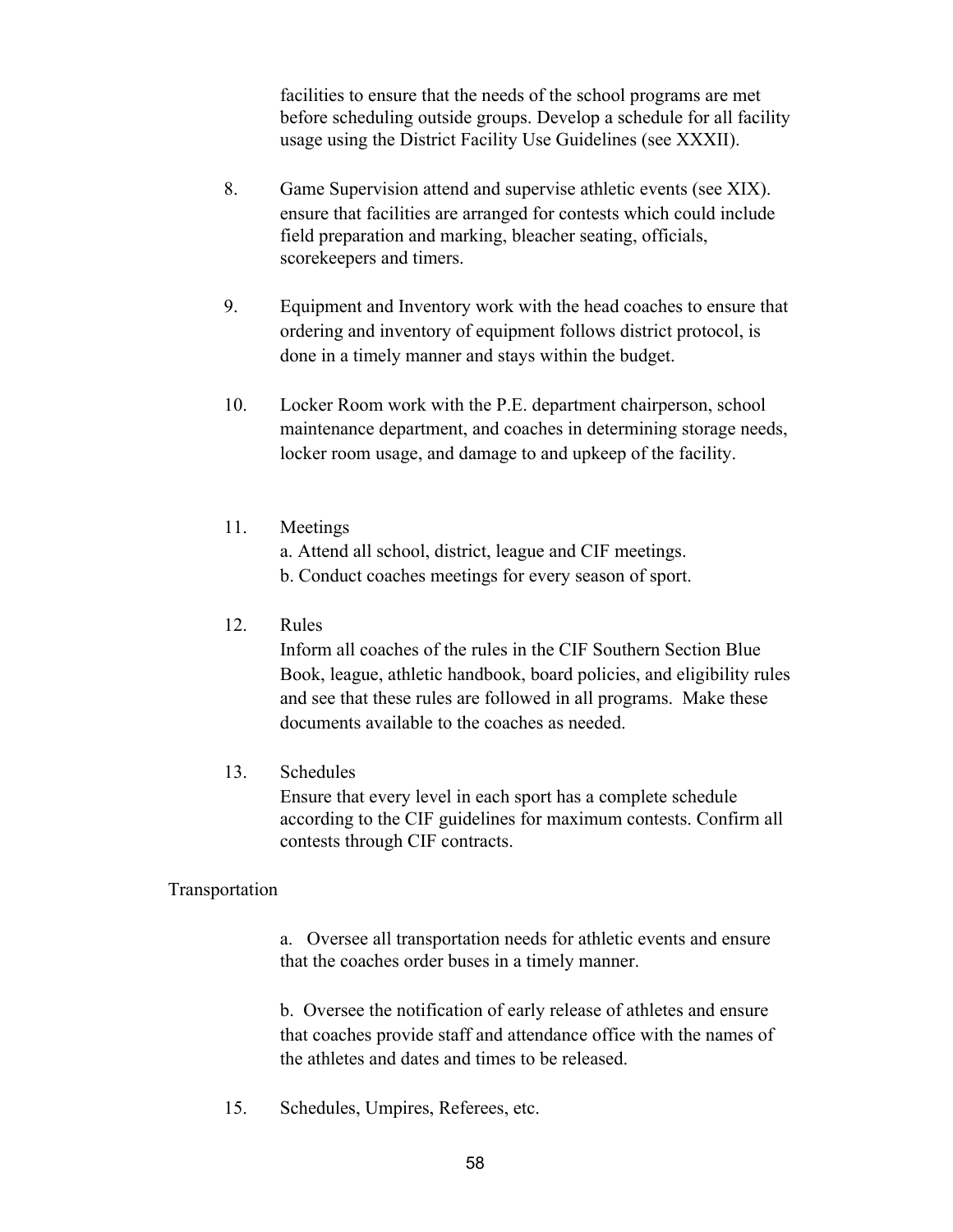facilities to ensure that the needs of the school programs are met before scheduling outside groups. Develop a schedule for all facility usage using the District Facility Use Guidelines (see XXXII).

8. Game Supervision attend and supervise athletic events (see XIX). ensure that facilities are arranged for contests which could include field preparation and marking, bleacher seating, officials, scorekeepers and timers.

9. Equipment and Inventory work with the head coaches to ensure that ordering and inventory of equipment follows district protocol, is done in a timely manner and stays within the budget.

10. Locker Room work with the P.E. department chairperson, school maintenance department, and coaches in determining storage needs, locker room usage, and damage to and upkeep of the facility.

11. Meetings
    a. Attend all school, district, league and CIF meetings.
    b. Conduct coaches meetings for every season of sport.

12. Rules
    Inform all coaches of the rules in the CIF Southern Section Blue Book, league, athletic handbook, board policies, and eligibility rules and see that these rules are followed in all programs. Make these documents available to the coaches as needed.

13. Schedules
    Ensure that every level in each sport has a complete schedule according to the CIF guidelines for maximum contests. Confirm all contests through CIF contracts.

Transportation

a. Oversee all transportation needs for athletic events and ensure that the coaches order buses in a timely manner.

b. Oversee the notification of early release of athletes and ensure that coaches provide staff and attendance office with the names of the athletes and dates and times to be released.

15. Schedules, Umpires, Referees, etc.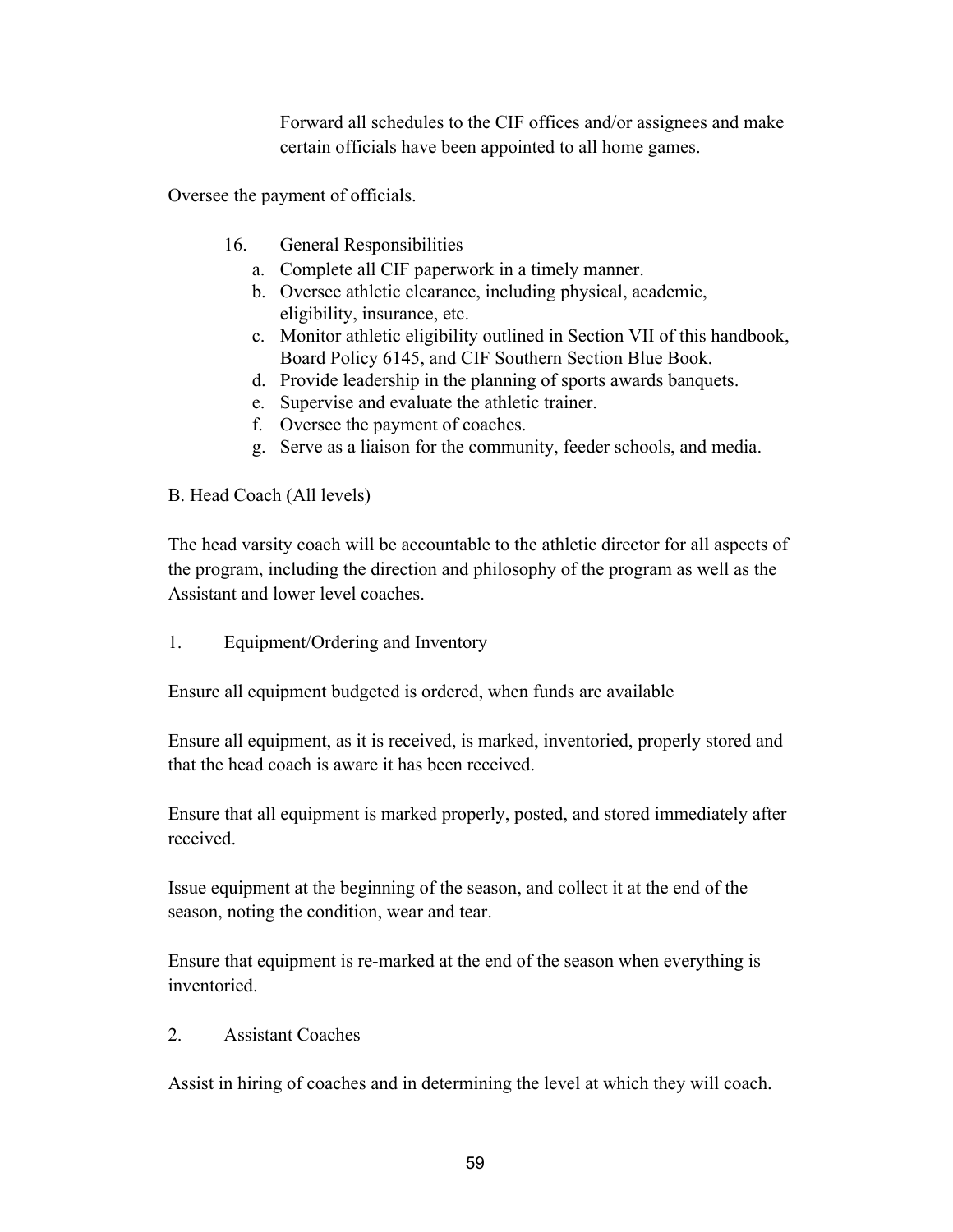Forward all schedules to the CIF offices and/or assignees and make certain officials have been appointed to all home games.

Oversee the payment of officials.

16. General Responsibilities
    a. Complete all CIF paperwork in a timely manner.
    b. Oversee athletic clearance, including physical, academic, eligibility, insurance, etc.
    c. Monitor athletic eligibility outlined in Section VII of this handbook, Board Policy 6145, and CIF Southern Section Blue Book.
    d. Provide leadership in the planning of sports awards banquets.
    e. Supervise and evaluate the athletic trainer.
    f. Oversee the payment of coaches.
    g. Serve as a liaison for the community, feeder schools, and media.

B. Head Coach (All levels)

The head varsity coach will be accountable to the athletic director for all aspects of the program, including the direction and philosophy of the program as well as the Assistant and lower level coaches.

1. Equipment/Ordering and Inventory

Ensure all equipment budgeted is ordered, when funds are available

Ensure all equipment, as it is received, is marked, inventoried, properly stored and that the head coach is aware it has been received.

Ensure that all equipment is marked properly, posted, and stored immediately after received.

Issue equipment at the beginning of the season, and collect it at the end of the season, noting the condition, wear and tear.

Ensure that equipment is re-marked at the end of the season when everything is inventoried.

2. Assistant Coaches

Assist in hiring of coaches and in determining the level at which they will coach.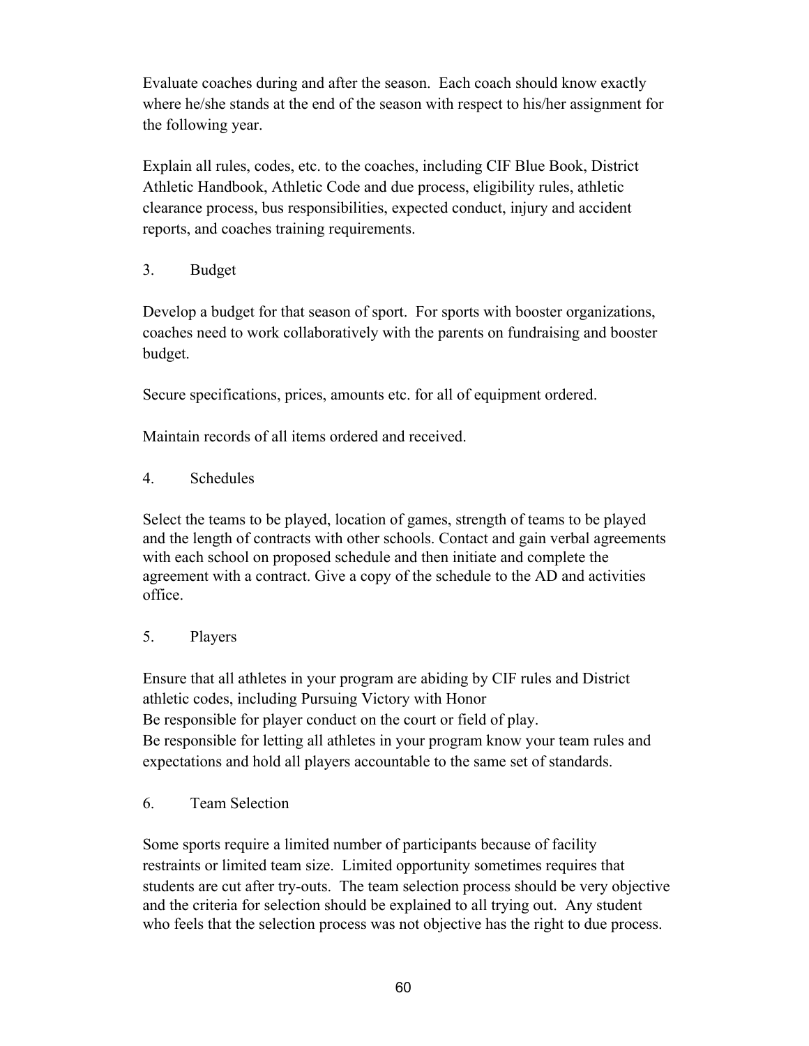Evaluate coaches during and after the season. Each coach should know exactly where he/she stands at the end of the season with respect to his/her assignment for the following year.

Explain all rules, codes, etc. to the coaches, including CIF Blue Book, District Athletic Handbook, Athletic Code and due process, eligibility rules, athletic clearance process, bus responsibilities, expected conduct, injury and accident reports, and coaches training requirements.

3. Budget

Develop a budget for that season of sport. For sports with booster organizations, coaches need to work collaboratively with the parents on fundraising and booster budget.

Secure specifications, prices, amounts etc. for all of equipment ordered.

Maintain records of all items ordered and received.

4. Schedules

Select the teams to be played, location of games, strength of teams to be played and the length of contracts with other schools. Contact and gain verbal agreements with each school on proposed schedule and then initiate and complete the agreement with a contract. Give a copy of the schedule to the AD and activities office.

5. Players

Ensure that all athletes in your program are abiding by CIF rules and District athletic codes, including Pursuing Victory with Honor
Be responsible for player conduct on the court or field of play.
Be responsible for letting all athletes in your program know your team rules and expectations and hold all players accountable to the same set of standards.

6. Team Selection

Some sports require a limited number of participants because of facility restraints or limited team size. Limited opportunity sometimes requires that students are cut after try-outs. The team selection process should be very objective and the criteria for selection should be explained to all trying out. Any student who feels that the selection process was not objective has the right to due process.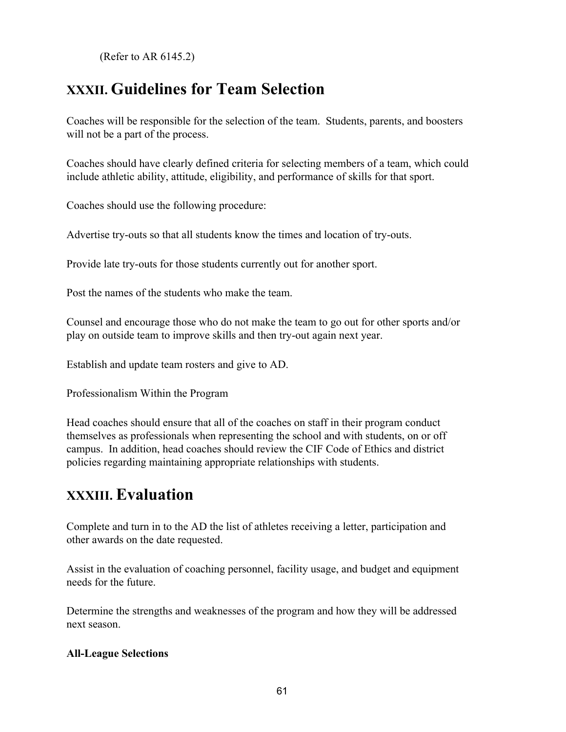(Refer to AR 6145.2)

## XXXII. Guidelines for Team Selection

Coaches will be responsible for the selection of the team. Students, parents, and boosters will not be a part of the process.

Coaches should have clearly defined criteria for selecting members of a team, which could include athletic ability, attitude, eligibility, and performance of skills for that sport.

Coaches should use the following procedure:

Advertise try-outs so that all students know the times and location of try-outs.

Provide late try-outs for those students currently out for another sport.

Post the names of the students who make the team.

Counsel and encourage those who do not make the team to go out for other sports and/or play on outside team to improve skills and then try-out again next year.

Establish and update team rosters and give to AD.

Professionalism Within the Program

Head coaches should ensure that all of the coaches on staff in their program conduct themselves as professionals when representing the school and with students, on or off campus. In addition, head coaches should review the CIF Code of Ethics and district policies regarding maintaining appropriate relationships with students.

## XXXIII. Evaluation

Complete and turn in to the AD the list of athletes receiving a letter, participation and other awards on the date requested.

Assist in the evaluation of coaching personnel, facility usage, and budget and equipment needs for the future.

Determine the strengths and weaknesses of the program and how they will be addressed next season.

**All-League Selections**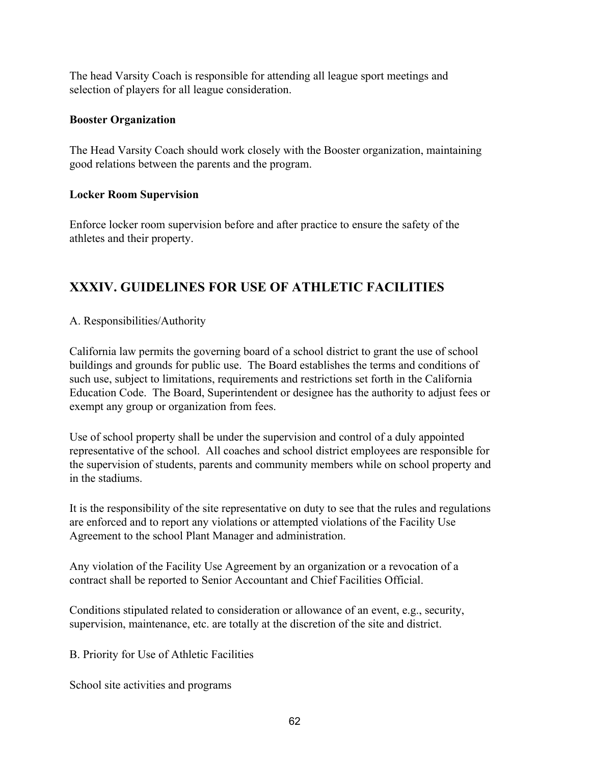The head Varsity Coach is responsible for attending all league sport meetings and selection of players for all league consideration.

**Booster Organization**

The Head Varsity Coach should work closely with the Booster organization, maintaining good relations between the parents and the program.

**Locker Room Supervision**

Enforce locker room supervision before and after practice to ensure the safety of the athletes and their property.

## XXXIV. GUIDELINES FOR USE OF ATHLETIC FACILITIES

A. Responsibilities/Authority

California law permits the governing board of a school district to grant the use of school buildings and grounds for public use. The Board establishes the terms and conditions of such use, subject to limitations, requirements and restrictions set forth in the California Education Code. The Board, Superintendent or designee has the authority to adjust fees or exempt any group or organization from fees.

Use of school property shall be under the supervision and control of a duly appointed representative of the school. All coaches and school district employees are responsible for the supervision of students, parents and community members while on school property and in the stadiums.

It is the responsibility of the site representative on duty to see that the rules and regulations are enforced and to report any violations or attempted violations of the Facility Use Agreement to the school Plant Manager and administration.

Any violation of the Facility Use Agreement by an organization or a revocation of a contract shall be reported to Senior Accountant and Chief Facilities Official.

Conditions stipulated related to consideration or allowance of an event, e.g., security, supervision, maintenance, etc. are totally at the discretion of the site and district.

B. Priority for Use of Athletic Facilities

School site activities and programs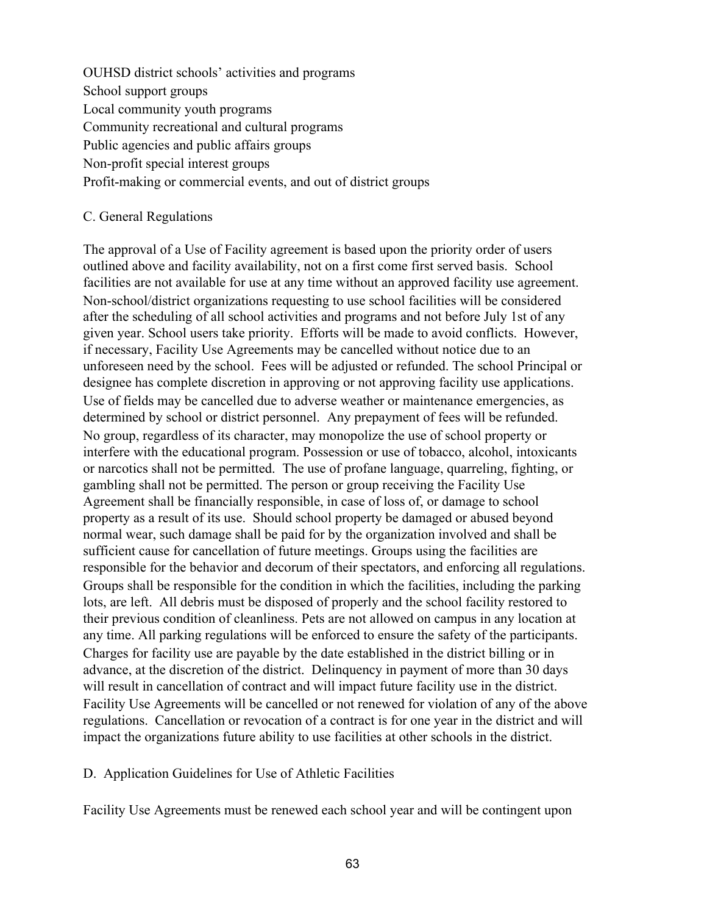OUHSD district schools' activities and programs
School support groups
Local community youth programs
Community recreational and cultural programs
Public agencies and public affairs groups
Non-profit special interest groups
Profit-making or commercial events, and out of district groups

C. General Regulations

The approval of a Use of Facility agreement is based upon the priority order of users outlined above and facility availability, not on a first come first served basis. School facilities are not available for use at any time without an approved facility use agreement. Non-school/district organizations requesting to use school facilities will be considered after the scheduling of all school activities and programs and not before July 1st of any given year. School users take priority. Efforts will be made to avoid conflicts. However, if necessary, Facility Use Agreements may be cancelled without notice due to an unforeseen need by the school. Fees will be adjusted or refunded. The school Principal or designee has complete discretion in approving or not approving facility use applications. Use of fields may be cancelled due to adverse weather or maintenance emergencies, as determined by school or district personnel. Any prepayment of fees will be refunded. No group, regardless of its character, may monopolize the use of school property or interfere with the educational program. Possession or use of tobacco, alcohol, intoxicants or narcotics shall not be permitted. The use of profane language, quarreling, fighting, or gambling shall not be permitted. The person or group receiving the Facility Use Agreement shall be financially responsible, in case of loss of, or damage to school property as a result of its use. Should school property be damaged or abused beyond normal wear, such damage shall be paid for by the organization involved and shall be sufficient cause for cancellation of future meetings. Groups using the facilities are responsible for the behavior and decorum of their spectators, and enforcing all regulations. Groups shall be responsible for the condition in which the facilities, including the parking lots, are left. All debris must be disposed of properly and the school facility restored to their previous condition of cleanliness. Pets are not allowed on campus in any location at any time. All parking regulations will be enforced to ensure the safety of the participants. Charges for facility use are payable by the date established in the district billing or in advance, at the discretion of the district. Delinquency in payment of more than 30 days will result in cancellation of contract and will impact future facility use in the district. Facility Use Agreements will be cancelled or not renewed for violation of any of the above regulations. Cancellation or revocation of a contract is for one year in the district and will impact the organizations future ability to use facilities at other schools in the district.

D. Application Guidelines for Use of Athletic Facilities

Facility Use Agreements must be renewed each school year and will be contingent upon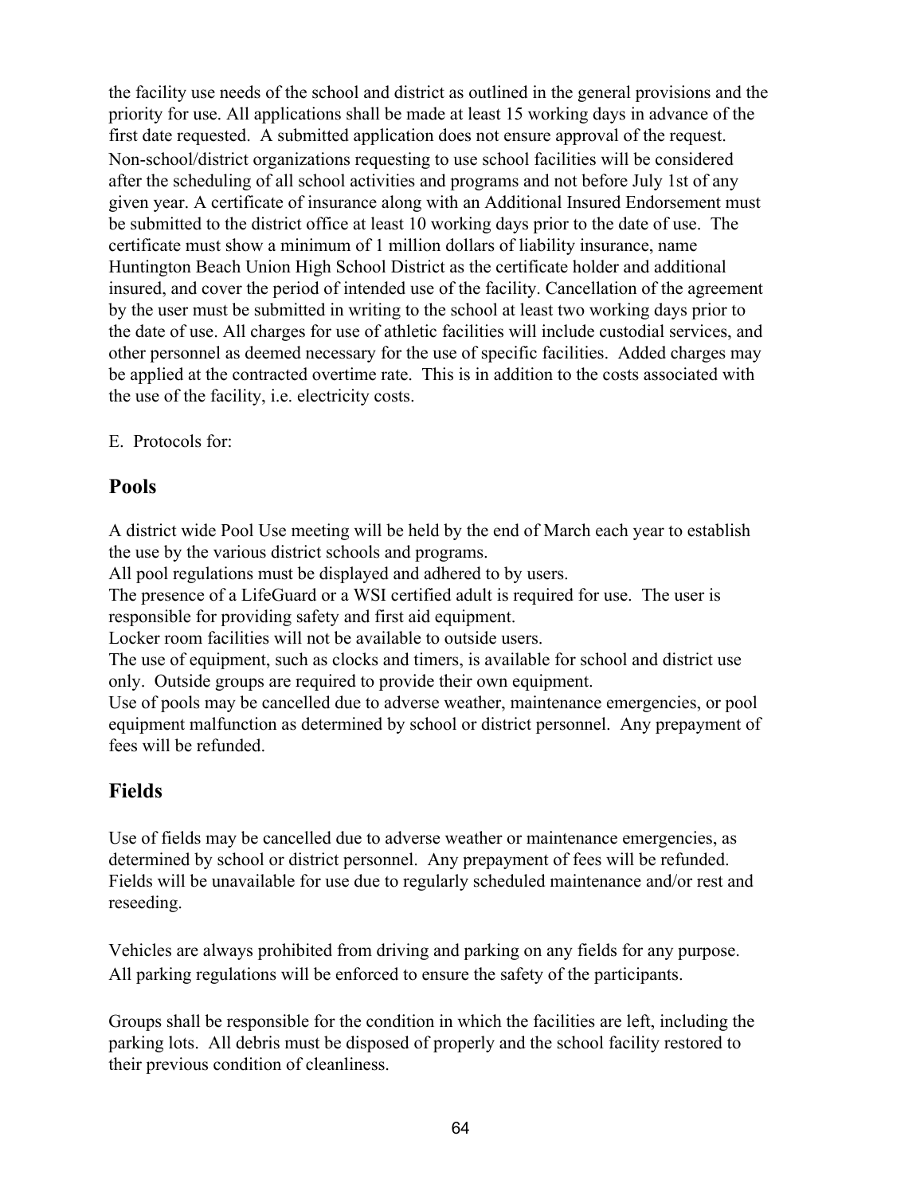the facility use needs of the school and district as outlined in the general provisions and the priority for use. All applications shall be made at least 15 working days in advance of the first date requested. A submitted application does not ensure approval of the request. Non-school/district organizations requesting to use school facilities will be considered after the scheduling of all school activities and programs and not before July 1st of any given year. A certificate of insurance along with an Additional Insured Endorsement must be submitted to the district office at least 10 working days prior to the date of use. The certificate must show a minimum of 1 million dollars of liability insurance, name Huntington Beach Union High School District as the certificate holder and additional insured, and cover the period of intended use of the facility. Cancellation of the agreement by the user must be submitted in writing to the school at least two working days prior to the date of use. All charges for use of athletic facilities will include custodial services, and other personnel as deemed necessary for the use of specific facilities. Added charges may be applied at the contracted overtime rate. This is in addition to the costs associated with the use of the facility, i.e. electricity costs.

E. Protocols for:

## Pools

A district wide Pool Use meeting will be held by the end of March each year to establish the use by the various district schools and programs.
All pool regulations must be displayed and adhered to by users.
The presence of a LifeGuard or a WSI certified adult is required for use. The user is responsible for providing safety and first aid equipment.
Locker room facilities will not be available to outside users.
The use of equipment, such as clocks and timers, is available for school and district use only. Outside groups are required to provide their own equipment.
Use of pools may be cancelled due to adverse weather, maintenance emergencies, or pool equipment malfunction as determined by school or district personnel. Any prepayment of fees will be refunded.

## Fields

Use of fields may be cancelled due to adverse weather or maintenance emergencies, as determined by school or district personnel. Any prepayment of fees will be refunded. Fields will be unavailable for use due to regularly scheduled maintenance and/or rest and reseeding.

Vehicles are always prohibited from driving and parking on any fields for any purpose. All parking regulations will be enforced to ensure the safety of the participants.

Groups shall be responsible for the condition in which the facilities are left, including the parking lots. All debris must be disposed of properly and the school facility restored to their previous condition of cleanliness.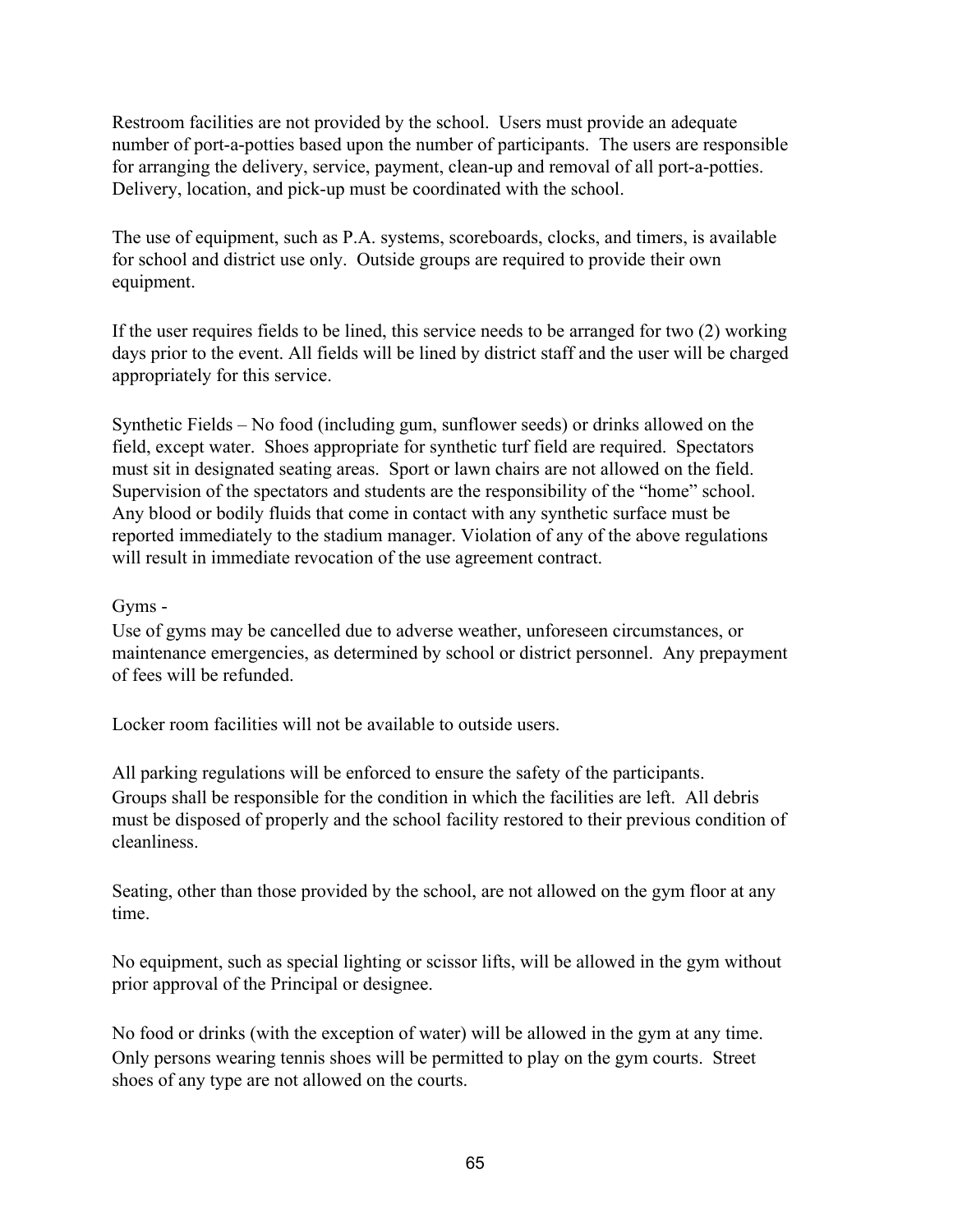Restroom facilities are not provided by the school. Users must provide an adequate number of port-a-potties based upon the number of participants. The users are responsible for arranging the delivery, service, payment, clean-up and removal of all port-a-potties. Delivery, location, and pick-up must be coordinated with the school.

The use of equipment, such as P.A. systems, scoreboards, clocks, and timers, is available for school and district use only. Outside groups are required to provide their own equipment.

If the user requires fields to be lined, this service needs to be arranged for two (2) working days prior to the event. All fields will be lined by district staff and the user will be charged appropriately for this service.

Synthetic Fields – No food (including gum, sunflower seeds) or drinks allowed on the field, except water. Shoes appropriate for synthetic turf field are required. Spectators must sit in designated seating areas. Sport or lawn chairs are not allowed on the field. Supervision of the spectators and students are the responsibility of the "home" school. Any blood or bodily fluids that come in contact with any synthetic surface must be reported immediately to the stadium manager. Violation of any of the above regulations will result in immediate revocation of the use agreement contract.

Gyms -

Use of gyms may be cancelled due to adverse weather, unforeseen circumstances, or maintenance emergencies, as determined by school or district personnel. Any prepayment of fees will be refunded.

Locker room facilities will not be available to outside users.

All parking regulations will be enforced to ensure the safety of the participants. Groups shall be responsible for the condition in which the facilities are left. All debris must be disposed of properly and the school facility restored to their previous condition of cleanliness.

Seating, other than those provided by the school, are not allowed on the gym floor at any time.

No equipment, such as special lighting or scissor lifts, will be allowed in the gym without prior approval of the Principal or designee.

No food or drinks (with the exception of water) will be allowed in the gym at any time. Only persons wearing tennis shoes will be permitted to play on the gym courts. Street shoes of any type are not allowed on the courts.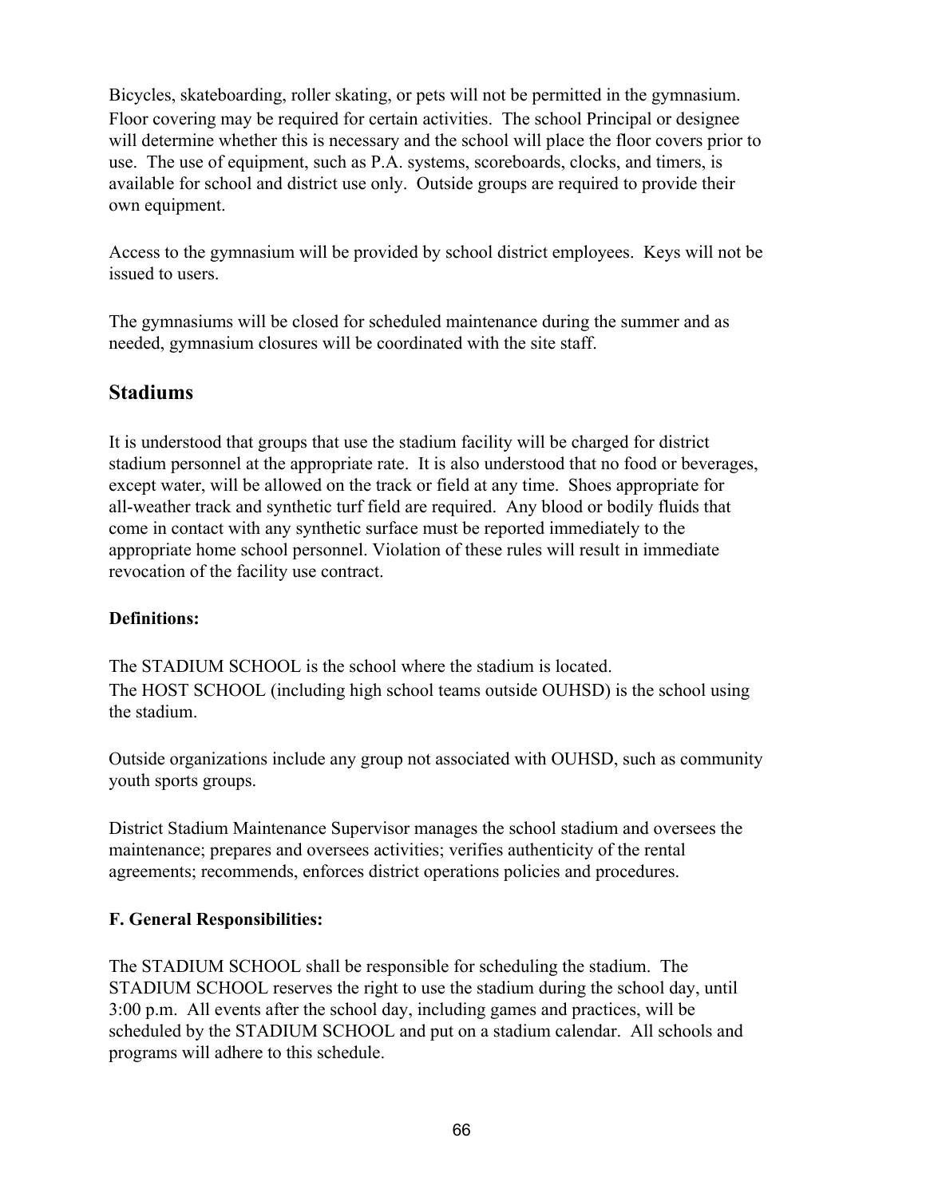Bicycles, skateboarding, roller skating, or pets will not be permitted in the gymnasium. Floor covering may be required for certain activities. The school Principal or designee will determine whether this is necessary and the school will place the floor covers prior to use. The use of equipment, such as P.A. systems, scoreboards, clocks, and timers, is available for school and district use only. Outside groups are required to provide their own equipment.

Access to the gymnasium will be provided by school district employees. Keys will not be issued to users.

The gymnasiums will be closed for scheduled maintenance during the summer and as needed, gymnasium closures will be coordinated with the site staff.

## Stadiums

It is understood that groups that use the stadium facility will be charged for district stadium personnel at the appropriate rate. It is also understood that no food or beverages, except water, will be allowed on the track or field at any time. Shoes appropriate for all-weather track and synthetic turf field are required. Any blood or bodily fluids that come in contact with any synthetic surface must be reported immediately to the appropriate home school personnel. Violation of these rules will result in immediate revocation of the facility use contract.

**Definitions:**

The STADIUM SCHOOL is the school where the stadium is located.
The HOST SCHOOL (including high school teams outside OUHSD) is the school using the stadium.

Outside organizations include any group not associated with OUHSD, such as community youth sports groups.

District Stadium Maintenance Supervisor manages the school stadium and oversees the maintenance; prepares and oversees activities; verifies authenticity of the rental agreements; recommends, enforces district operations policies and procedures.

**F. General Responsibilities:**

The STADIUM SCHOOL shall be responsible for scheduling the stadium. The STADIUM SCHOOL reserves the right to use the stadium during the school day, until 3:00 p.m. All events after the school day, including games and practices, will be scheduled by the STADIUM SCHOOL and put on a stadium calendar. All schools and programs will adhere to this schedule.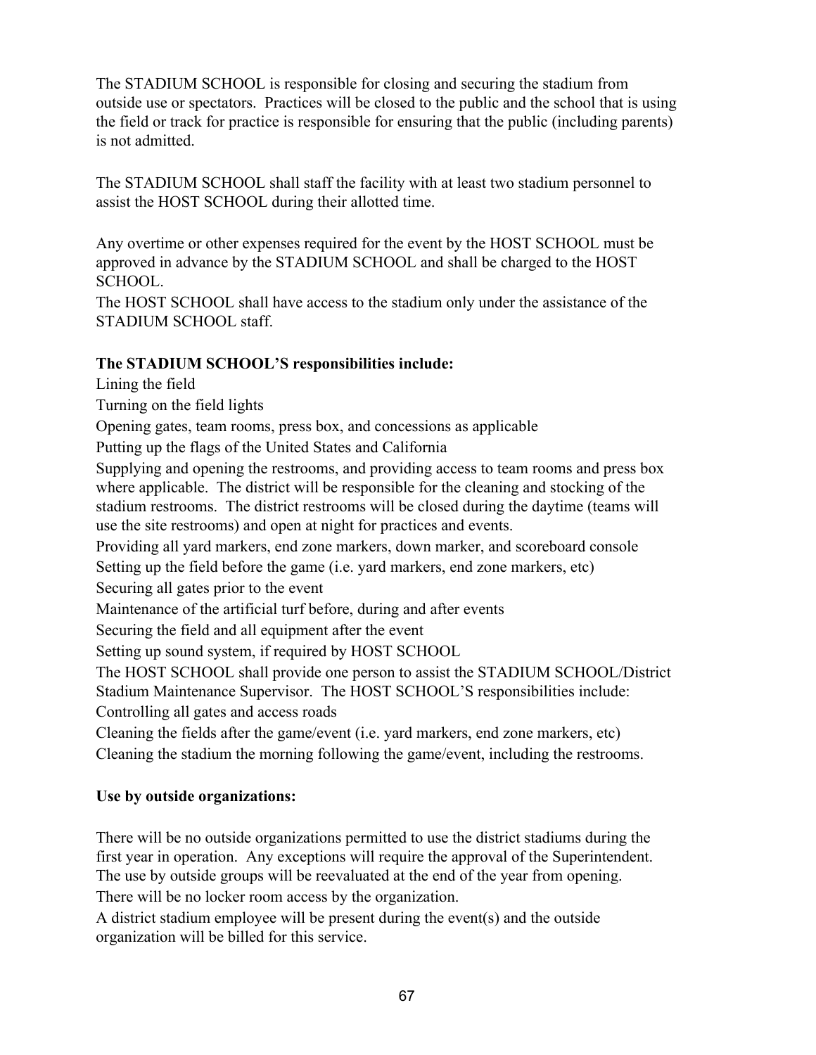The STADIUM SCHOOL is responsible for closing and securing the stadium from outside use or spectators. Practices will be closed to the public and the school that is using the field or track for practice is responsible for ensuring that the public (including parents) is not admitted.

The STADIUM SCHOOL shall staff the facility with at least two stadium personnel to assist the HOST SCHOOL during their allotted time.

Any overtime or other expenses required for the event by the HOST SCHOOL must be approved in advance by the STADIUM SCHOOL and shall be charged to the HOST SCHOOL.
The HOST SCHOOL shall have access to the stadium only under the assistance of the STADIUM SCHOOL staff.

**The STADIUM SCHOOL'S responsibilities include:**

Lining the field

Turning on the field lights

Opening gates, team rooms, press box, and concessions as applicable

Putting up the flags of the United States and California

Supplying and opening the restrooms, and providing access to team rooms and press box where applicable. The district will be responsible for the cleaning and stocking of the stadium restrooms. The district restrooms will be closed during the daytime (teams will use the site restrooms) and open at night for practices and events.

Providing all yard markers, end zone markers, down marker, and scoreboard console

Setting up the field before the game (i.e. yard markers, end zone markers, etc)

Securing all gates prior to the event

Maintenance of the artificial turf before, during and after events

Securing the field and all equipment after the event

Setting up sound system, if required by HOST SCHOOL

The HOST SCHOOL shall provide one person to assist the STADIUM SCHOOL/District Stadium Maintenance Supervisor. The HOST SCHOOL'S responsibilities include:

Controlling all gates and access roads

Cleaning the fields after the game/event (i.e. yard markers, end zone markers, etc)

Cleaning the stadium the morning following the game/event, including the restrooms.

**Use by outside organizations:**

There will be no outside organizations permitted to use the district stadiums during the first year in operation. Any exceptions will require the approval of the Superintendent. The use by outside groups will be reevaluated at the end of the year from opening.

There will be no locker room access by the organization.

A district stadium employee will be present during the event(s) and the outside organization will be billed for this service.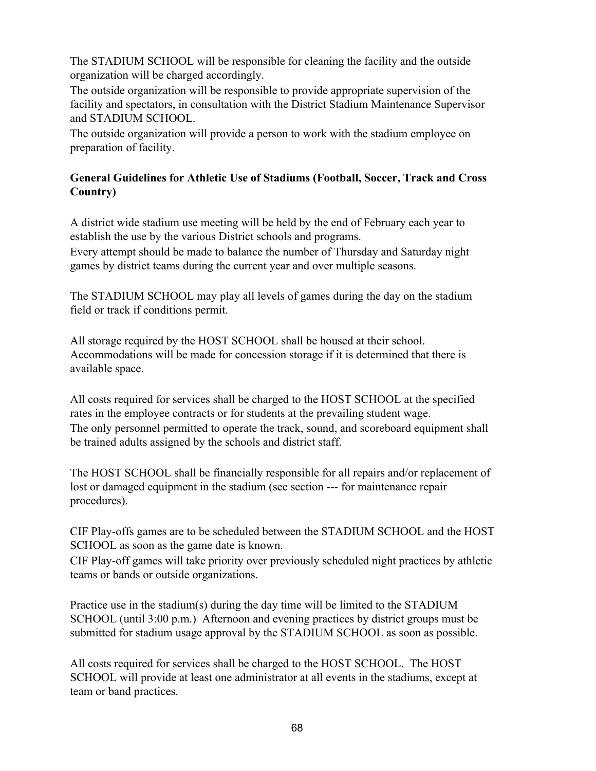The STADIUM SCHOOL will be responsible for cleaning the facility and the outside organization will be charged accordingly.
The outside organization will be responsible to provide appropriate supervision of the facility and spectators, in consultation with the District Stadium Maintenance Supervisor and STADIUM SCHOOL.
The outside organization will provide a person to work with the stadium employee on preparation of facility.

**General Guidelines for Athletic Use of Stadiums (Football, Soccer, Track and Cross Country)**

A district wide stadium use meeting will be held by the end of February each year to establish the use by the various District schools and programs.
Every attempt should be made to balance the number of Thursday and Saturday night games by district teams during the current year and over multiple seasons.

The STADIUM SCHOOL may play all levels of games during the day on the stadium field or track if conditions permit.

All storage required by the HOST SCHOOL shall be housed at their school. Accommodations will be made for concession storage if it is determined that there is available space.

All costs required for services shall be charged to the HOST SCHOOL at the specified rates in the employee contracts or for students at the prevailing student wage.
The only personnel permitted to operate the track, sound, and scoreboard equipment shall be trained adults assigned by the schools and district staff.

The HOST SCHOOL shall be financially responsible for all repairs and/or replacement of lost or damaged equipment in the stadium (see section --- for maintenance repair procedures).

CIF Play-offs games are to be scheduled between the STADIUM SCHOOL and the HOST SCHOOL as soon as the game date is known.
CIF Play-off games will take priority over previously scheduled night practices by athletic teams or bands or outside organizations.

Practice use in the stadium(s) during the day time will be limited to the STADIUM SCHOOL (until 3:00 p.m.) Afternoon and evening practices by district groups must be submitted for stadium usage approval by the STADIUM SCHOOL as soon as possible.

All costs required for services shall be charged to the HOST SCHOOL. The HOST SCHOOL will provide at least one administrator at all events in the stadiums, except at team or band practices.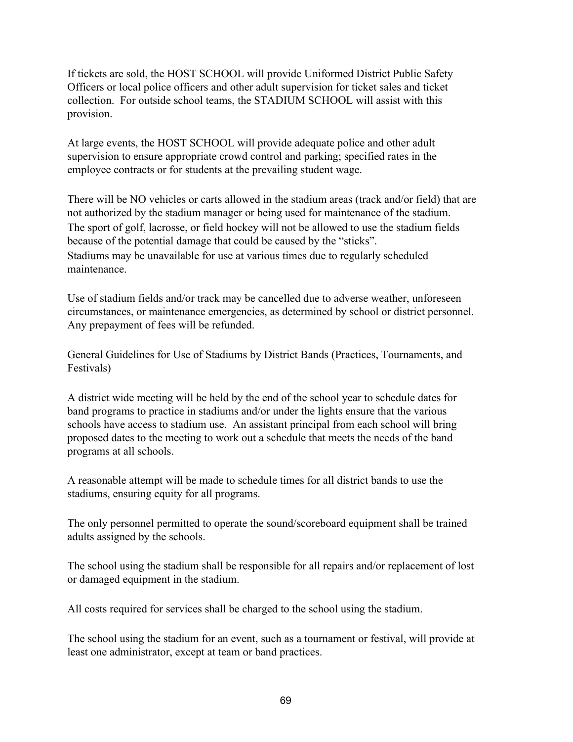If tickets are sold, the HOST SCHOOL will provide Uniformed District Public Safety Officers or local police officers and other adult supervision for ticket sales and ticket collection. For outside school teams, the STADIUM SCHOOL will assist with this provision.

At large events, the HOST SCHOOL will provide adequate police and other adult supervision to ensure appropriate crowd control and parking; specified rates in the employee contracts or for students at the prevailing student wage.

There will be NO vehicles or carts allowed in the stadium areas (track and/or field) that are not authorized by the stadium manager or being used for maintenance of the stadium.
The sport of golf, lacrosse, or field hockey will not be allowed to use the stadium fields because of the potential damage that could be caused by the "sticks".
Stadiums may be unavailable for use at various times due to regularly scheduled maintenance.

Use of stadium fields and/or track may be cancelled due to adverse weather, unforeseen circumstances, or maintenance emergencies, as determined by school or district personnel. Any prepayment of fees will be refunded.

General Guidelines for Use of Stadiums by District Bands (Practices, Tournaments, and Festivals)

A district wide meeting will be held by the end of the school year to schedule dates for band programs to practice in stadiums and/or under the lights ensure that the various schools have access to stadium use. An assistant principal from each school will bring proposed dates to the meeting to work out a schedule that meets the needs of the band programs at all schools.

A reasonable attempt will be made to schedule times for all district bands to use the stadiums, ensuring equity for all programs.

The only personnel permitted to operate the sound/scoreboard equipment shall be trained adults assigned by the schools.

The school using the stadium shall be responsible for all repairs and/or replacement of lost or damaged equipment in the stadium.

All costs required for services shall be charged to the school using the stadium.

The school using the stadium for an event, such as a tournament or festival, will provide at least one administrator, except at team or band practices.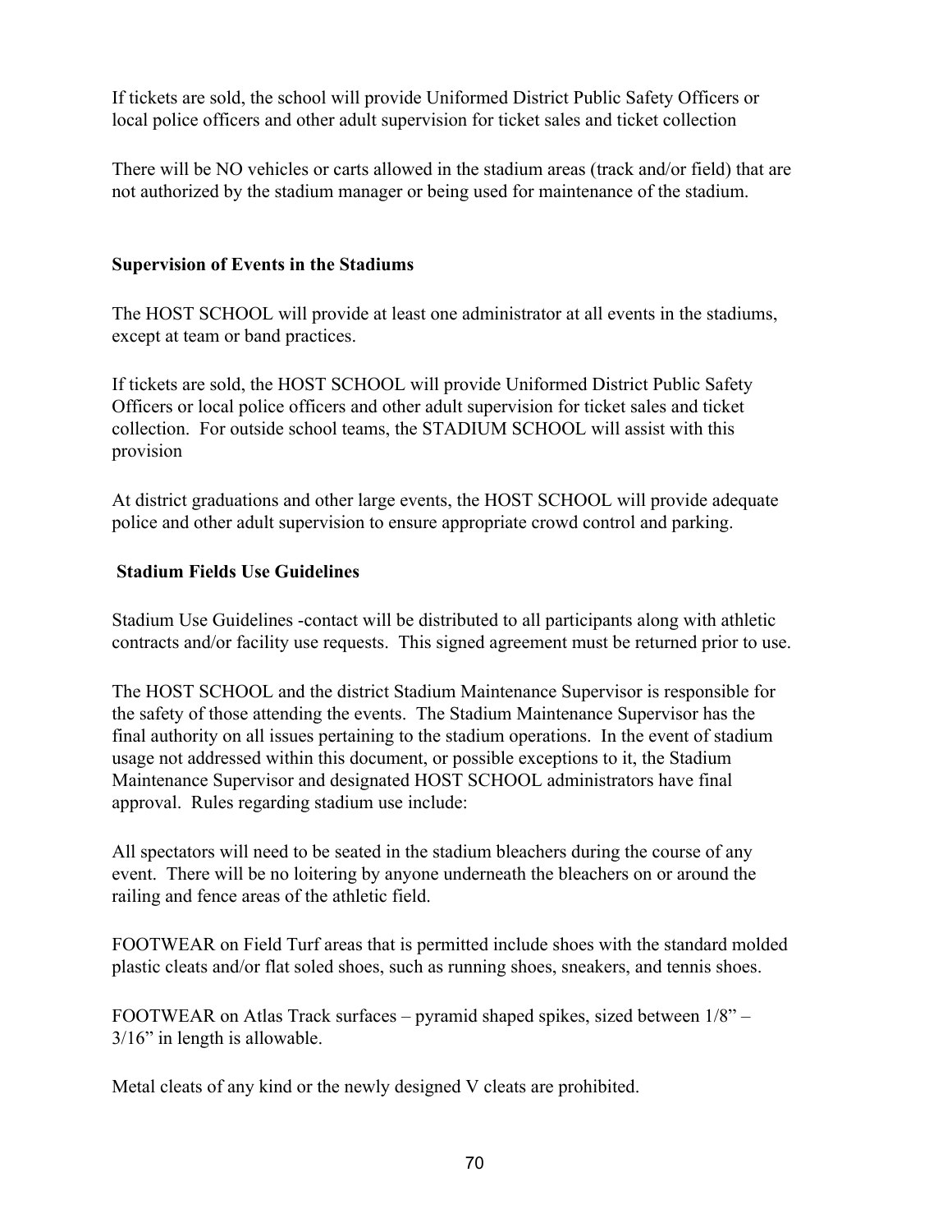If tickets are sold, the school will provide Uniformed District Public Safety Officers or local police officers and other adult supervision for ticket sales and ticket collection

There will be NO vehicles or carts allowed in the stadium areas (track and/or field) that are not authorized by the stadium manager or being used for maintenance of the stadium.

**Supervision of Events in the Stadiums**

The HOST SCHOOL will provide at least one administrator at all events in the stadiums, except at team or band practices.

If tickets are sold, the HOST SCHOOL will provide Uniformed District Public Safety Officers or local police officers and other adult supervision for ticket sales and ticket collection. For outside school teams, the STADIUM SCHOOL will assist with this provision

At district graduations and other large events, the HOST SCHOOL will provide adequate police and other adult supervision to ensure appropriate crowd control and parking.

**Stadium Fields Use Guidelines**

Stadium Use Guidelines -contact will be distributed to all participants along with athletic contracts and/or facility use requests. This signed agreement must be returned prior to use.

The HOST SCHOOL and the district Stadium Maintenance Supervisor is responsible for the safety of those attending the events. The Stadium Maintenance Supervisor has the final authority on all issues pertaining to the stadium operations. In the event of stadium usage not addressed within this document, or possible exceptions to it, the Stadium Maintenance Supervisor and designated HOST SCHOOL administrators have final approval. Rules regarding stadium use include:

All spectators will need to be seated in the stadium bleachers during the course of any event. There will be no loitering by anyone underneath the bleachers on or around the railing and fence areas of the athletic field.

FOOTWEAR on Field Turf areas that is permitted include shoes with the standard molded plastic cleats and/or flat soled shoes, such as running shoes, sneakers, and tennis shoes.

FOOTWEAR on Atlas Track surfaces – pyramid shaped spikes, sized between 1/8" – 3/16" in length is allowable.

Metal cleats of any kind or the newly designed V cleats are prohibited.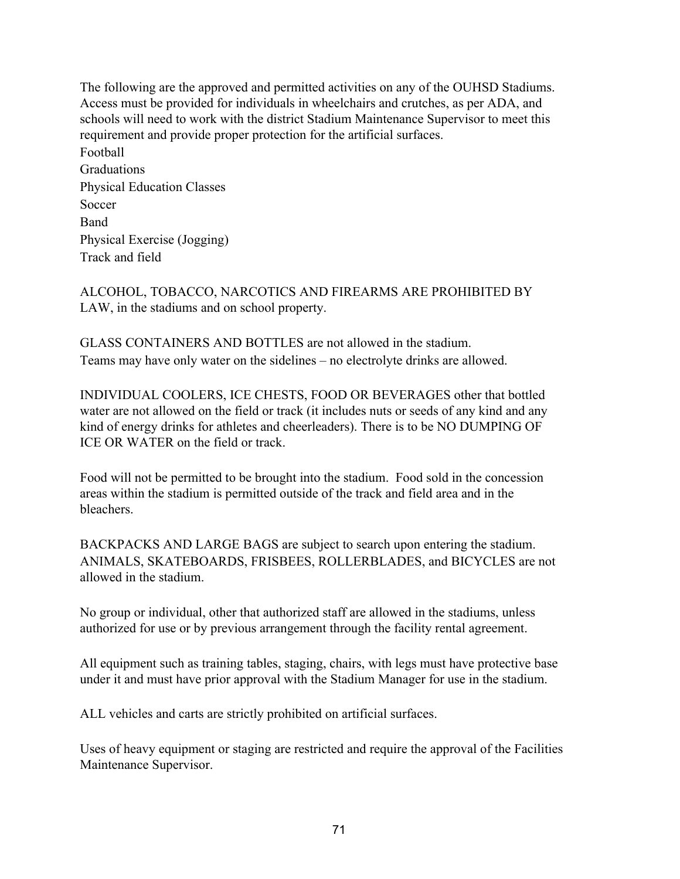The following are the approved and permitted activities on any of the OUHSD Stadiums. Access must be provided for individuals in wheelchairs and crutches, as per ADA, and schools will need to work with the district Stadium Maintenance Supervisor to meet this requirement and provide proper protection for the artificial surfaces.

Football
Graduations
Physical Education Classes
Soccer
Band
Physical Exercise (Jogging)
Track and field

ALCOHOL, TOBACCO, NARCOTICS AND FIREARMS ARE PROHIBITED BY LAW, in the stadiums and on school property.

GLASS CONTAINERS AND BOTTLES are not allowed in the stadium.
Teams may have only water on the sidelines – no electrolyte drinks are allowed.

INDIVIDUAL COOLERS, ICE CHESTS, FOOD OR BEVERAGES other that bottled water are not allowed on the field or track (it includes nuts or seeds of any kind and any kind of energy drinks for athletes and cheerleaders). There is to be NO DUMPING OF ICE OR WATER on the field or track.

Food will not be permitted to be brought into the stadium. Food sold in the concession areas within the stadium is permitted outside of the track and field area and in the bleachers.

BACKPACKS AND LARGE BAGS are subject to search upon entering the stadium. ANIMALS, SKATEBOARDS, FRISBEES, ROLLERBLADES, and BICYCLES are not allowed in the stadium.

No group or individual, other that authorized staff are allowed in the stadiums, unless authorized for use or by previous arrangement through the facility rental agreement.

All equipment such as training tables, staging, chairs, with legs must have protective base under it and must have prior approval with the Stadium Manager for use in the stadium.

ALL vehicles and carts are strictly prohibited on artificial surfaces.

Uses of heavy equipment or staging are restricted and require the approval of the Facilities Maintenance Supervisor.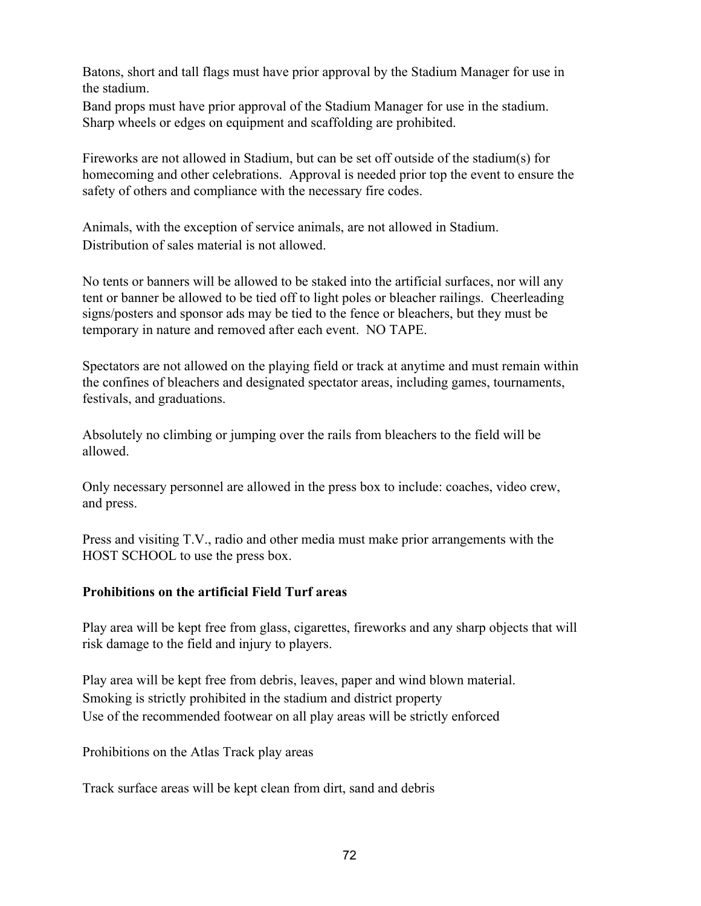Batons, short and tall flags must have prior approval by the Stadium Manager for use in the stadium.
Band props must have prior approval of the Stadium Manager for use in the stadium.
Sharp wheels or edges on equipment and scaffolding are prohibited.

Fireworks are not allowed in Stadium, but can be set off outside of the stadium(s) for homecoming and other celebrations. Approval is needed prior top the event to ensure the safety of others and compliance with the necessary fire codes.

Animals, with the exception of service animals, are not allowed in Stadium.
Distribution of sales material is not allowed.

No tents or banners will be allowed to be staked into the artificial surfaces, nor will any tent or banner be allowed to be tied off to light poles or bleacher railings. Cheerleading signs/posters and sponsor ads may be tied to the fence or bleachers, but they must be temporary in nature and removed after each event. NO TAPE.

Spectators are not allowed on the playing field or track at anytime and must remain within the confines of bleachers and designated spectator areas, including games, tournaments, festivals, and graduations.

Absolutely no climbing or jumping over the rails from bleachers to the field will be allowed.

Only necessary personnel are allowed in the press box to include: coaches, video crew, and press.

Press and visiting T.V., radio and other media must make prior arrangements with the HOST SCHOOL to use the press box.

**Prohibitions on the artificial Field Turf areas**

Play area will be kept free from glass, cigarettes, fireworks and any sharp objects that will risk damage to the field and injury to players.

Play area will be kept free from debris, leaves, paper and wind blown material.
Smoking is strictly prohibited in the stadium and district property
Use of the recommended footwear on all play areas will be strictly enforced

Prohibitions on the Atlas Track play areas

Track surface areas will be kept clean from dirt, sand and debris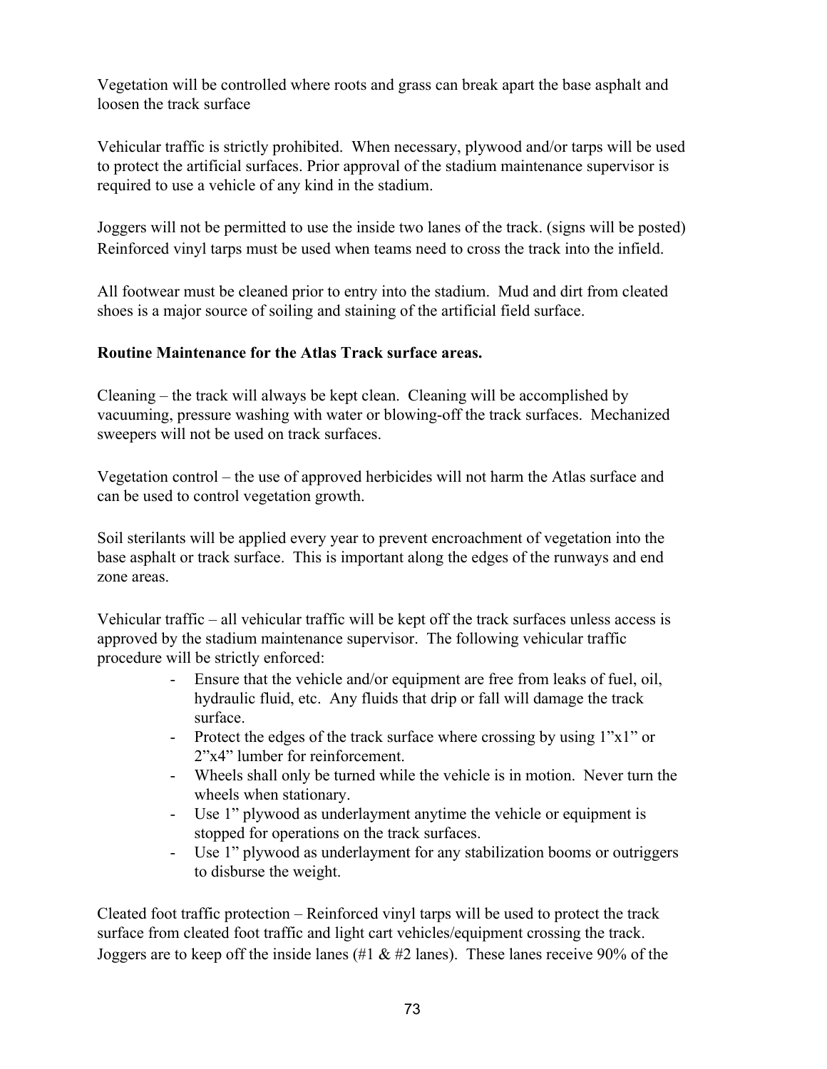Vegetation will be controlled where roots and grass can break apart the base asphalt and loosen the track surface

Vehicular traffic is strictly prohibited. When necessary, plywood and/or tarps will be used to protect the artificial surfaces. Prior approval of the stadium maintenance supervisor is required to use a vehicle of any kind in the stadium.

Joggers will not be permitted to use the inside two lanes of the track. (signs will be posted) Reinforced vinyl tarps must be used when teams need to cross the track into the infield.

All footwear must be cleaned prior to entry into the stadium. Mud and dirt from cleated shoes is a major source of soiling and staining of the artificial field surface.

**Routine Maintenance for the Atlas Track surface areas.**

Cleaning – the track will always be kept clean. Cleaning will be accomplished by vacuuming, pressure washing with water or blowing-off the track surfaces. Mechanized sweepers will not be used on track surfaces.

Vegetation control – the use of approved herbicides will not harm the Atlas surface and can be used to control vegetation growth.

Soil sterilants will be applied every year to prevent encroachment of vegetation into the base asphalt or track surface. This is important along the edges of the runways and end zone areas.

Vehicular traffic – all vehicular traffic will be kept off the track surfaces unless access is approved by the stadium maintenance supervisor. The following vehicular traffic procedure will be strictly enforced:

- Ensure that the vehicle and/or equipment are free from leaks of fuel, oil, hydraulic fluid, etc. Any fluids that drip or fall will damage the track surface.
- Protect the edges of the track surface where crossing by using 1”x1” or 2”x4” lumber for reinforcement.
- Wheels shall only be turned while the vehicle is in motion. Never turn the wheels when stationary.
- Use 1” plywood as underlayment anytime the vehicle or equipment is stopped for operations on the track surfaces.
- Use 1” plywood as underlayment for any stabilization booms or outriggers to disburse the weight.

Cleated foot traffic protection – Reinforced vinyl tarps will be used to protect the track surface from cleated foot traffic and light cart vehicles/equipment crossing the track. Joggers are to keep off the inside lanes (#1 & #2 lanes). These lanes receive 90% of the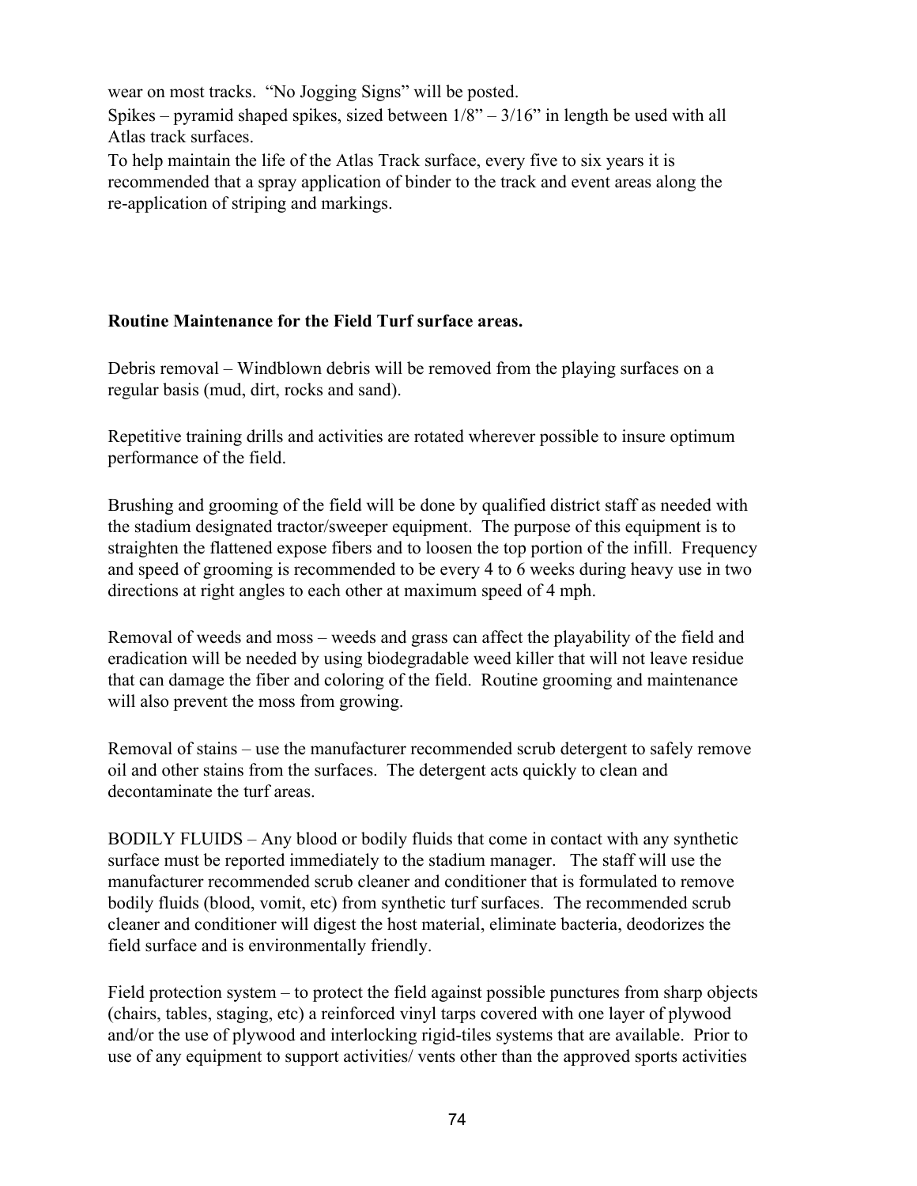wear on most tracks. "No Jogging Signs" will be posted.
Spikes – pyramid shaped spikes, sized between 1/8" – 3/16" in length be used with all Atlas track surfaces.
To help maintain the life of the Atlas Track surface, every five to six years it is recommended that a spray application of binder to the track and event areas along the re-application of striping and markings.

**Routine Maintenance for the Field Turf surface areas.**

Debris removal – Windblown debris will be removed from the playing surfaces on a regular basis (mud, dirt, rocks and sand).

Repetitive training drills and activities are rotated wherever possible to insure optimum performance of the field.

Brushing and grooming of the field will be done by qualified district staff as needed with the stadium designated tractor/sweeper equipment. The purpose of this equipment is to straighten the flattened expose fibers and to loosen the top portion of the infill. Frequency and speed of grooming is recommended to be every 4 to 6 weeks during heavy use in two directions at right angles to each other at maximum speed of 4 mph.

Removal of weeds and moss – weeds and grass can affect the playability of the field and eradication will be needed by using biodegradable weed killer that will not leave residue that can damage the fiber and coloring of the field. Routine grooming and maintenance will also prevent the moss from growing.

Removal of stains – use the manufacturer recommended scrub detergent to safely remove oil and other stains from the surfaces. The detergent acts quickly to clean and decontaminate the turf areas.

BODILY FLUIDS – Any blood or bodily fluids that come in contact with any synthetic surface must be reported immediately to the stadium manager. The staff will use the manufacturer recommended scrub cleaner and conditioner that is formulated to remove bodily fluids (blood, vomit, etc) from synthetic turf surfaces. The recommended scrub cleaner and conditioner will digest the host material, eliminate bacteria, deodorizes the field surface and is environmentally friendly.

Field protection system – to protect the field against possible punctures from sharp objects (chairs, tables, staging, etc) a reinforced vinyl tarps covered with one layer of plywood and/or the use of plywood and interlocking rigid-tiles systems that are available. Prior to use of any equipment to support activities/ vents other than the approved sports activities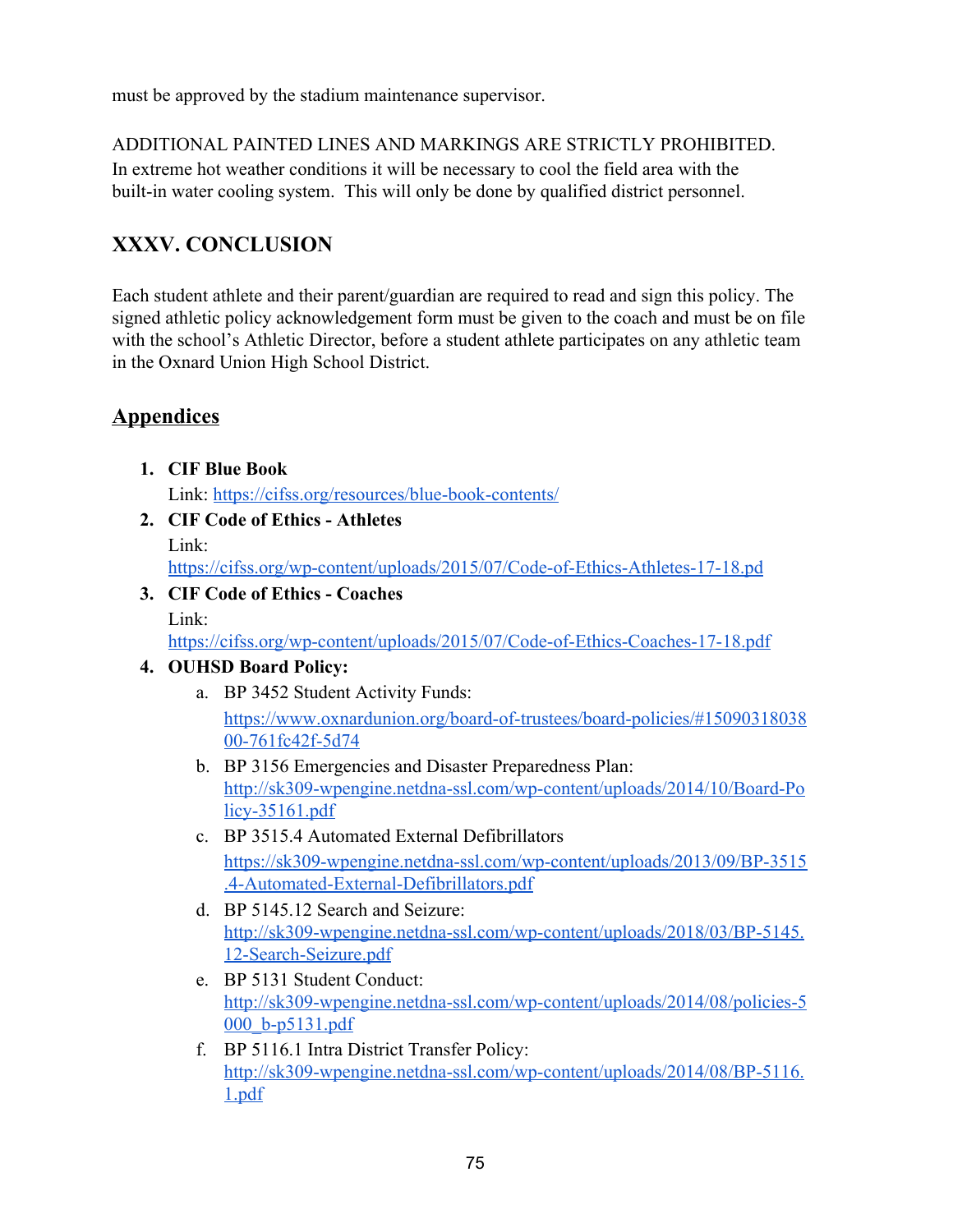must be approved by the stadium maintenance supervisor.

ADDITIONAL PAINTED LINES AND MARKINGS ARE STRICTLY PROHIBITED.
In extreme hot weather conditions it will be necessary to cool the field area with the built-in water cooling system. This will only be done by qualified district personnel.

## XXXV. CONCLUSION

Each student athlete and their parent/guardian are required to read and sign this policy. The signed athletic policy acknowledgement form must be given to the coach and must be on file with the school's Athletic Director, before a student athlete participates on any athletic team in the Oxnard Union High School District.

## Appendices

1. **CIF Blue Book**
   Link: https://cifss.org/resources/blue-book-contents/
2. **CIF Code of Ethics - Athletes**
   Link:
   https://cifss.org/wp-content/uploads/2015/07/Code-of-Ethics-Athletes-17-18.pd
3. **CIF Code of Ethics - Coaches**
   Link:
   https://cifss.org/wp-content/uploads/2015/07/Code-of-Ethics-Coaches-17-18.pdf
4. **OUHSD Board Policy:**
   a. BP 3452 Student Activity Funds:
   https://www.oxnardunion.org/board-of-trustees/board-policies/#1509031803800-761fc42f-5d74
   b. BP 3156 Emergencies and Disaster Preparedness Plan:
   http://sk309-wpengine.netdna-ssl.com/wp-content/uploads/2014/10/Board-Policy-35161.pdf
   c. BP 3515.4 Automated External Defibrillators
   https://sk309-wpengine.netdna-ssl.com/wp-content/uploads/2013/09/BP-3515.4-Automated-External-Defibrillators.pdf
   d. BP 5145.12 Search and Seizure:
   http://sk309-wpengine.netdna-ssl.com/wp-content/uploads/2018/03/BP-5145.12-Search-Seizure.pdf
   e. BP 5131 Student Conduct:
   http://sk309-wpengine.netdna-ssl.com/wp-content/uploads/2014/08/policies-5000_b-p5131.pdf
   f. BP 5116.1 Intra District Transfer Policy:
   http://sk309-wpengine.netdna-ssl.com/wp-content/uploads/2014/08/BP-5116.1.pdf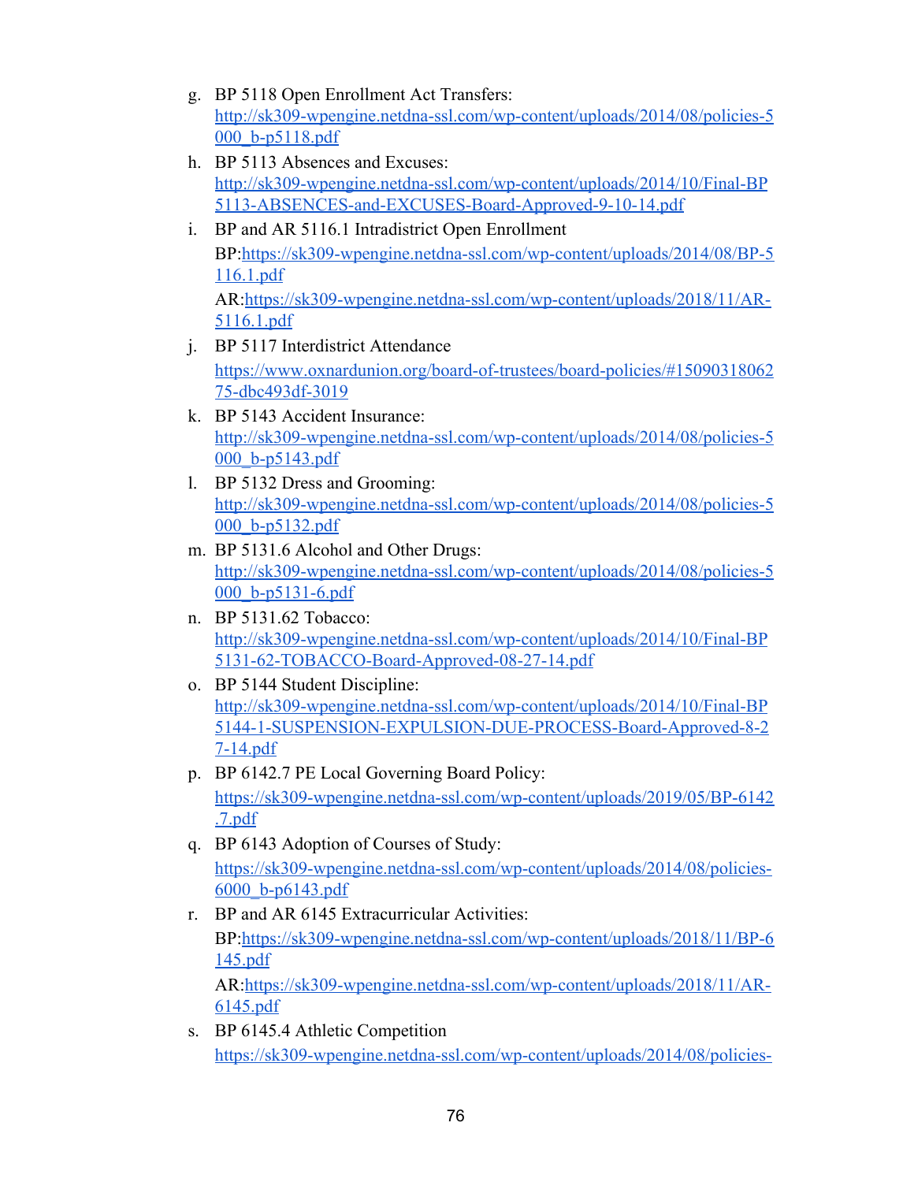g. BP 5118 Open Enrollment Act Transfers:
   http://sk309-wpengine.netdna-ssl.com/wp-content/uploads/2014/08/policies-5000_b-p5118.pdf
h. BP 5113 Absences and Excuses:
   http://sk309-wpengine.netdna-ssl.com/wp-content/uploads/2014/10/Final-BP5113-ABSENCES-and-EXCUSES-Board-Approved-9-10-14.pdf
i. BP and AR 5116.1 Intradistrict Open Enrollment
   BP:https://sk309-wpengine.netdna-ssl.com/wp-content/uploads/2014/08/BP-5116.1.pdf
   AR:https://sk309-wpengine.netdna-ssl.com/wp-content/uploads/2018/11/AR-5116.1.pdf
j. BP 5117 Interdistrict Attendance
   https://www.oxnardunion.org/board-of-trustees/board-policies/#1509031806275-dbc493df-3019
k. BP 5143 Accident Insurance:
   http://sk309-wpengine.netdna-ssl.com/wp-content/uploads/2014/08/policies-5000_b-p5143.pdf
l. BP 5132 Dress and Grooming:
   http://sk309-wpengine.netdna-ssl.com/wp-content/uploads/2014/08/policies-5000_b-p5132.pdf
m. BP 5131.6 Alcohol and Other Drugs:
   http://sk309-wpengine.netdna-ssl.com/wp-content/uploads/2014/08/policies-5000_b-p5131-6.pdf
n. BP 5131.62 Tobacco:
   http://sk309-wpengine.netdna-ssl.com/wp-content/uploads/2014/10/Final-BP5131-62-TOBACCO-Board-Approved-08-27-14.pdf
o. BP 5144 Student Discipline:
   http://sk309-wpengine.netdna-ssl.com/wp-content/uploads/2014/10/Final-BP5144-1-SUSPENSION-EXPULSION-DUE-PROCESS-Board-Approved-8-27-14.pdf
p. BP 6142.7 PE Local Governing Board Policy:
   https://sk309-wpengine.netdna-ssl.com/wp-content/uploads/2019/05/BP-6142.7.pdf
q. BP 6143 Adoption of Courses of Study:
   https://sk309-wpengine.netdna-ssl.com/wp-content/uploads/2014/08/policies-6000_b-p6143.pdf
r. BP and AR 6145 Extracurricular Activities:
   BP:https://sk309-wpengine.netdna-ssl.com/wp-content/uploads/2018/11/BP-6145.pdf
   AR:https://sk309-wpengine.netdna-ssl.com/wp-content/uploads/2018/11/AR-6145.pdf
s. BP 6145.4 Athletic Competition
   https://sk309-wpengine.netdna-ssl.com/wp-content/uploads/2014/08/policies-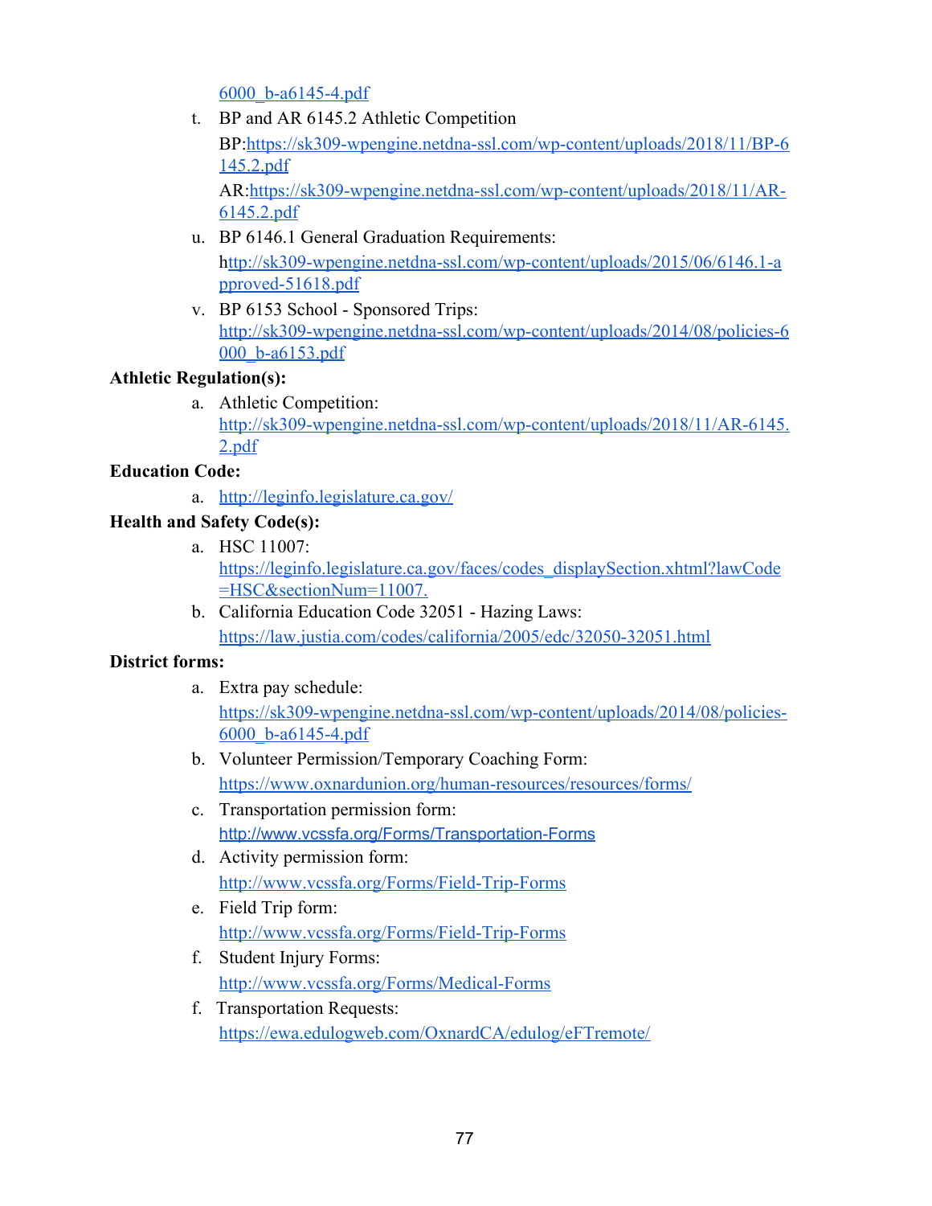6000_b-a6145-4.pdf

t. BP and AR 6145.2 Athletic Competition
   BP:https://sk309-wpengine.netdna-ssl.com/wp-content/uploads/2018/11/BP-6145.2.pdf
   AR:https://sk309-wpengine.netdna-ssl.com/wp-content/uploads/2018/11/AR-6145.2.pdf
u. BP 6146.1 General Graduation Requirements:
   http://sk309-wpengine.netdna-ssl.com/wp-content/uploads/2015/06/6146.1-approved-51618.pdf
v. BP 6153 School - Sponsored Trips:
   http://sk309-wpengine.netdna-ssl.com/wp-content/uploads/2014/08/policies-6000_b-a6153.pdf

**Athletic Regulation(s):**

a. Athletic Competition:
   http://sk309-wpengine.netdna-ssl.com/wp-content/uploads/2018/11/AR-6145.2.pdf

**Education Code:**

a. http://leginfo.legislature.ca.gov/

**Health and Safety Code(s):**

a. HSC 11007:
   https://leginfo.legislature.ca.gov/faces/codes_displaySection.xhtml?lawCode=HSC&sectionNum=11007.
b. California Education Code 32051 - Hazing Laws:
   https://law.justia.com/codes/california/2005/edc/32050-32051.html

**District forms:**

a. Extra pay schedule:
   https://sk309-wpengine.netdna-ssl.com/wp-content/uploads/2014/08/policies-6000_b-a6145-4.pdf
b. Volunteer Permission/Temporary Coaching Form:
   https://www.oxnardunion.org/human-resources/resources/forms/
c. Transportation permission form:
   http://www.vcssfa.org/Forms/Transportation-Forms
d. Activity permission form:
   http://www.vcssfa.org/Forms/Field-Trip-Forms
e. Field Trip form:
   http://www.vcssfa.org/Forms/Field-Trip-Forms
f. Student Injury Forms:
   http://www.vcssfa.org/Forms/Medical-Forms
f. Transportation Requests:
   https://ewa.edulogweb.com/OxnardCA/edulog/eFTremote/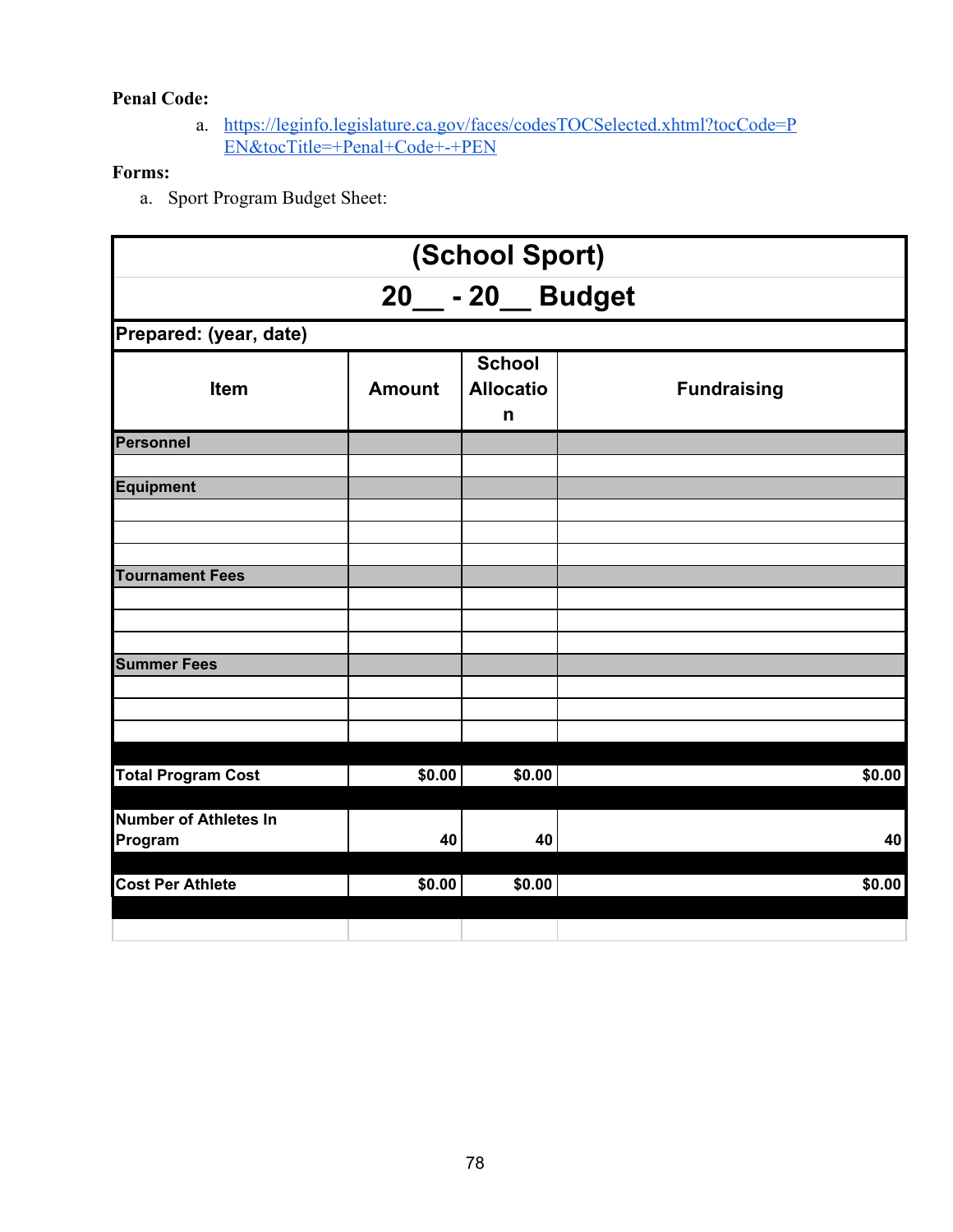**Penal Code:**

a. https://leginfo.legislature.ca.gov/faces/codesTOCSelected.xhtml?tocCode=PEN&tocTitle=+Penal+Code+-+PEN

**Forms:**

a. Sport Program Budget Sheet:

| | | | |
|---|---|---|---|
| **(School Sport)** | | | |
| **20__ - 20__ Budget** | | | |
| **Prepared: (year, date)** | | | |
| **Item** | **Amount** | **School Allocation** | **Fundraising** |
| **Personnel** | | | |
| | | | |
| **Equipment** | | | |
| | | | |
| | | | |
| | | | |
| **Tournament Fees** | | | |
| | | | |
| | | | |
| | | | |
| **Summer Fees** | | | |
| | | | |
| | | | |
| | | | |
| | | | |
| **Total Program Cost** | **$0.00** | **$0.00** | **$0.00** |
| | | | |
| **Number of Athletes In Program** | **40** | **40** | **40** |
| | | | |
| **Cost Per Athlete** | **$0.00** | **$0.00** | **$0.00** |
| | | | |
| | | | |